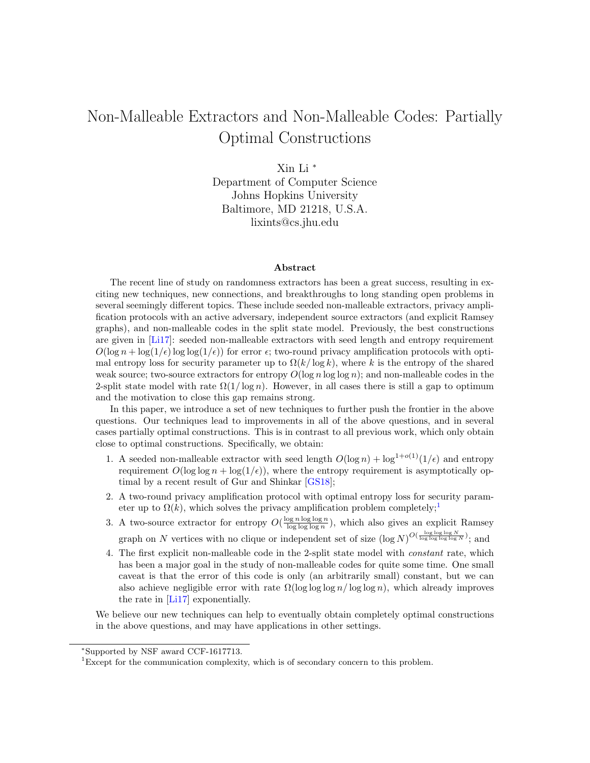# Non-Malleable Extractors and Non-Malleable Codes: Partially Optimal Constructions

Xin Li [*]

Department of Computer Science
Johns Hopkins University
Baltimore, MD 21218, U.S.A.
lixints@cs.jhu.edu

### Abstract

The recent line of study on randomness extractors has been a great success, resulting in exciting new techniques, new connections, and breakthroughs to long standing open problems in several seemingly different topics. These include seeded non-malleable extractors, privacy amplification protocols with an active adversary, independent source extractors (and explicit Ramsey graphs), and non-malleable codes in the split state model. Previously, the best constructions are given in [Li17]: seeded non-malleable extractors with seed length and entropy requirement $O(\log n + \log(1/\epsilon) \log\log(1/\epsilon))$ for error $\epsilon$; two-round privacy amplification protocols with optimal entropy loss for security parameter up to $\Omega(k/\log k)$, where $k$ is the entropy of the shared weak source; two-source extractors for entropy $O(\log n \log\log n)$; and non-malleable codes in the 2-split state model with rate $\Omega(1/\log n)$. However, in all cases there is still a gap to optimum and the motivation to close this gap remains strong.

In this paper, we introduce a set of new techniques to further push the frontier in the above questions. Our techniques lead to improvements in all of the above questions, and in several cases partially optimal constructions. This is in contrast to all previous work, which only obtain close to optimal constructions. Specifically, we obtain:

1. A seeded non-malleable extractor with seed length $O(\log n) + \log^{1+o(1)}(1/\epsilon)$ and entropy requirement $O(\log\log n + \log(1/\epsilon))$, where the entropy requirement is asymptotically optimal by a recent result of Gur and Shinkar [GS18];
2. A two-round privacy amplification protocol with optimal entropy loss for security parameter up to $\Omega(k)$, which solves the privacy amplification problem completely;[1]
3. A two-source extractor for entropy $O(\frac{\log n \log\log n}{\log\log\log n})$, which also gives an explicit Ramsey graph on $N$ vertices with no clique or independent set of size $(\log N)^{O(\frac{\log\log\log N}{\log\log\log\log N})}$; and
4. The first explicit non-malleable code in the 2-split state model with *constant* rate, which has been a major goal in the study of non-malleable codes for quite some time. One small caveat is that the error of this code is only (an arbitrarily small) constant, but we can also achieve negligible error with rate $\Omega(\log\log\log n/\log\log n)$, which already improves the rate in [Li17] exponentially.

We believe our new techniques can help to eventually obtain completely optimal constructions in the above questions, and may have applications in other settings.

---

[*] Supported by NSF award CCF-1617713.

[1] Except for the communication complexity, which is of secondary concern to this problem.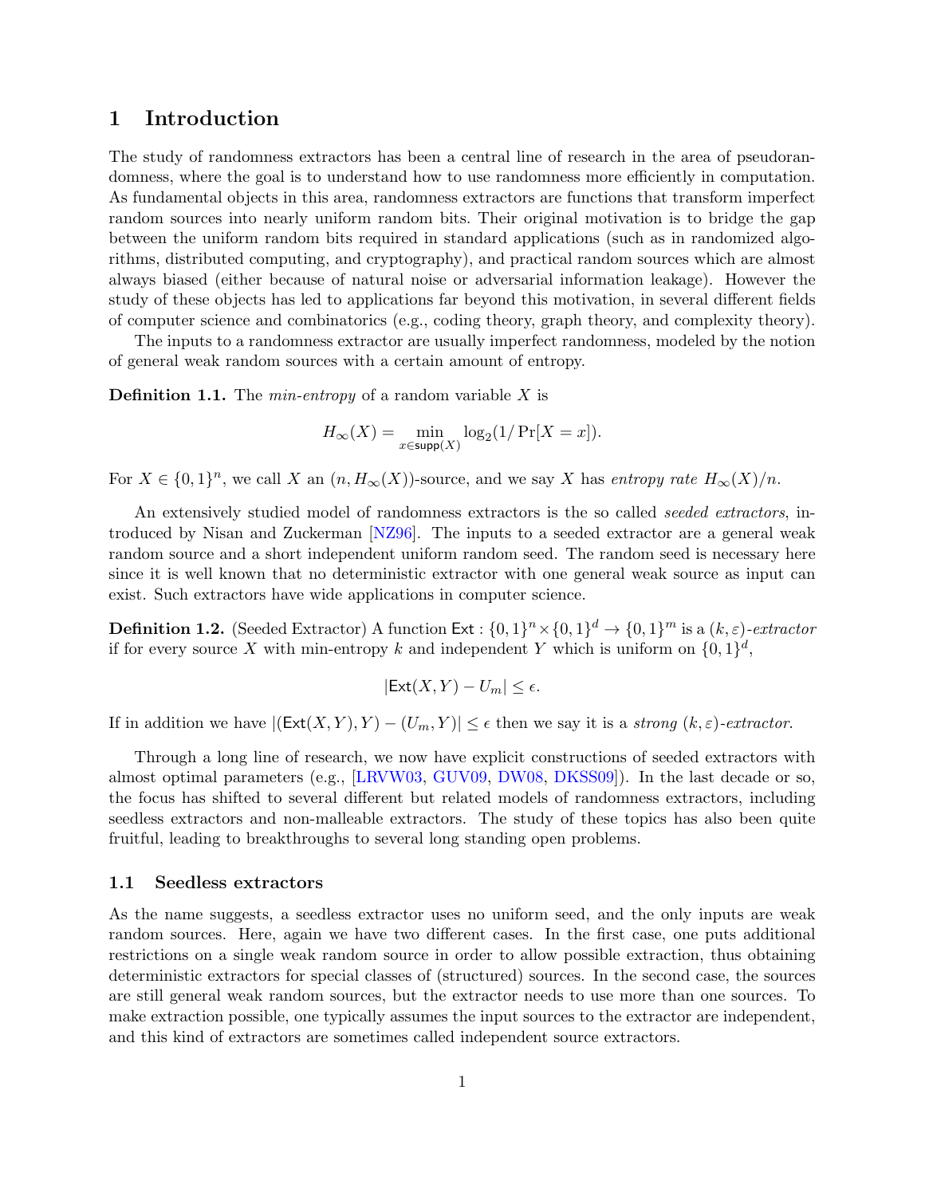# 1 Introduction

The study of randomness extractors has been a central line of research in the area of pseudorandomness, where the goal is to understand how to use randomness more efficiently in computation. As fundamental objects in this area, randomness extractors are functions that transform imperfect random sources into nearly uniform random bits. Their original motivation is to bridge the gap between the uniform random bits required in standard applications (such as in randomized algorithms, distributed computing, and cryptography), and practical random sources which are almost always biased (either because of natural noise or adversarial information leakage). However the study of these objects has led to applications far beyond this motivation, in several different fields of computer science and combinatorics (e.g., coding theory, graph theory, and complexity theory).

The inputs to a randomness extractor are usually imperfect randomness, modeled by the notion of general weak random sources with a certain amount of entropy.

**Definition 1.1.** The *min-entropy* of a random variable $X$ is

$$H_\infty(X) = \min_{x \in \mathsf{supp}(X)} \log_2(1/\Pr[X = x]).$$

For $X \in \{0,1\}^n$, we call $X$ an $(n, H_\infty(X))$-source, and we say $X$ has *entropy rate* $H_\infty(X)/n$.

An extensively studied model of randomness extractors is the so called *seeded extractors*, introduced by Nisan and Zuckerman [NZ96]. The inputs to a seeded extractor are a general weak random source and a short independent uniform random seed. The random seed is necessary here since it is well known that no deterministic extractor with one general weak source as input can exist. Such extractors have wide applications in computer science.

**Definition 1.2.** (Seeded Extractor) A function $\mathsf{Ext} : \{0,1\}^n \times \{0,1\}^d \to \{0,1\}^m$ is a $(k, \varepsilon)$-*extractor* if for every source $X$ with min-entropy $k$ and independent $Y$ which is uniform on $\{0,1\}^d$,

$$|\mathsf{Ext}(X, Y) - U_m| \leq \epsilon.$$

If in addition we have $|(\mathsf{Ext}(X,Y), Y) - (U_m, Y)| \leq \epsilon$ then we say it is a *strong* $(k, \varepsilon)$-*extractor*.

Through a long line of research, we now have explicit constructions of seeded extractors with almost optimal parameters (e.g., [LRVW03, GUV09, DW08, DKSS09]). In the last decade or so, the focus has shifted to several different but related models of randomness extractors, including seedless extractors and non-malleable extractors. The study of these topics has also been quite fruitful, leading to breakthroughs to several long standing open problems.

## 1.1 Seedless extractors

As the name suggests, a seedless extractor uses no uniform seed, and the only inputs are weak random sources. Here, again we have two different cases. In the first case, one puts additional restrictions on a single weak random source in order to allow possible extraction, thus obtaining deterministic extractors for special classes of (structured) sources. In the second case, the sources are still general weak random sources, but the extractor needs to use more than one sources. To make extraction possible, one typically assumes the input sources to the extractor are independent, and this kind of extractors are sometimes called independent source extractors.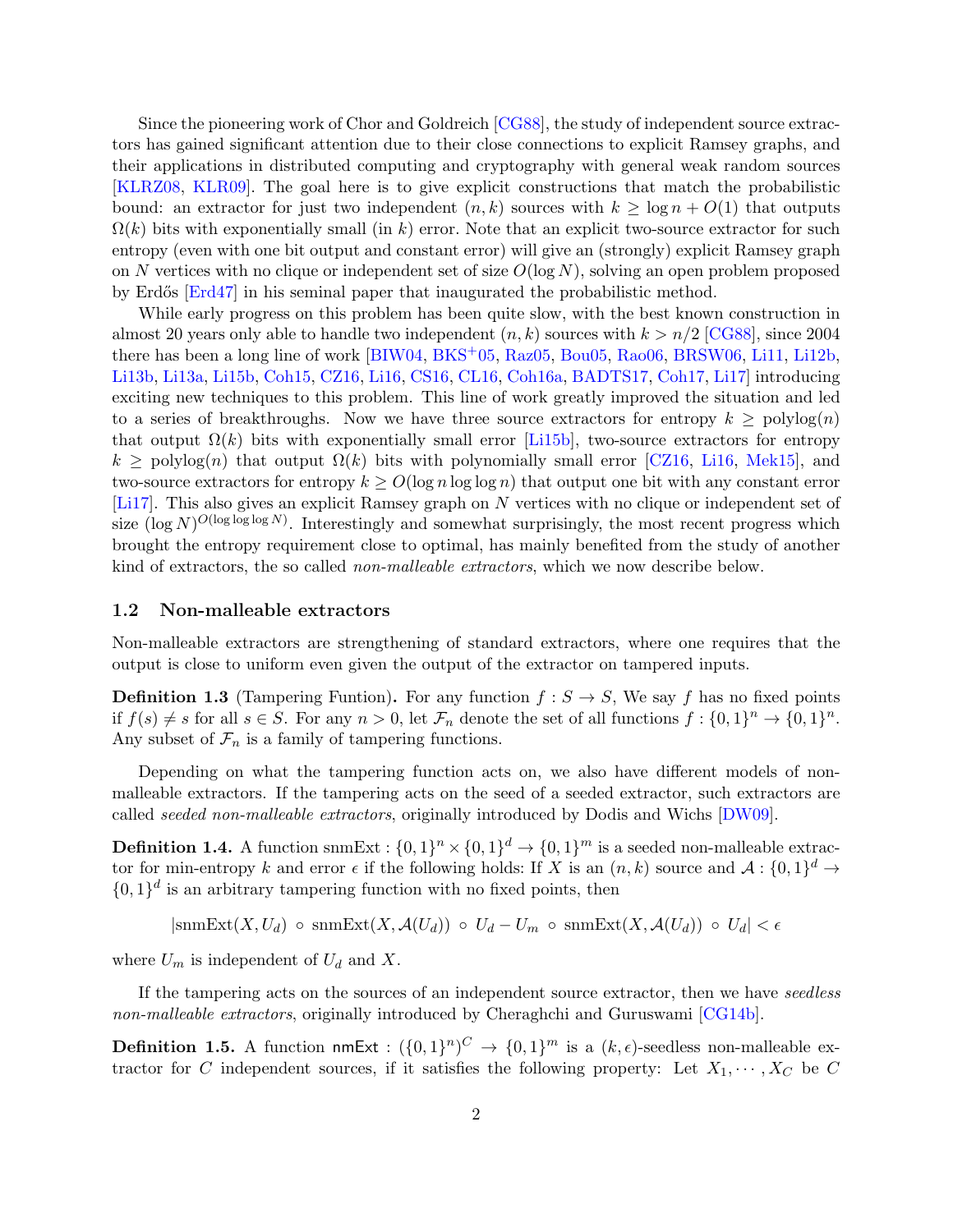Since the pioneering work of Chor and Goldreich [CG88], the study of independent source extractors has gained significant attention due to their close connections to explicit Ramsey graphs, and their applications in distributed computing and cryptography with general weak random sources [KLRZ08, KLR09]. The goal here is to give explicit constructions that match the probabilistic bound: an extractor for just two independent $(n, k)$ sources with $k \geq \log n + O(1)$ that outputs $\Omega(k)$ bits with exponentially small (in $k$) error. Note that an explicit two-source extractor for such entropy (even with one bit output and constant error) will give an (strongly) explicit Ramsey graph on $N$ vertices with no clique or independent set of size $O(\log N)$, solving an open problem proposed by Erdős [Erd47] in his seminal paper that inaugurated the probabilistic method.

While early progress on this problem has been quite slow, with the best known construction in almost 20 years only able to handle two independent $(n, k)$ sources with $k > n/2$ [CG88], since 2004 there has been a long line of work [BIW04, BKS+05, Raz05, Bou05, Rao06, BRSW06, Li11, Li12b, Li13b, Li13a, Li15b, Coh15, CZ16, Li16, CS16, CL16, Coh16a, BADTS17, Coh17, Li17] introducing exciting new techniques to this problem. This line of work greatly improved the situation and led to a series of breakthroughs. Now we have three source extractors for entropy $k \geq \mathrm{polylog}(n)$ that output $\Omega(k)$ bits with exponentially small error [Li15b], two-source extractors for entropy $k \geq \mathrm{polylog}(n)$ that output $\Omega(k)$ bits with polynomially small error [CZ16, Li16, Mek15], and two-source extractors for entropy $k \geq O(\log n \log \log n)$ that output one bit with any constant error [Li17]. This also gives an explicit Ramsey graph on $N$ vertices with no clique or independent set of size $(\log N)^{O(\log \log \log N)}$. Interestingly and somewhat surprisingly, the most recent progress which brought the entropy requirement close to optimal, has mainly benefited from the study of another kind of extractors, the so called *non-malleable extractors*, which we now describe below.

## 1.2 Non-malleable extractors

Non-malleable extractors are strengthening of standard extractors, where one requires that the output is close to uniform even given the output of the extractor on tampered inputs.

**Definition 1.3** (Tampering Funtion)**.** For any function $f : S \to S$, We say $f$ has no fixed points if $f(s) \neq s$ for all $s \in S$. For any $n > 0$, let $\mathcal{F}_n$ denote the set of all functions $f : \{0,1\}^n \to \{0,1\}^n$. Any subset of $\mathcal{F}_n$ is a family of tampering functions.

Depending on what the tampering function acts on, we also have different models of non-malleable extractors. If the tampering acts on the seed of a seeded extractor, such extractors are called *seeded non-malleable extractors*, originally introduced by Dodis and Wichs [DW09].

**Definition 1.4.** A function $\mathrm{snmExt} : \{0,1\}^n \times \{0,1\}^d \to \{0,1\}^m$ is a seeded non-malleable extractor for min-entropy $k$ and error $\epsilon$ if the following holds: If $X$ is an $(n, k)$ source and $\mathcal{A} : \{0,1\}^d \to \{0,1\}^d$ is an arbitrary tampering function with no fixed points, then

$$|\mathrm{snmExt}(X, U_d) \circ \mathrm{snmExt}(X, \mathcal{A}(U_d)) \circ U_d - U_m \circ \mathrm{snmExt}(X, \mathcal{A}(U_d)) \circ U_d| < \epsilon$$

where $U_m$ is independent of $U_d$ and $X$.

If the tampering acts on the sources of an independent source extractor, then we have *seedless non-malleable extractors*, originally introduced by Cheraghchi and Guruswami [CG14b].

**Definition 1.5.** A function $\mathsf{nmExt} : (\{0,1\}^n)^C \to \{0,1\}^m$ is a $(k, \epsilon)$-seedless non-malleable extractor for $C$ independent sources, if it satisfies the following property: Let $X_1, \cdots, X_C$ be $C$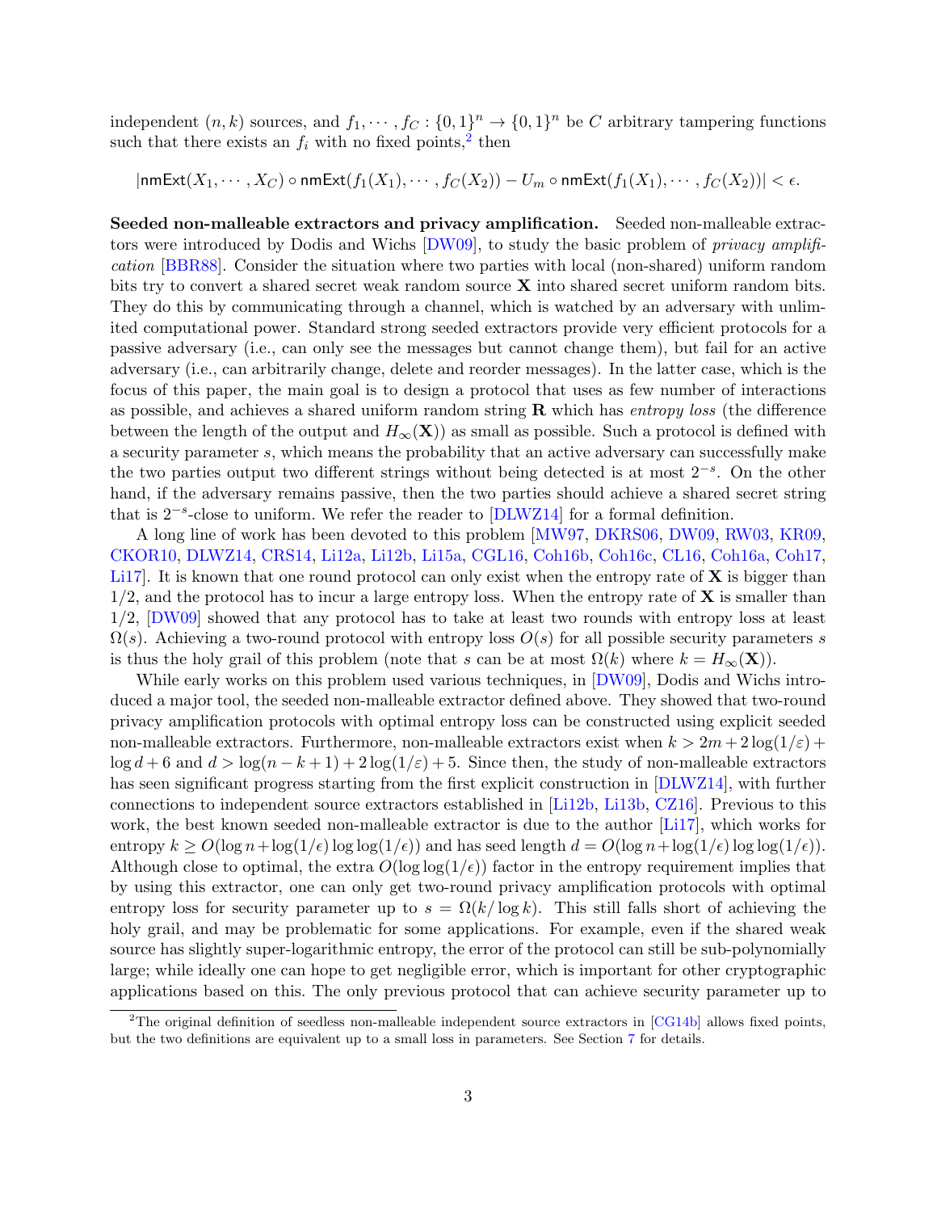independent $(n,k)$ sources, and $f_1, \cdots, f_C : \{0,1\}^n \to \{0,1\}^n$ be $C$ arbitrary tampering functions such that there exists an $f_i$ with no fixed points,[2] then

$$|\mathsf{nmExt}(X_1, \cdots, X_C) \circ \mathsf{nmExt}(f_1(X_1), \cdots, f_C(X_2)) - U_m \circ \mathsf{nmExt}(f_1(X_1), \cdots, f_C(X_2))| < \epsilon.$$

**Seeded non-malleable extractors and privacy amplification.** Seeded non-malleable extractors were introduced by Dodis and Wichs [DW09], to study the basic problem of *privacy amplification* [BBR88]. Consider the situation where two parties with local (non-shared) uniform random bits try to convert a shared secret weak random source $\mathbf{X}$ into shared secret uniform random bits. They do this by communicating through a channel, which is watched by an adversary with unlimited computational power. Standard strong seeded extractors provide very efficient protocols for a passive adversary (i.e., can only see the messages but cannot change them), but fail for an active adversary (i.e., can arbitrarily change, delete and reorder messages). In the latter case, which is the focus of this paper, the main goal is to design a protocol that uses as few number of interactions as possible, and achieves a shared uniform random string $\mathbf{R}$ which has *entropy loss* (the difference between the length of the output and $H_\infty(\mathbf{X})$) as small as possible. Such a protocol is defined with a security parameter $s$, which means the probability that an active adversary can successfully make the two parties output two different strings without being detected is at most $2^{-s}$. On the other hand, if the adversary remains passive, then the two parties should achieve a shared secret string that is $2^{-s}$-close to uniform. We refer the reader to [DLWZ14] for a formal definition.

A long line of work has been devoted to this problem [MW97, DKRS06, DW09, RW03, KR09, CKOR10, DLWZ14, CRS14, Li12a, Li12b, Li15a, CGL16, Coh16b, Coh16c, CL16, Coh16a, Coh17, Li17]. It is known that one round protocol can only exist when the entropy rate of $\mathbf{X}$ is bigger than $1/2$, and the protocol has to incur a large entropy loss. When the entropy rate of $\mathbf{X}$ is smaller than $1/2$, [DW09] showed that any protocol has to take at least two rounds with entropy loss at least $\Omega(s)$. Achieving a two-round protocol with entropy loss $O(s)$ for all possible security parameters $s$ is thus the holy grail of this problem (note that $s$ can be at most $\Omega(k)$ where $k = H_\infty(\mathbf{X})$).

While early works on this problem used various techniques, in [DW09], Dodis and Wichs introduced a major tool, the seeded non-malleable extractor defined above. They showed that two-round privacy amplification protocols with optimal entropy loss can be constructed using explicit seeded non-malleable extractors. Furthermore, non-malleable extractors exist when $k > 2m + 2\log(1/\varepsilon) + \log d + 6$ and $d > \log(n-k+1) + 2\log(1/\varepsilon) + 5$. Since then, the study of non-malleable extractors has seen significant progress starting from the first explicit construction in [DLWZ14], with further connections to independent source extractors established in [Li12b, Li13b, CZ16]. Previous to this work, the best known seeded non-malleable extractor is due to the author [Li17], which works for entropy $k \geq O(\log n + \log(1/\epsilon)\log\log(1/\epsilon))$ and has seed length $d = O(\log n + \log(1/\epsilon)\log\log(1/\epsilon))$. Although close to optimal, the extra $O(\log\log(1/\epsilon))$ factor in the entropy requirement implies that by using this extractor, one can only get two-round privacy amplification protocols with optimal entropy loss for security parameter up to $s = \Omega(k/\log k)$. This still falls short of achieving the holy grail, and may be problematic for some applications. For example, even if the shared weak source has slightly super-logarithmic entropy, the error of the protocol can still be sub-polynomially large; while ideally one can hope to get negligible error, which is important for other cryptographic applications based on this. The only previous protocol that can achieve security parameter up to

[2] The original definition of seedless non-malleable independent source extractors in [CG14b] allows fixed points, but the two definitions are equivalent up to a small loss in parameters. See Section 7 for details.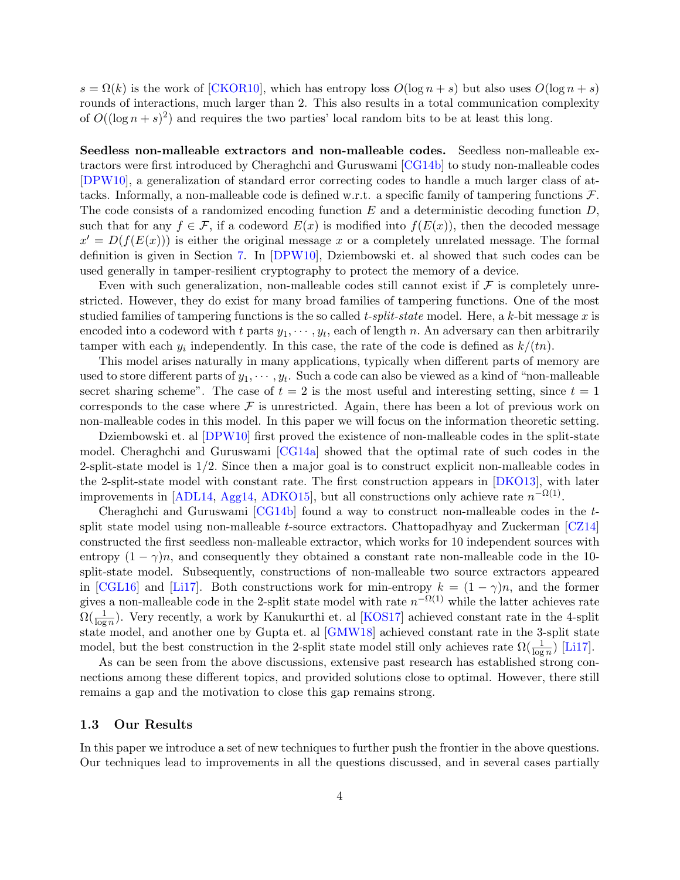$s = \Omega(k)$ is the work of [CKOR10], which has entropy loss $O(\log n + s)$ but also uses $O(\log n + s)$ rounds of interactions, much larger than 2. This also results in a total communication complexity of $O((\log n + s)^2)$ and requires the two parties' local random bits to be at least this long.

**Seedless non-malleable extractors and non-malleable codes.** Seedless non-malleable extractors were first introduced by Cheraghchi and Guruswami [CG14b] to study non-malleable codes [DPW10], a generalization of standard error correcting codes to handle a much larger class of attacks. Informally, a non-malleable code is defined w.r.t. a specific family of tampering functions $\mathcal{F}$. The code consists of a randomized encoding function $E$ and a deterministic decoding function $D$, such that for any $f \in \mathcal{F}$, if a codeword $E(x)$ is modified into $f(E(x))$, then the decoded message $x' = D(f(E(x)))$ is either the original message $x$ or a completely unrelated message. The formal definition is given in Section 7. In [DPW10], Dziembowski et. al showed that such codes can be used generally in tamper-resilient cryptography to protect the memory of a device.

Even with such generalization, non-malleable codes still cannot exist if $\mathcal{F}$ is completely unrestricted. However, they do exist for many broad families of tampering functions. One of the most studied families of tampering functions is the so called *t-split-state* model. Here, a $k$-bit message $x$ is encoded into a codeword with $t$ parts $y_1, \cdots, y_t$, each of length $n$. An adversary can then arbitrarily tamper with each $y_i$ independently. In this case, the rate of the code is defined as $k/(tn)$.

This model arises naturally in many applications, typically when different parts of memory are used to store different parts of $y_1, \cdots, y_t$. Such a code can also be viewed as a kind of "non-malleable secret sharing scheme". The case of $t = 2$ is the most useful and interesting setting, since $t = 1$ corresponds to the case where $\mathcal{F}$ is unrestricted. Again, there has been a lot of previous work on non-malleable codes in this model. In this paper we will focus on the information theoretic setting.

Dziembowski et. al [DPW10] first proved the existence of non-malleable codes in the split-state model. Cheraghchi and Guruswami [CG14a] showed that the optimal rate of such codes in the 2-split-state model is $1/2$. Since then a major goal is to construct explicit non-malleable codes in the 2-split-state model with constant rate. The first construction appears in [DKO13], with later improvements in [ADL14, Agg14, ADKO15], but all constructions only achieve rate $n^{-\Omega(1)}$.

Cheraghchi and Guruswami [CG14b] found a way to construct non-malleable codes in the $t$-split state model using non-malleable $t$-source extractors. Chattopadhyay and Zuckerman [CZ14] constructed the first seedless non-malleable extractor, which works for 10 independent sources with entropy $(1 - \gamma)n$, and consequently they obtained a constant rate non-malleable code in the 10-split-state model. Subsequently, constructions of non-malleable two source extractors appeared in [CGL16] and [Li17]. Both constructions work for min-entropy $k = (1 - \gamma)n$, and the former gives a non-malleable code in the 2-split state model with rate $n^{-\Omega(1)}$ while the latter achieves rate $\Omega(\frac{1}{\log n})$. Very recently, a work by Kanukurthi et. al [KOS17] achieved constant rate in the 4-split state model, and another one by Gupta et. al [GMW18] achieved constant rate in the 3-split state model, but the best construction in the 2-split state model still only achieves rate $\Omega(\frac{1}{\log n})$ [Li17].

As can be seen from the above discussions, extensive past research has established strong connections among these different topics, and provided solutions close to optimal. However, there still remains a gap and the motivation to close this gap remains strong.

### 1.3 Our Results

In this paper we introduce a set of new techniques to further push the frontier in the above questions. Our techniques lead to improvements in all the questions discussed, and in several cases partially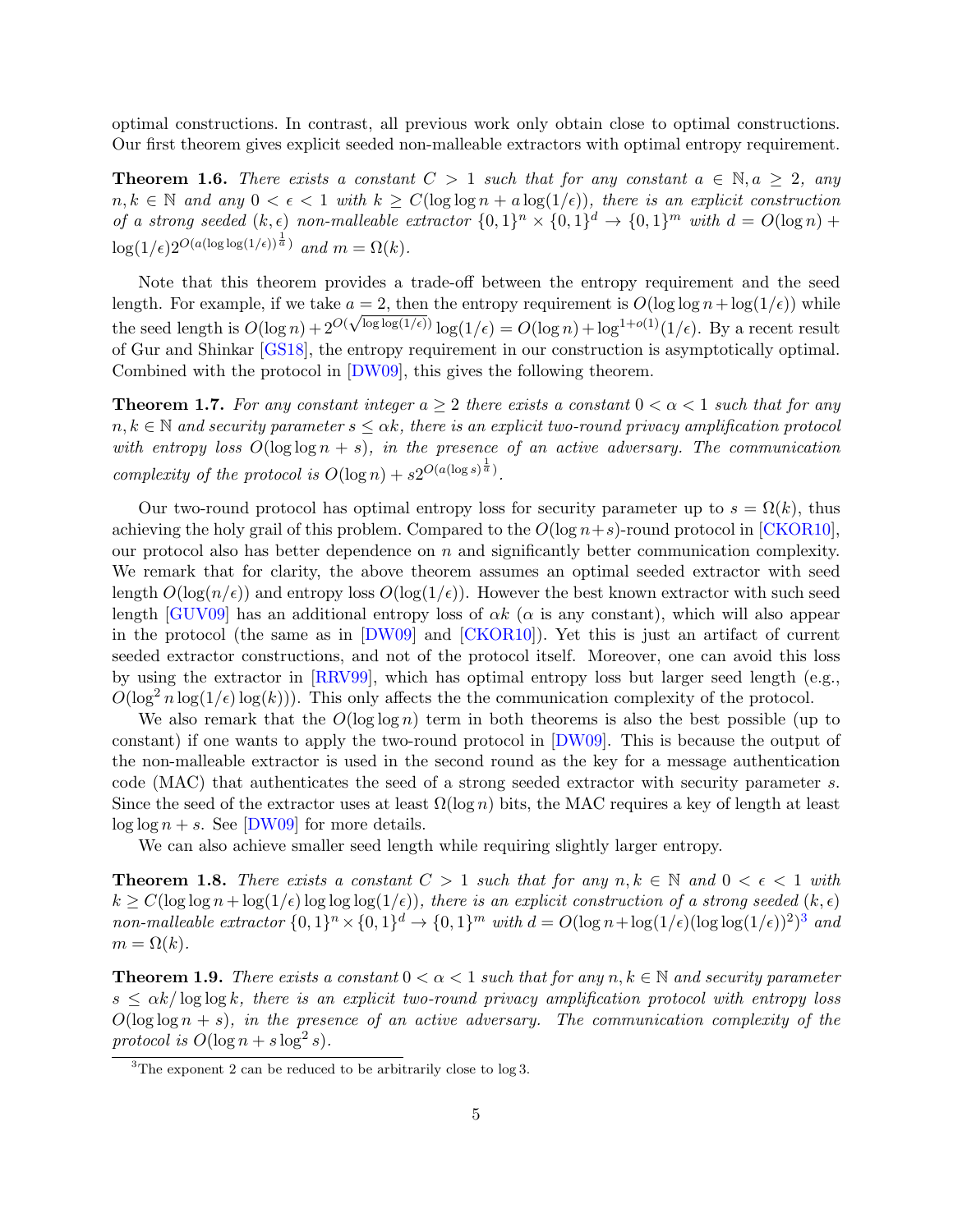optimal constructions. In contrast, all previous work only obtain close to optimal constructions. Our first theorem gives explicit seeded non-malleable extractors with optimal entropy requirement.

**Theorem 1.6.** *There exists a constant $C > 1$ such that for any constant $a \in \mathbb{N}, a \geq 2$, any $n, k \in \mathbb{N}$ and any $0 < \epsilon < 1$ with $k \geq C(\log\log n + a\log(1/\epsilon))$, there is an explicit construction of a strong seeded $(k, \epsilon)$ non-malleable extractor $\{0,1\}^n \times \{0,1\}^d \to \{0,1\}^m$ with $d = O(\log n) + \log(1/\epsilon)2^{O(a(\log\log(1/\epsilon))^{\frac{1}{a}})}$ and $m = \Omega(k)$.*

Note that this theorem provides a trade-off between the entropy requirement and the seed length. For example, if we take $a = 2$, then the entropy requirement is $O(\log\log n + \log(1/\epsilon))$ while the seed length is $O(\log n) + 2^{O(\sqrt{\log\log(1/\epsilon)})}\log(1/\epsilon) = O(\log n) + \log^{1+o(1)}(1/\epsilon)$. By a recent result of Gur and Shinkar [GS18], the entropy requirement in our construction is asymptotically optimal. Combined with the protocol in [DW09], this gives the following theorem.

**Theorem 1.7.** *For any constant integer $a \geq 2$ there exists a constant $0 < \alpha < 1$ such that for any $n, k \in \mathbb{N}$ and security parameter $s \leq \alpha k$, there is an explicit two-round privacy amplification protocol with entropy loss $O(\log\log n + s)$, in the presence of an active adversary. The communication complexity of the protocol is $O(\log n) + s2^{O(a(\log s)^{\frac{1}{a}})}$.*

Our two-round protocol has optimal entropy loss for security parameter up to $s = \Omega(k)$, thus achieving the holy grail of this problem. Compared to the $O(\log n + s)$-round protocol in [CKOR10], our protocol also has better dependence on $n$ and significantly better communication complexity. We remark that for clarity, the above theorem assumes an optimal seeded extractor with seed length $O(\log(n/\epsilon))$ and entropy loss $O(\log(1/\epsilon))$. However the best known extractor with such seed length [GUV09] has an additional entropy loss of $\alpha k$ ($\alpha$ is any constant), which will also appear in the protocol (the same as in [DW09] and [CKOR10]). Yet this is just an artifact of current seeded extractor constructions, and not of the protocol itself. Moreover, one can avoid this loss by using the extractor in [RRV99], which has optimal entropy loss but larger seed length (e.g., $O(\log^2 n \log(1/\epsilon)\log(k))$). This only affects the the communication complexity of the protocol.

We also remark that the $O(\log\log n)$ term in both theorems is also the best possible (up to constant) if one wants to apply the two-round protocol in [DW09]. This is because the output of the non-malleable extractor is used in the second round as the key for a message authentication code (MAC) that authenticates the seed of a strong seeded extractor with security parameter $s$. Since the seed of the extractor uses at least $\Omega(\log n)$ bits, the MAC requires a key of length at least $\log\log n + s$. See [DW09] for more details.

We can also achieve smaller seed length while requiring slightly larger entropy.

**Theorem 1.8.** *There exists a constant $C > 1$ such that for any $n, k \in \mathbb{N}$ and $0 < \epsilon < 1$ with $k \geq C(\log\log n + \log(1/\epsilon)\log\log\log(1/\epsilon))$, there is an explicit construction of a strong seeded $(k, \epsilon)$ non-malleable extractor $\{0,1\}^n \times \{0,1\}^d \to \{0,1\}^m$ with $d = O(\log n + \log(1/\epsilon)(\log\log(1/\epsilon))^2)$*[3] *and $m = \Omega(k)$.*

**Theorem 1.9.** *There exists a constant $0 < \alpha < 1$ such that for any $n, k \in \mathbb{N}$ and security parameter $s \leq \alpha k/\log\log k$, there is an explicit two-round privacy amplification protocol with entropy loss $O(\log\log n + s)$, in the presence of an active adversary. The communication complexity of the protocol is $O(\log n + s\log^2 s)$.*

[3] The exponent 2 can be reduced to be arbitrarily close to $\log 3$.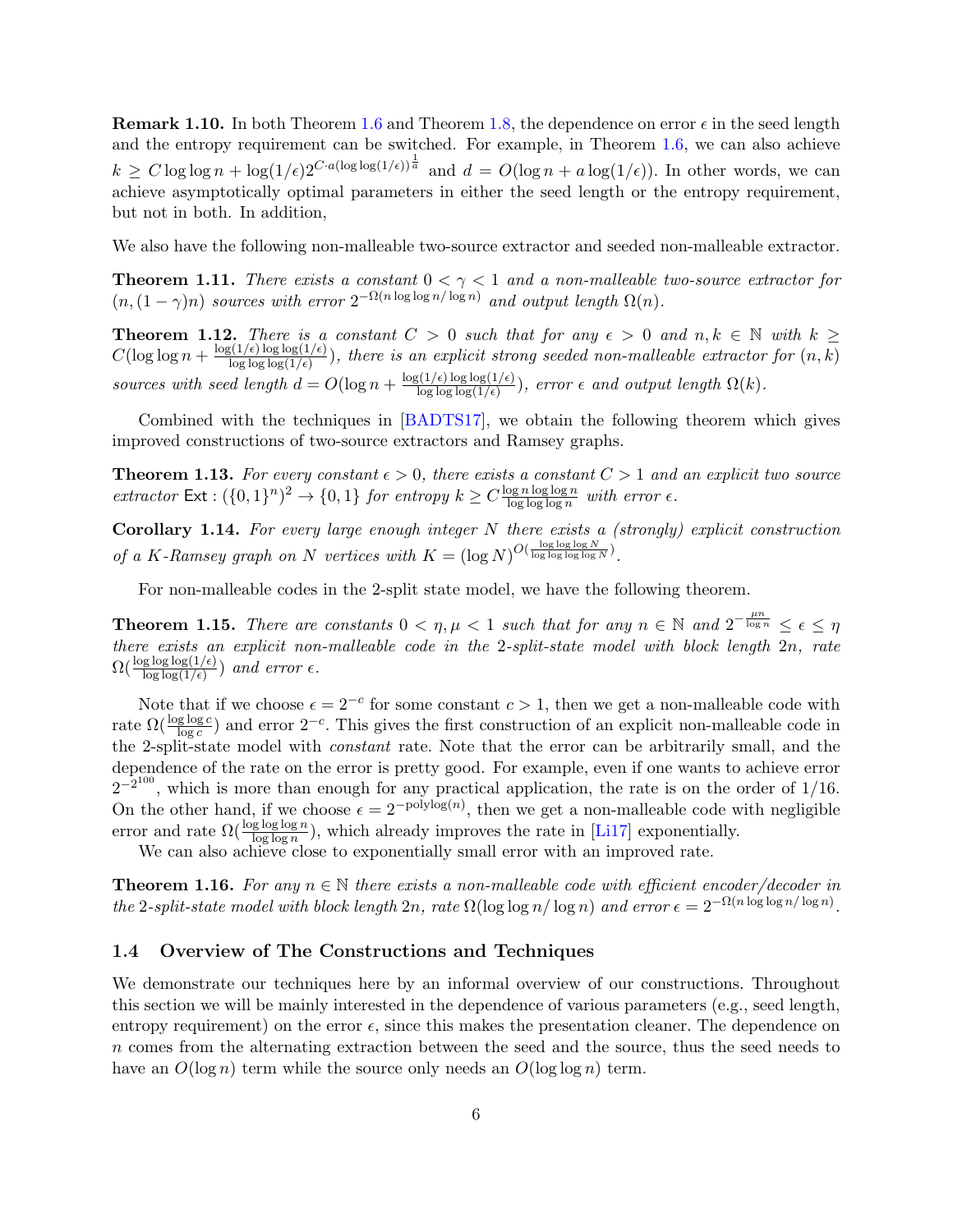**Remark 1.10.** In both Theorem 1.6 and Theorem 1.8, the dependence on error $\epsilon$ in the seed length and the entropy requirement can be switched. For example, in Theorem 1.6, we can also achieve $k \geq C \log\log n + \log(1/\epsilon) 2^{C \cdot a (\log\log(1/\epsilon))^{\frac{1}{a}}}$ and $d = O(\log n + a \log(1/\epsilon))$. In other words, we can achieve asymptotically optimal parameters in either the seed length or the entropy requirement, but not in both. In addition,

We also have the following non-malleable two-source extractor and seeded non-malleable extractor.

**Theorem 1.11.** *There exists a constant $0 < \gamma < 1$ and a non-malleable two-source extractor for $(n, (1-\gamma)n)$ sources with error $2^{-\Omega(n \log\log n / \log n)}$ and output length $\Omega(n)$.*

**Theorem 1.12.** *There is a constant $C > 0$ such that for any $\epsilon > 0$ and $n, k \in \mathbb{N}$ with $k \geq C(\log\log n + \frac{\log(1/\epsilon)\log\log(1/\epsilon)}{\log\log\log(1/\epsilon)})$, there is an explicit strong seeded non-malleable extractor for $(n, k)$ sources with seed length $d = O(\log n + \frac{\log(1/\epsilon)\log\log(1/\epsilon)}{\log\log\log(1/\epsilon)})$, error $\epsilon$ and output length $\Omega(k)$.*

Combined with the techniques in [BADTS17], we obtain the following theorem which gives improved constructions of two-source extractors and Ramsey graphs.

**Theorem 1.13.** *For every constant $\epsilon > 0$, there exists a constant $C > 1$ and an explicit two source extractor $\mathsf{Ext} : (\{0,1\}^n)^2 \to \{0,1\}$ for entropy $k \geq C \frac{\log n \log\log n}{\log\log\log n}$ with error $\epsilon$.*

**Corollary 1.14.** *For every large enough integer $N$ there exists a (strongly) explicit construction of a $K$-Ramsey graph on $N$ vertices with $K = (\log N)^{O(\frac{\log\log\log N}{\log\log\log\log N})}$.*

For non-malleable codes in the 2-split state model, we have the following theorem.

**Theorem 1.15.** *There are constants $0 < \eta, \mu < 1$ such that for any $n \in \mathbb{N}$ and $2^{-\frac{\mu n}{\log n}} \leq \epsilon \leq \eta$ there exists an explicit non-malleable code in the 2-split-state model with block length $2n$, rate $\Omega(\frac{\log\log\log(1/\epsilon)}{\log\log(1/\epsilon)})$ and error $\epsilon$.*

Note that if we choose $\epsilon = 2^{-c}$ for some constant $c > 1$, then we get a non-malleable code with rate $\Omega(\frac{\log\log c}{\log c})$ and error $2^{-c}$. This gives the first construction of an explicit non-malleable code in the 2-split-state model with *constant* rate. Note that the error can be arbitrarily small, and the dependence of the rate on the error is pretty good. For example, even if one wants to achieve error $2^{-2^{100}}$, which is more than enough for any practical application, the rate is on the order of $1/16$. On the other hand, if we choose $\epsilon = 2^{-\mathrm{polylog}(n)}$, then we get a non-malleable code with negligible error and rate $\Omega(\frac{\log\log\log n}{\log\log n})$, which already improves the rate in [Li17] exponentially.

We can also achieve close to exponentially small error with an improved rate.

**Theorem 1.16.** *For any $n \in \mathbb{N}$ there exists a non-malleable code with efficient encoder/decoder in the 2-split-state model with block length $2n$, rate $\Omega(\log\log n / \log n)$ and error $\epsilon = 2^{-\Omega(n \log\log n / \log n)}$.*

### 1.4 Overview of The Constructions and Techniques

We demonstrate our techniques here by an informal overview of our constructions. Throughout this section we will be mainly interested in the dependence of various parameters (e.g., seed length, entropy requirement) on the error $\epsilon$, since this makes the presentation cleaner. The dependence on $n$ comes from the alternating extraction between the seed and the source, thus the seed needs to have an $O(\log n)$ term while the source only needs an $O(\log\log n)$ term.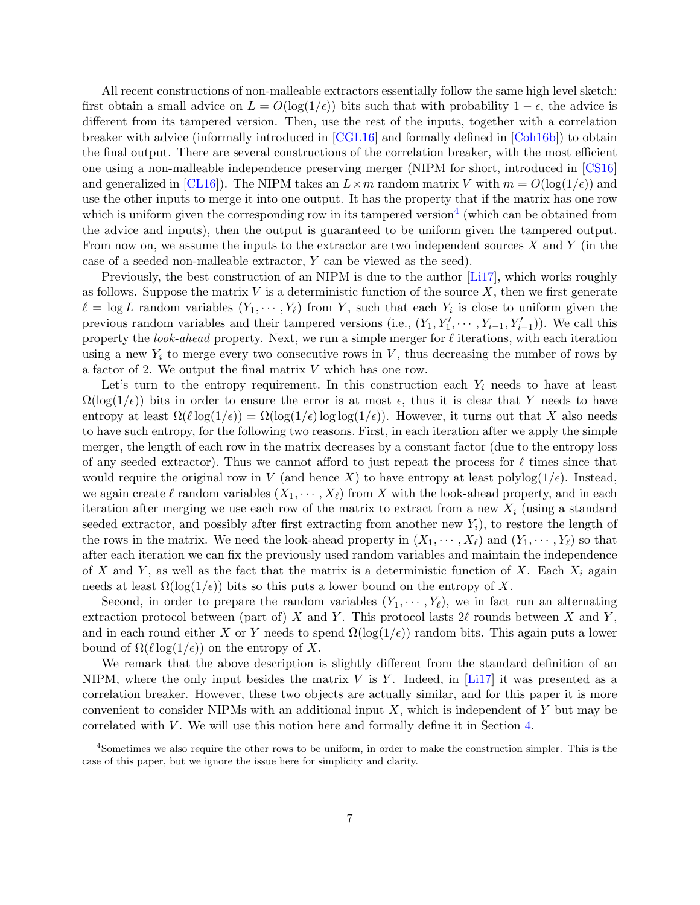All recent constructions of non-malleable extractors essentially follow the same high level sketch: first obtain a small advice on $L = O(\log(1/\epsilon))$ bits such that with probability $1 - \epsilon$, the advice is different from its tampered version. Then, use the rest of the inputs, together with a correlation breaker with advice (informally introduced in [CGL16] and formally defined in [Coh16b]) to obtain the final output. There are several constructions of the correlation breaker, with the most efficient one using a non-malleable independence preserving merger (NIPM for short, introduced in [CS16] and generalized in [CL16]). The NIPM takes an $L \times m$ random matrix $V$ with $m = O(\log(1/\epsilon))$ and use the other inputs to merge it into one output. It has the property that if the matrix has one row which is uniform given the corresponding row in its tampered version[4] (which can be obtained from the advice and inputs), then the output is guaranteed to be uniform given the tampered output. From now on, we assume the inputs to the extractor are two independent sources $X$ and $Y$ (in the case of a seeded non-malleable extractor, $Y$ can be viewed as the seed).

Previously, the best construction of an NIPM is due to the author [Li17], which works roughly as follows. Suppose the matrix $V$ is a deterministic function of the source $X$, then we first generate $\ell = \log L$ random variables $(Y_1, \cdots, Y_\ell)$ from $Y$, such that each $Y_i$ is close to uniform given the previous random variables and their tampered versions (i.e., $(Y_1, Y_1', \cdots, Y_{i-1}, Y_{i-1}')$). We call this property the *look-ahead* property. Next, we run a simple merger for $\ell$ iterations, with each iteration using a new $Y_i$ to merge every two consecutive rows in $V$, thus decreasing the number of rows by a factor of 2. We output the final matrix $V$ which has one row.

Let's turn to the entropy requirement. In this construction each $Y_i$ needs to have at least $\Omega(\log(1/\epsilon))$ bits in order to ensure the error is at most $\epsilon$, thus it is clear that $Y$ needs to have entropy at least $\Omega(\ell \log(1/\epsilon)) = \Omega(\log(1/\epsilon) \log\log(1/\epsilon))$. However, it turns out that $X$ also needs to have such entropy, for the following two reasons. First, in each iteration after we apply the simple merger, the length of each row in the matrix decreases by a constant factor (due to the entropy loss of any seeded extractor). Thus we cannot afford to just repeat the process for $\ell$ times since that would require the original row in $V$ (and hence $X$) to have entropy at least $\mathrm{polylog}(1/\epsilon)$. Instead, we again create $\ell$ random variables $(X_1, \cdots, X_\ell)$ from $X$ with the look-ahead property, and in each iteration after merging we use each row of the matrix to extract from a new $X_i$ (using a standard seeded extractor, and possibly after first extracting from another new $Y_i$), to restore the length of the rows in the matrix. We need the look-ahead property in $(X_1, \cdots, X_\ell)$ and $(Y_1, \cdots, Y_\ell)$ so that after each iteration we can fix the previously used random variables and maintain the independence of $X$ and $Y$, as well as the fact that the matrix is a deterministic function of $X$. Each $X_i$ again needs at least $\Omega(\log(1/\epsilon))$ bits so this puts a lower bound on the entropy of $X$.

Second, in order to prepare the random variables $(Y_1, \cdots, Y_\ell)$, we in fact run an alternating extraction protocol between (part of) $X$ and $Y$. This protocol lasts $2\ell$ rounds between $X$ and $Y$, and in each round either $X$ or $Y$ needs to spend $\Omega(\log(1/\epsilon))$ random bits. This again puts a lower bound of $\Omega(\ell \log(1/\epsilon))$ on the entropy of $X$.

We remark that the above description is slightly different from the standard definition of an NIPM, where the only input besides the matrix $V$ is $Y$. Indeed, in [Li17] it was presented as a correlation breaker. However, these two objects are actually similar, and for this paper it is more convenient to consider NIPMs with an additional input $X$, which is independent of $Y$ but may be correlated with $V$. We will use this notion here and formally define it in Section 4.

[4] Sometimes we also require the other rows to be uniform, in order to make the construction simpler. This is the case of this paper, but we ignore the issue here for simplicity and clarity.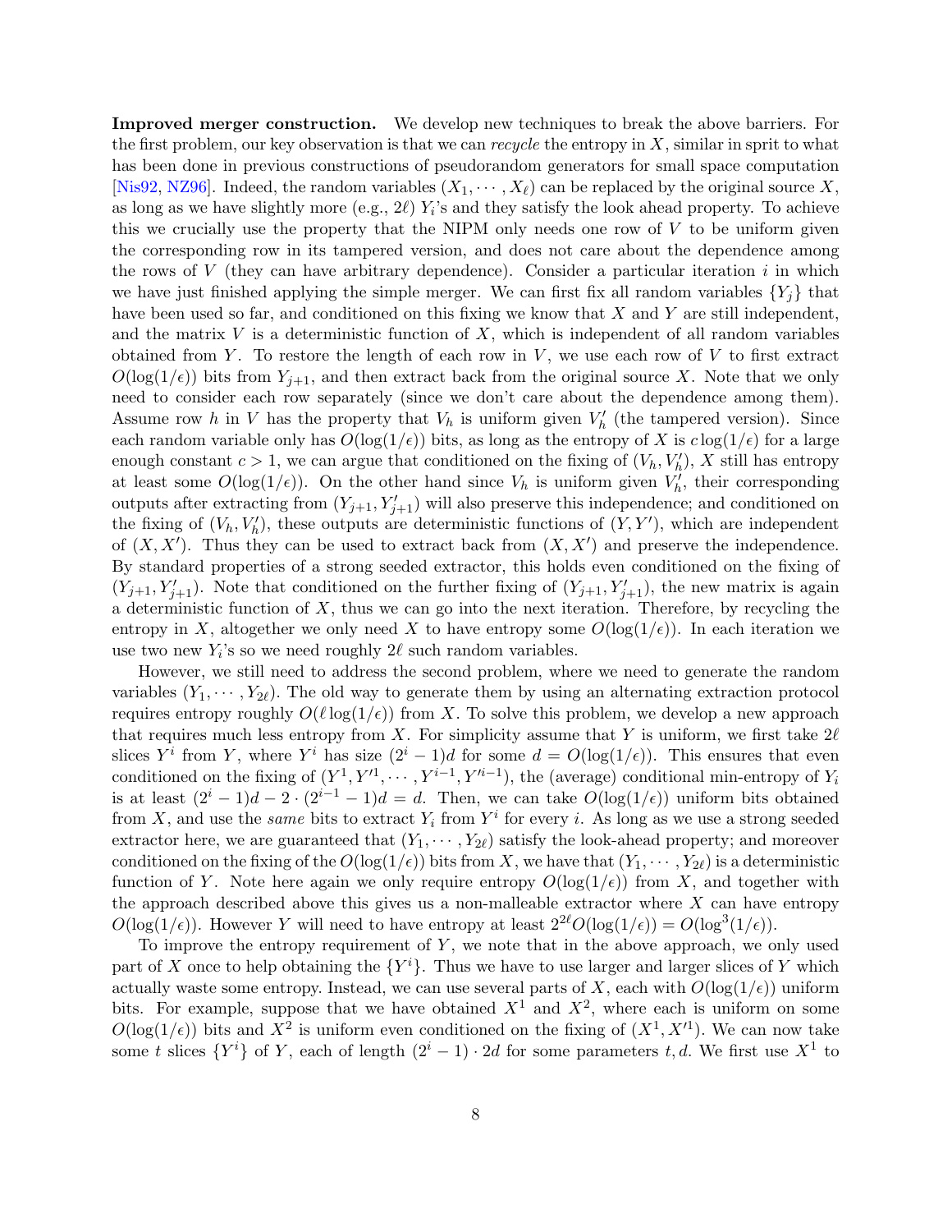**Improved merger construction.** We develop new techniques to break the above barriers. For the first problem, our key observation is that we can *recycle* the entropy in $X$, similar in sprit to what has been done in previous constructions of pseudorandom generators for small space computation [Nis92, NZ96]. Indeed, the random variables $(X_1, \cdots, X_\ell)$ can be replaced by the original source $X$, as long as we have slightly more (e.g., $2\ell$) $Y_i$'s and they satisfy the look ahead property. To achieve this we crucially use the property that the NIPM only needs one row of $V$ to be uniform given the corresponding row in its tampered version, and does not care about the dependence among the rows of $V$ (they can have arbitrary dependence). Consider a particular iteration $i$ in which we have just finished applying the simple merger. We can first fix all random variables $\{Y_j\}$ that have been used so far, and conditioned on this fixing we know that $X$ and $Y$ are still independent, and the matrix $V$ is a deterministic function of $X$, which is independent of all random variables obtained from $Y$. To restore the length of each row in $V$, we use each row of $V$ to first extract $O(\log(1/\epsilon))$ bits from $Y_{j+1}$, and then extract back from the original source $X$. Note that we only need to consider each row separately (since we don't care about the dependence among them). Assume row $h$ in $V$ has the property that $V_h$ is uniform given $V'_h$ (the tampered version). Since each random variable only has $O(\log(1/\epsilon))$ bits, as long as the entropy of $X$ is $c\log(1/\epsilon)$ for a large enough constant $c > 1$, we can argue that conditioned on the fixing of $(V_h, V'_h)$, $X$ still has entropy at least some $O(\log(1/\epsilon))$. On the other hand since $V_h$ is uniform given $V'_h$, their corresponding outputs after extracting from $(Y_{j+1}, Y'_{j+1})$ will also preserve this independence; and conditioned on the fixing of $(V_h, V'_h)$, these outputs are deterministic functions of $(Y, Y')$, which are independent of $(X, X')$. Thus they can be used to extract back from $(X, X')$ and preserve the independence. By standard properties of a strong seeded extractor, this holds even conditioned on the fixing of $(Y_{j+1}, Y'_{j+1})$. Note that conditioned on the further fixing of $(Y_{j+1}, Y'_{j+1})$, the new matrix is again a deterministic function of $X$, thus we can go into the next iteration. Therefore, by recycling the entropy in $X$, altogether we only need $X$ to have entropy some $O(\log(1/\epsilon))$. In each iteration we use two new $Y_i$'s so we need roughly $2\ell$ such random variables.

However, we still need to address the second problem, where we need to generate the random variables $(Y_1, \cdots, Y_{2\ell})$. The old way to generate them by using an alternating extraction protocol requires entropy roughly $O(\ell\log(1/\epsilon))$ from $X$. To solve this problem, we develop a new approach that requires much less entropy from $X$. For simplicity assume that $Y$ is uniform, we first take $2\ell$ slices $Y^i$ from $Y$, where $Y^i$ has size $(2^i - 1)d$ for some $d = O(\log(1/\epsilon))$. This ensures that even conditioned on the fixing of $(Y^1, Y'^1, \cdots, Y^{i-1}, Y'^{i-1})$, the (average) conditional min-entropy of $Y_i$ is at least $(2^i - 1)d - 2 \cdot (2^{i-1} - 1)d = d$. Then, we can take $O(\log(1/\epsilon))$ uniform bits obtained from $X$, and use the *same* bits to extract $Y_i$ from $Y^i$ for every $i$. As long as we use a strong seeded extractor here, we are guaranteed that $(Y_1, \cdots, Y_{2\ell})$ satisfy the look-ahead property; and moreover conditioned on the fixing of the $O(\log(1/\epsilon))$ bits from $X$, we have that $(Y_1, \cdots, Y_{2\ell})$ is a deterministic function of $Y$. Note here again we only require entropy $O(\log(1/\epsilon))$ from $X$, and together with the approach described above this gives us a non-malleable extractor where $X$ can have entropy $O(\log(1/\epsilon))$. However $Y$ will need to have entropy at least $2^{2\ell}O(\log(1/\epsilon)) = O(\log^3(1/\epsilon))$.

To improve the entropy requirement of $Y$, we note that in the above approach, we only used part of $X$ once to help obtaining the $\{Y^i\}$. Thus we have to use larger and larger slices of $Y$ which actually waste some entropy. Instead, we can use several parts of $X$, each with $O(\log(1/\epsilon))$ uniform bits. For example, suppose that we have obtained $X^1$ and $X^2$, where each is uniform on some $O(\log(1/\epsilon))$ bits and $X^2$ is uniform even conditioned on the fixing of $(X^1, X'^1)$. We can now take some $t$ slices $\{Y^i\}$ of $Y$, each of length $(2^i - 1) \cdot 2d$ for some parameters $t, d$. We first use $X^1$ to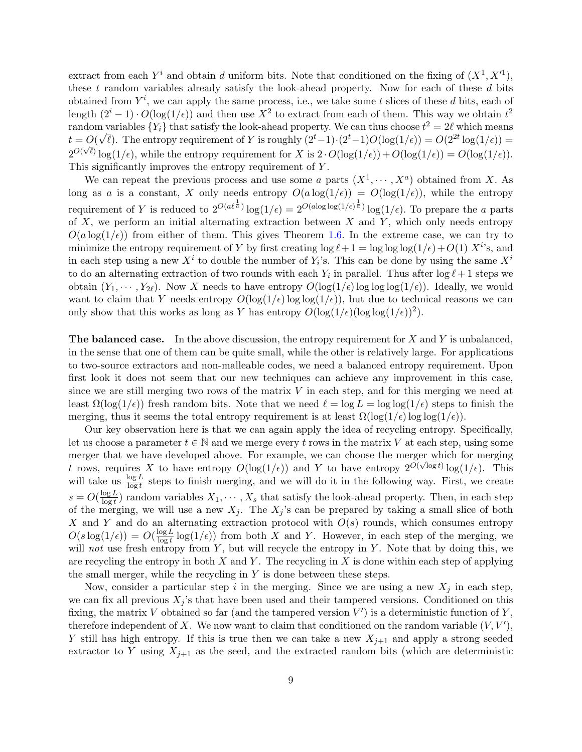extract from each $Y^i$ and obtain $d$ uniform bits. Note that conditioned on the fixing of $(X^1, X'^1)$, these $t$ random variables already satisfy the look-ahead property. Now for each of these $d$ bits obtained from $Y^i$, we can apply the same process, i.e., we take some $t$ slices of these $d$ bits, each of length $(2^i - 1) \cdot O(\log(1/\epsilon))$ and then use $X^2$ to extract from each of them. This way we obtain $t^2$ random variables $\{Y_i\}$ that satisfy the look-ahead property. We can thus choose $t^2 = 2\ell$ which means $t = O(\sqrt{\ell})$. The entropy requirement of $Y$ is roughly $(2^t-1)\cdot(2^t-1)O(\log(1/\epsilon)) = O(2^{2t}\log(1/\epsilon)) = 2^{O(\sqrt{\ell})}\log(1/\epsilon)$, while the entropy requirement for $X$ is $2 \cdot O(\log(1/\epsilon)) + O(\log(1/\epsilon)) = O(\log(1/\epsilon))$. This significantly improves the entropy requirement of $Y$.

We can repeat the previous process and use some $a$ parts $(X^1, \cdots, X^a)$ obtained from $X$. As long as $a$ is a constant, $X$ only needs entropy $O(a\log(1/\epsilon)) = O(\log(1/\epsilon))$, while the entropy requirement of $Y$ is reduced to $2^{O(a\ell^{\frac{1}{a}})}\log(1/\epsilon) = 2^{O(a\log\log(1/\epsilon)^{\frac{1}{a}})}\log(1/\epsilon)$. To prepare the $a$ parts of $X$, we perform an initial alternating extraction between $X$ and $Y$, which only needs entropy $O(a\log(1/\epsilon))$ from either of them. This gives Theorem 1.6. In the extreme case, we can try to minimize the entropy requirement of $Y$ by first creating $\log\ell + 1 = \log\log\log(1/\epsilon) + O(1)$ $X^i$'s, and in each step using a new $X^i$ to double the number of $Y_i$'s. This can be done by using the same $X^i$ to do an alternating extraction of two rounds with each $Y_i$ in parallel. Thus after $\log\ell + 1$ steps we obtain $(Y_1, \cdots, Y_{2\ell})$. Now $X$ needs to have entropy $O(\log(1/\epsilon)\log\log\log(1/\epsilon))$. Ideally, we would want to claim that $Y$ needs entropy $O(\log(1/\epsilon)\log\log(1/\epsilon))$, but due to technical reasons we can only show that this works as long as $Y$ has entropy $O(\log(1/\epsilon)(\log\log(1/\epsilon))^2)$.

**The balanced case.** In the above discussion, the entropy requirement for $X$ and $Y$ is unbalanced, in the sense that one of them can be quite small, while the other is relatively large. For applications to two-source extractors and non-malleable codes, we need a balanced entropy requirement. Upon first look it does not seem that our new techniques can achieve any improvement in this case, since we are still merging two rows of the matrix $V$ in each step, and for this merging we need at least $\Omega(\log(1/\epsilon))$ fresh random bits. Note that we need $\ell = \log L = \log\log(1/\epsilon)$ steps to finish the merging, thus it seems the total entropy requirement is at least $\Omega(\log(1/\epsilon)\log\log(1/\epsilon))$.

Our key observation here is that we can again apply the idea of recycling entropy. Specifically, let us choose a parameter $t \in \mathbb{N}$ and we merge every $t$ rows in the matrix $V$ at each step, using some merger that we have developed above. For example, we can choose the merger which for merging $t$ rows, requires $X$ to have entropy $O(\log(1/\epsilon))$ and $Y$ to have entropy $2^{O(\sqrt{\log t})}\log(1/\epsilon)$. This will take us $\frac{\log L}{\log t}$ steps to finish merging, and we will do it in the following way. First, we create $s = O(\frac{\log L}{\log t})$ random variables $X_1, \cdots, X_s$ that satisfy the look-ahead property. Then, in each step of the merging, we will use a new $X_j$. The $X_j$'s can be prepared by taking a small slice of both $X$ and $Y$ and do an alternating extraction protocol with $O(s)$ rounds, which consumes entropy $O(s\log(1/\epsilon)) = O(\frac{\log L}{\log t}\log(1/\epsilon))$ from both $X$ and $Y$. However, in each step of the merging, we will *not* use fresh entropy from $Y$, but will recycle the entropy in $Y$. Note that by doing this, we are recycling the entropy in both $X$ and $Y$. The recycling in $X$ is done within each step of applying the small merger, while the recycling in $Y$ is done between these steps.

Now, consider a particular step $i$ in the merging. Since we are using a new $X_j$ in each step, we can fix all previous $X_j$'s that have been used and their tampered versions. Conditioned on this fixing, the matrix $V$ obtained so far (and the tampered version $V'$) is a deterministic function of $Y$, therefore independent of $X$. We now want to claim that conditioned on the random variable $(V, V')$, $Y$ still has high entropy. If this is true then we can take a new $X_{j+1}$ and apply a strong seeded extractor to $Y$ using $X_{j+1}$ as the seed, and the extracted random bits (which are deterministic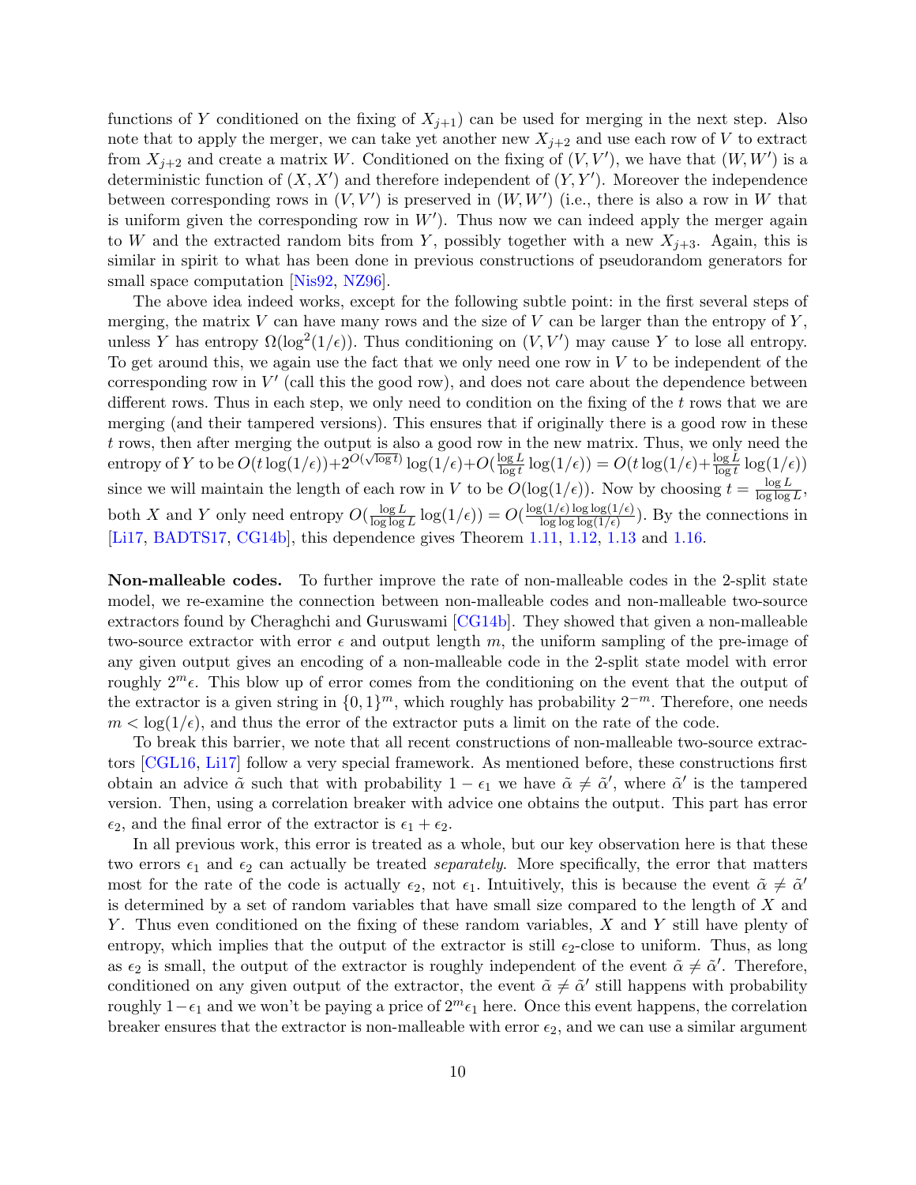functions of $Y$ conditioned on the fixing of $X_{j+1}$) can be used for merging in the next step. Also note that to apply the merger, we can take yet another new $X_{j+2}$ and use each row of $V$ to extract from $X_{j+2}$ and create a matrix $W$. Conditioned on the fixing of $(V, V')$, we have that $(W, W')$ is a deterministic function of $(X, X')$ and therefore independent of $(Y, Y')$. Moreover the independence between corresponding rows in $(V, V')$ is preserved in $(W, W')$ (i.e., there is also a row in $W$ that is uniform given the corresponding row in $W'$). Thus now we can indeed apply the merger again to $W$ and the extracted random bits from $Y$, possibly together with a new $X_{j+3}$. Again, this is similar in spirit to what has been done in previous constructions of pseudorandom generators for small space computation [Nis92, NZ96].

The above idea indeed works, except for the following subtle point: in the first several steps of merging, the matrix $V$ can have many rows and the size of $V$ can be larger than the entropy of $Y$, unless $Y$ has entropy $\Omega(\log^2(1/\epsilon))$. Thus conditioning on $(V, V')$ may cause $Y$ to lose all entropy. To get around this, we again use the fact that we only need one row in $V$ to be independent of the corresponding row in $V'$ (call this the good row), and does not care about the dependence between different rows. Thus in each step, we only need to condition on the fixing of the $t$ rows that we are merging (and their tampered versions). This ensures that if originally there is a good row in these $t$ rows, then after merging the output is also a good row in the new matrix. Thus, we only need the entropy of $Y$ to be $O(t \log(1/\epsilon)) + 2^{O(\sqrt{\log t})} \log(1/\epsilon) + O(\frac{\log L}{\log t} \log(1/\epsilon)) = O(t \log(1/\epsilon) + \frac{\log L}{\log t} \log(1/\epsilon))$ since we will maintain the length of each row in $V$ to be $O(\log(1/\epsilon))$. Now by choosing $t = \frac{\log L}{\log \log L}$, both $X$ and $Y$ only need entropy $O(\frac{\log L}{\log \log L} \log(1/\epsilon)) = O(\frac{\log(1/\epsilon) \log \log(1/\epsilon)}{\log \log \log(1/\epsilon)})$. By the connections in [Li17, BADTS17, CG14b], this dependence gives Theorem 1.11, 1.12, 1.13 and 1.16.

**Non-malleable codes.** To further improve the rate of non-malleable codes in the 2-split state model, we re-examine the connection between non-malleable codes and non-malleable two-source extractors found by Cheraghchi and Guruswami [CG14b]. They showed that given a non-malleable two-source extractor with error $\epsilon$ and output length $m$, the uniform sampling of the pre-image of any given output gives an encoding of a non-malleable code in the 2-split state model with error roughly $2^m \epsilon$. This blow up of error comes from the conditioning on the event that the output of the extractor is a given string in $\{0,1\}^m$, which roughly has probability $2^{-m}$. Therefore, one needs $m < \log(1/\epsilon)$, and thus the error of the extractor puts a limit on the rate of the code.

To break this barrier, we note that all recent constructions of non-malleable two-source extractors [CGL16, Li17] follow a very special framework. As mentioned before, these constructions first obtain an advice $\tilde{\alpha}$ such that with probability $1 - \epsilon_1$ we have $\tilde{\alpha} \neq \tilde{\alpha}'$, where $\tilde{\alpha}'$ is the tampered version. Then, using a correlation breaker with advice one obtains the output. This part has error $\epsilon_2$, and the final error of the extractor is $\epsilon_1 + \epsilon_2$.

In all previous work, this error is treated as a whole, but our key observation here is that these two errors $\epsilon_1$ and $\epsilon_2$ can actually be treated *separately*. More specifically, the error that matters most for the rate of the code is actually $\epsilon_2$, not $\epsilon_1$. Intuitively, this is because the event $\tilde{\alpha} \neq \tilde{\alpha}'$ is determined by a set of random variables that have small size compared to the length of $X$ and $Y$. Thus even conditioned on the fixing of these random variables, $X$ and $Y$ still have plenty of entropy, which implies that the output of the extractor is still $\epsilon_2$-close to uniform. Thus, as long as $\epsilon_2$ is small, the output of the extractor is roughly independent of the event $\tilde{\alpha} \neq \tilde{\alpha}'$. Therefore, conditioned on any given output of the extractor, the event $\tilde{\alpha} \neq \tilde{\alpha}'$ still happens with probability roughly $1 - \epsilon_1$ and we won't be paying a price of $2^m \epsilon_1$ here. Once this event happens, the correlation breaker ensures that the extractor is non-malleable with error $\epsilon_2$, and we can use a similar argument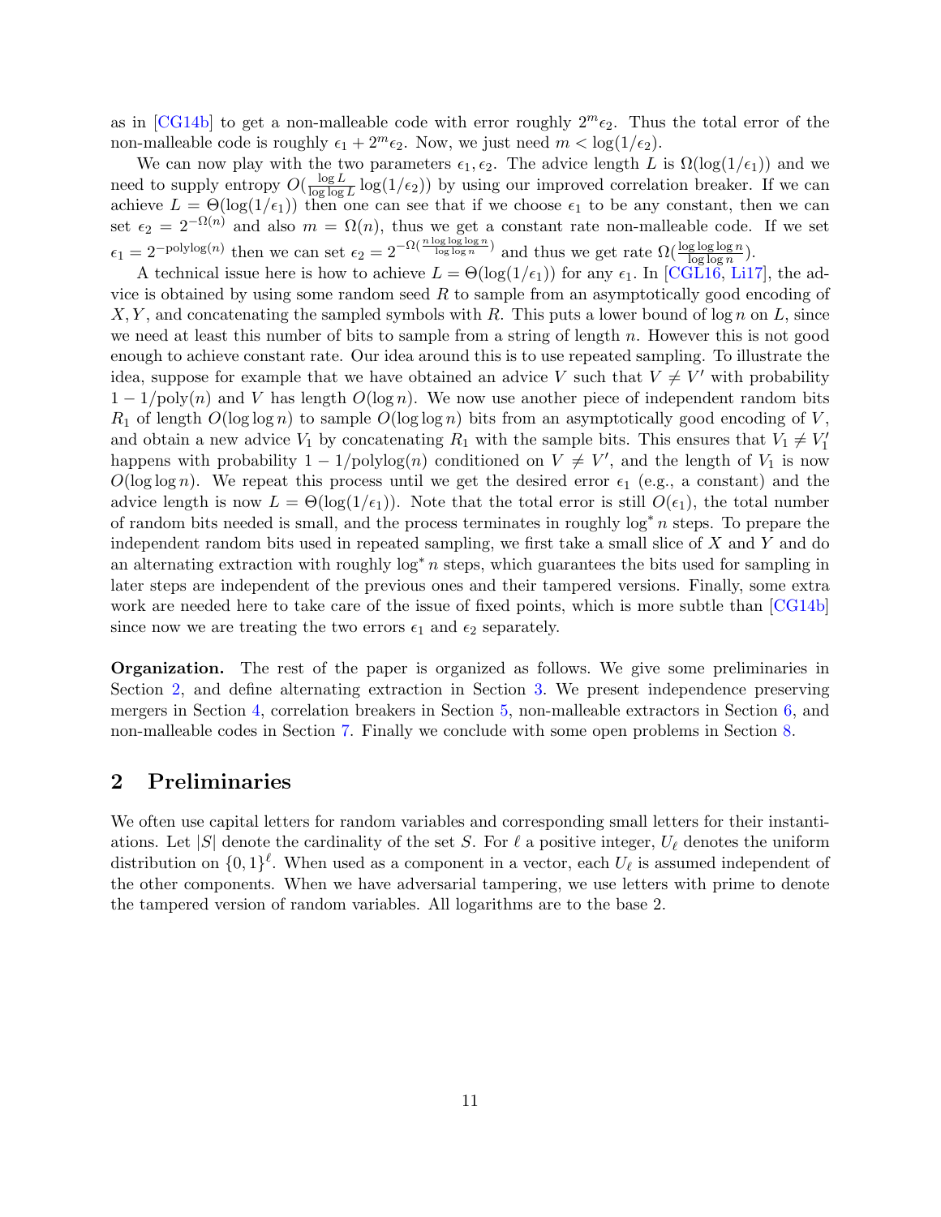as in [CG14b] to get a non-malleable code with error roughly $2^m \epsilon_2$. Thus the total error of the non-malleable code is roughly $\epsilon_1 + 2^m \epsilon_2$. Now, we just need $m < \log(1/\epsilon_2)$.

We can now play with the two parameters $\epsilon_1, \epsilon_2$. The advice length $L$ is $\Omega(\log(1/\epsilon_1))$ and we need to supply entropy $O(\frac{\log L}{\log \log L} \log(1/\epsilon_2))$ by using our improved correlation breaker. If we can achieve $L = \Theta(\log(1/\epsilon_1))$ then one can see that if we choose $\epsilon_1$ to be any constant, then we can set $\epsilon_2 = 2^{-\Omega(n)}$ and also $m = \Omega(n)$, thus we get a constant rate non-malleable code. If we set $\epsilon_1 = 2^{-\mathrm{polylog}(n)}$ then we can set $\epsilon_2 = 2^{-\Omega(\frac{n \log \log \log n}{\log \log n})}$ and thus we get rate $\Omega(\frac{\log \log \log n}{\log \log n})$.

A technical issue here is how to achieve $L = \Theta(\log(1/\epsilon_1))$ for any $\epsilon_1$. In [CGL16, Li17], the advice is obtained by using some random seed $R$ to sample from an asymptotically good encoding of $X, Y$, and concatenating the sampled symbols with $R$. This puts a lower bound of $\log n$ on $L$, since we need at least this number of bits to sample from a string of length $n$. However this is not good enough to achieve constant rate. Our idea around this is to use repeated sampling. To illustrate the idea, suppose for example that we have obtained an advice $V$ such that $V \neq V'$ with probability $1 - 1/\mathrm{poly}(n)$ and $V$ has length $O(\log n)$. We now use another piece of independent random bits $R_1$ of length $O(\log \log n)$ to sample $O(\log \log n)$ bits from an asymptotically good encoding of $V$, and obtain a new advice $V_1$ by concatenating $R_1$ with the sample bits. This ensures that $V_1 \neq V_1'$ happens with probability $1 - 1/\mathrm{polylog}(n)$ conditioned on $V \neq V'$, and the length of $V_1$ is now $O(\log \log n)$. We repeat this process until we get the desired error $\epsilon_1$ (e.g., a constant) and the advice length is now $L = \Theta(\log(1/\epsilon_1))$. Note that the total error is still $O(\epsilon_1)$, the total number of random bits needed is small, and the process terminates in roughly $\log^* n$ steps. To prepare the independent random bits used in repeated sampling, we first take a small slice of $X$ and $Y$ and do an alternating extraction with roughly $\log^* n$ steps, which guarantees the bits used for sampling in later steps are independent of the previous ones and their tampered versions. Finally, some extra work are needed here to take care of the issue of fixed points, which is more subtle than [CG14b] since now we are treating the two errors $\epsilon_1$ and $\epsilon_2$ separately.

**Organization.** The rest of the paper is organized as follows. We give some preliminaries in Section 2, and define alternating extraction in Section 3. We present independence preserving mergers in Section 4, correlation breakers in Section 5, non-malleable extractors in Section 6, and non-malleable codes in Section 7. Finally we conclude with some open problems in Section 8.

## 2 Preliminaries

We often use capital letters for random variables and corresponding small letters for their instantiations. Let $|S|$ denote the cardinality of the set $S$. For $\ell$ a positive integer, $U_\ell$ denotes the uniform distribution on $\{0,1\}^\ell$. When used as a component in a vector, each $U_\ell$ is assumed independent of the other components. When we have adversarial tampering, we use letters with prime to denote the tampered version of random variables. All logarithms are to the base 2.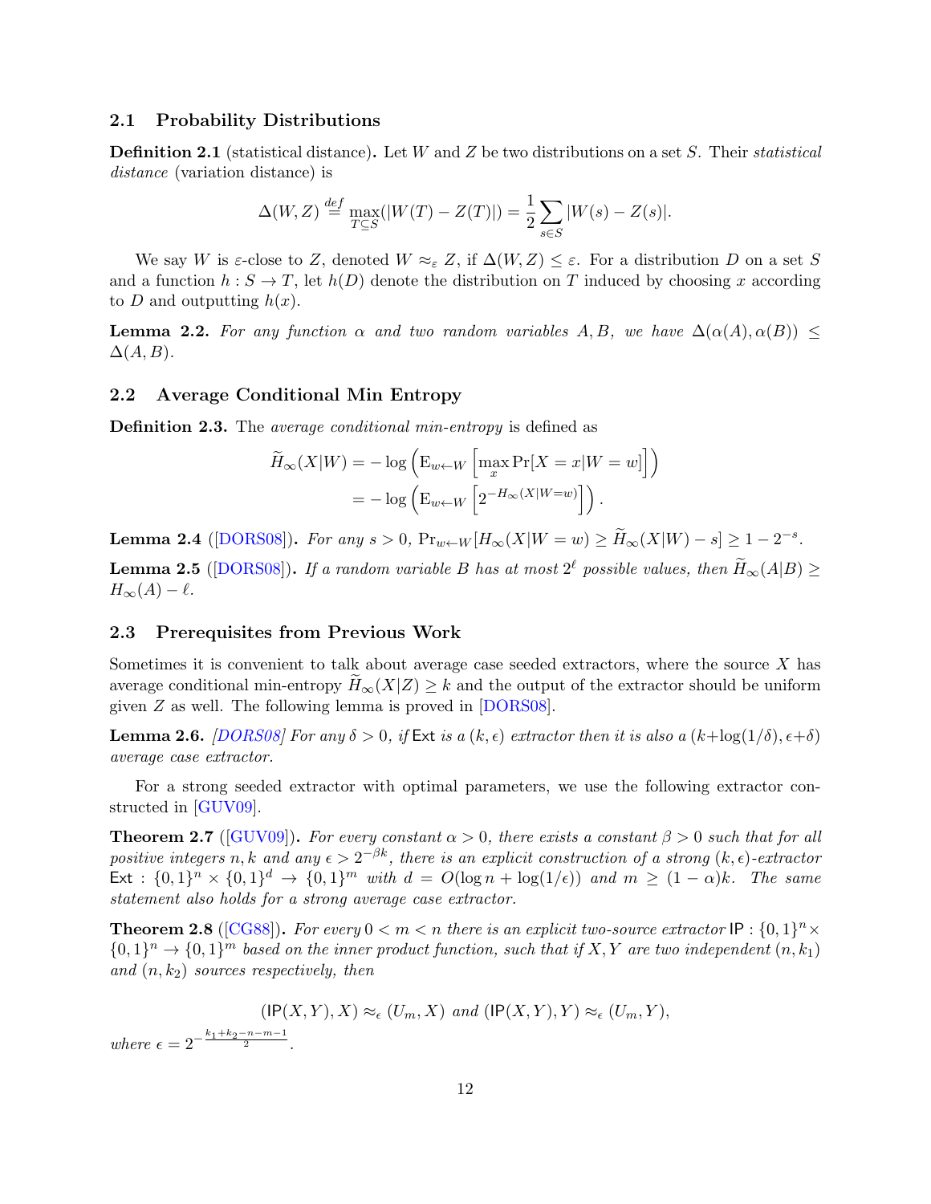### 2.1 Probability Distributions

**Definition 2.1** (statistical distance)**.** Let $W$ and $Z$ be two distributions on a set $S$. Their *statistical distance* (variation distance) is

$$\Delta(W, Z) \stackrel{def}{=} \max_{T \subseteq S}(|W(T) - Z(T)|) = \frac{1}{2} \sum_{s \in S} |W(s) - Z(s)|.$$

We say $W$ is $\varepsilon$-close to $Z$, denoted $W \approx_\varepsilon Z$, if $\Delta(W, Z) \leq \varepsilon$. For a distribution $D$ on a set $S$ and a function $h : S \to T$, let $h(D)$ denote the distribution on $T$ induced by choosing $x$ according to $D$ and outputting $h(x)$.

**Lemma 2.2.** *For any function $\alpha$ and two random variables $A, B$, we have $\Delta(\alpha(A), \alpha(B)) \leq \Delta(A, B)$.*

### 2.2 Average Conditional Min Entropy

**Definition 2.3.** The *average conditional min-entropy* is defined as

$$\begin{aligned}
\widetilde{H}_\infty(X|W) &= -\log\left(\mathrm{E}_{w \leftarrow W}\left[\max_x \Pr[X = x | W = w]\right]\right) \\
&= -\log\left(\mathrm{E}_{w \leftarrow W}\left[2^{-H_\infty(X|W=w)}\right]\right).
\end{aligned}$$

**Lemma 2.4** ([DORS08])**.** *For any $s > 0$, $\Pr_{w \leftarrow W}[H_\infty(X|W = w) \geq \widetilde{H}_\infty(X|W) - s] \geq 1 - 2^{-s}$.*

**Lemma 2.5** ([DORS08])**.** *If a random variable $B$ has at most $2^\ell$ possible values, then $\widetilde{H}_\infty(A|B) \geq H_\infty(A) - \ell$.*

### 2.3 Prerequisites from Previous Work

Sometimes it is convenient to talk about average case seeded extractors, where the source $X$ has average conditional min-entropy $\widetilde{H}_\infty(X|Z) \geq k$ and the output of the extractor should be uniform given $Z$ as well. The following lemma is proved in [DORS08].

**Lemma 2.6.** *[DORS08] For any $\delta > 0$, if $\mathsf{Ext}$ is a $(k, \epsilon)$ extractor then it is also a $(k + \log(1/\delta), \epsilon + \delta)$ average case extractor.*

For a strong seeded extractor with optimal parameters, we use the following extractor constructed in [GUV09].

**Theorem 2.7** ([GUV09])**.** *For every constant $\alpha > 0$, there exists a constant $\beta > 0$ such that for all positive integers $n, k$ and any $\epsilon > 2^{-\beta k}$, there is an explicit construction of a strong $(k, \epsilon)$-extractor $\mathsf{Ext} : \{0,1\}^n \times \{0,1\}^d \to \{0,1\}^m$ with $d = O(\log n + \log(1/\epsilon))$ and $m \geq (1 - \alpha)k$. The same statement also holds for a strong average case extractor.*

**Theorem 2.8** ([CG88])**.** *For every $0 < m < n$ there is an explicit two-source extractor $\mathsf{IP} : \{0,1\}^n \times \{0,1\}^n \to \{0,1\}^m$ based on the inner product function, such that if $X, Y$ are two independent $(n, k_1)$ and $(n, k_2)$ sources respectively, then*

$$(\mathsf{IP}(X, Y), X) \approx_\epsilon (U_m, X) \text{ and } (\mathsf{IP}(X, Y), Y) \approx_\epsilon (U_m, Y),$$

*where $\epsilon = 2^{-\frac{k_1 + k_2 - n - m - 1}{2}}$.*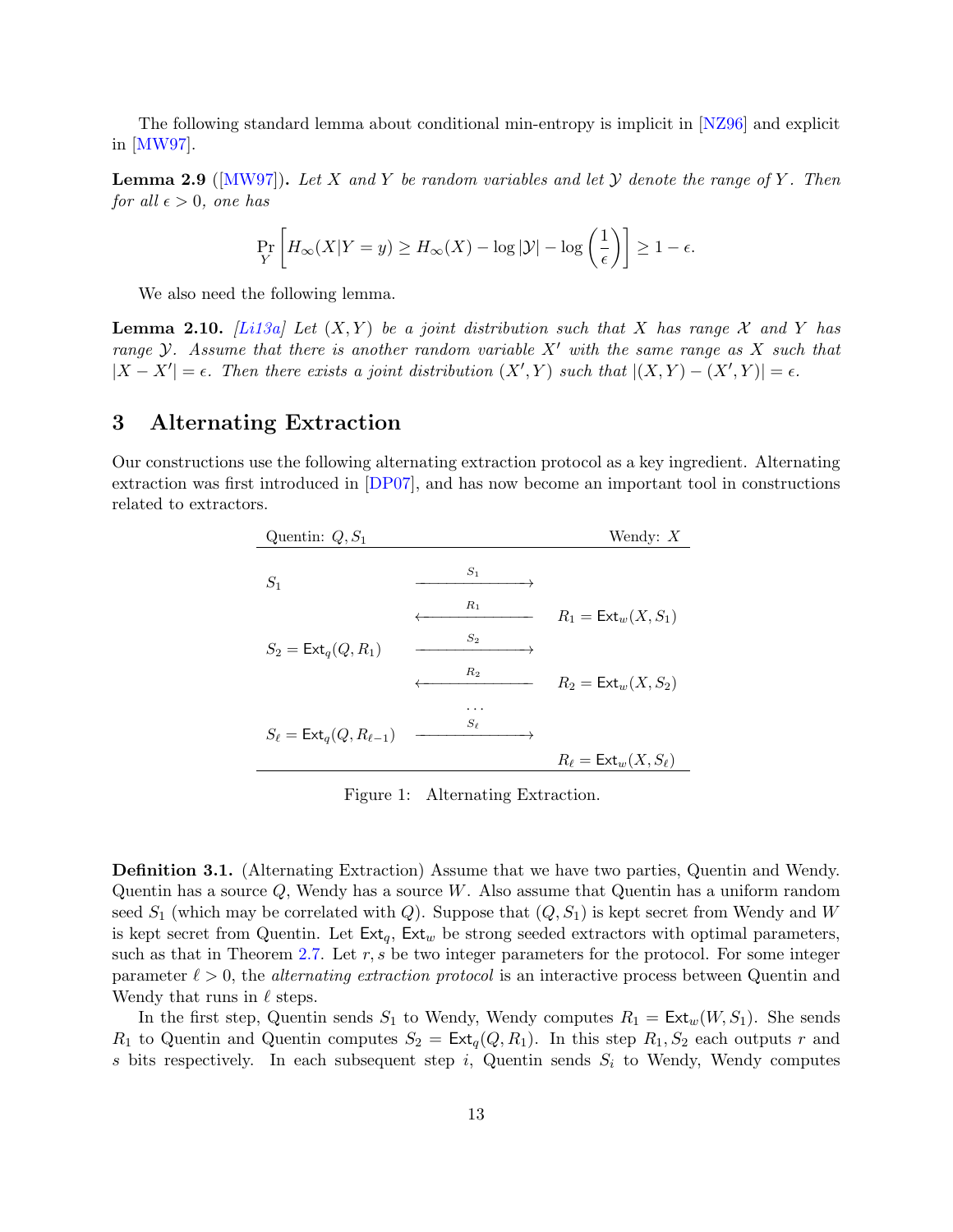The following standard lemma about conditional min-entropy is implicit in [NZ96] and explicit in [MW97].

**Lemma 2.9** ([MW97]). *Let $X$ and $Y$ be random variables and let $\mathcal{Y}$ denote the range of $Y$. Then for all $\epsilon > 0$, one has*

$$\Pr_Y \left[ H_\infty(X|Y=y) \geq H_\infty(X) - \log|\mathcal{Y}| - \log\left(\frac{1}{\epsilon}\right) \right] \geq 1 - \epsilon.$$

We also need the following lemma.

**Lemma 2.10.** *[Li13a] Let $(X, Y)$ be a joint distribution such that $X$ has range $\mathcal{X}$ and $Y$ has range $\mathcal{Y}$. Assume that there is another random variable $X'$ with the same range as $X$ such that $|X - X'| = \epsilon$. Then there exists a joint distribution $(X', Y)$ such that $|(X, Y) - (X', Y)| = \epsilon$.*

# 3 Alternating Extraction

Our constructions use the following alternating extraction protocol as a key ingredient. Alternating extraction was first introduced in [DP07], and has now become an important tool in constructions related to extractors.

| Quentin: $Q, S_1$ | | Wendy: $X$ |
|---|---|---|
| $S_1$ | $\xrightarrow{S_1}$ | |
| | $\xleftarrow{R_1}$ | $R_1 = \mathsf{Ext}_w(X, S_1)$ |
| $S_2 = \mathsf{Ext}_q(Q, R_1)$ | $\xrightarrow{S_2}$ | |
| | $\xleftarrow{R_2}$ | $R_2 = \mathsf{Ext}_w(X, S_2)$ |
| | $\ldots$ | |
| $S_\ell = \mathsf{Ext}_q(Q, R_{\ell-1})$ | $\xrightarrow{S_\ell}$ | |
| | | $R_\ell = \mathsf{Ext}_w(X, S_\ell)$ |

Figure 1: Alternating Extraction.

**Definition 3.1.** (Alternating Extraction) Assume that we have two parties, Quentin and Wendy. Quentin has a source $Q$, Wendy has a source $W$. Also assume that Quentin has a uniform random seed $S_1$ (which may be correlated with $Q$). Suppose that $(Q, S_1)$ is kept secret from Wendy and $W$ is kept secret from Quentin. Let $\mathsf{Ext}_q$, $\mathsf{Ext}_w$ be strong seeded extractors with optimal parameters, such as that in Theorem 2.7. Let $r, s$ be two integer parameters for the protocol. For some integer parameter $\ell > 0$, the *alternating extraction protocol* is an interactive process between Quentin and Wendy that runs in $\ell$ steps.

In the first step, Quentin sends $S_1$ to Wendy, Wendy computes $R_1 = \mathsf{Ext}_w(W, S_1)$. She sends $R_1$ to Quentin and Quentin computes $S_2 = \mathsf{Ext}_q(Q, R_1)$. In this step $R_1, S_2$ each outputs $r$ and $s$ bits respectively. In each subsequent step $i$, Quentin sends $S_i$ to Wendy, Wendy computes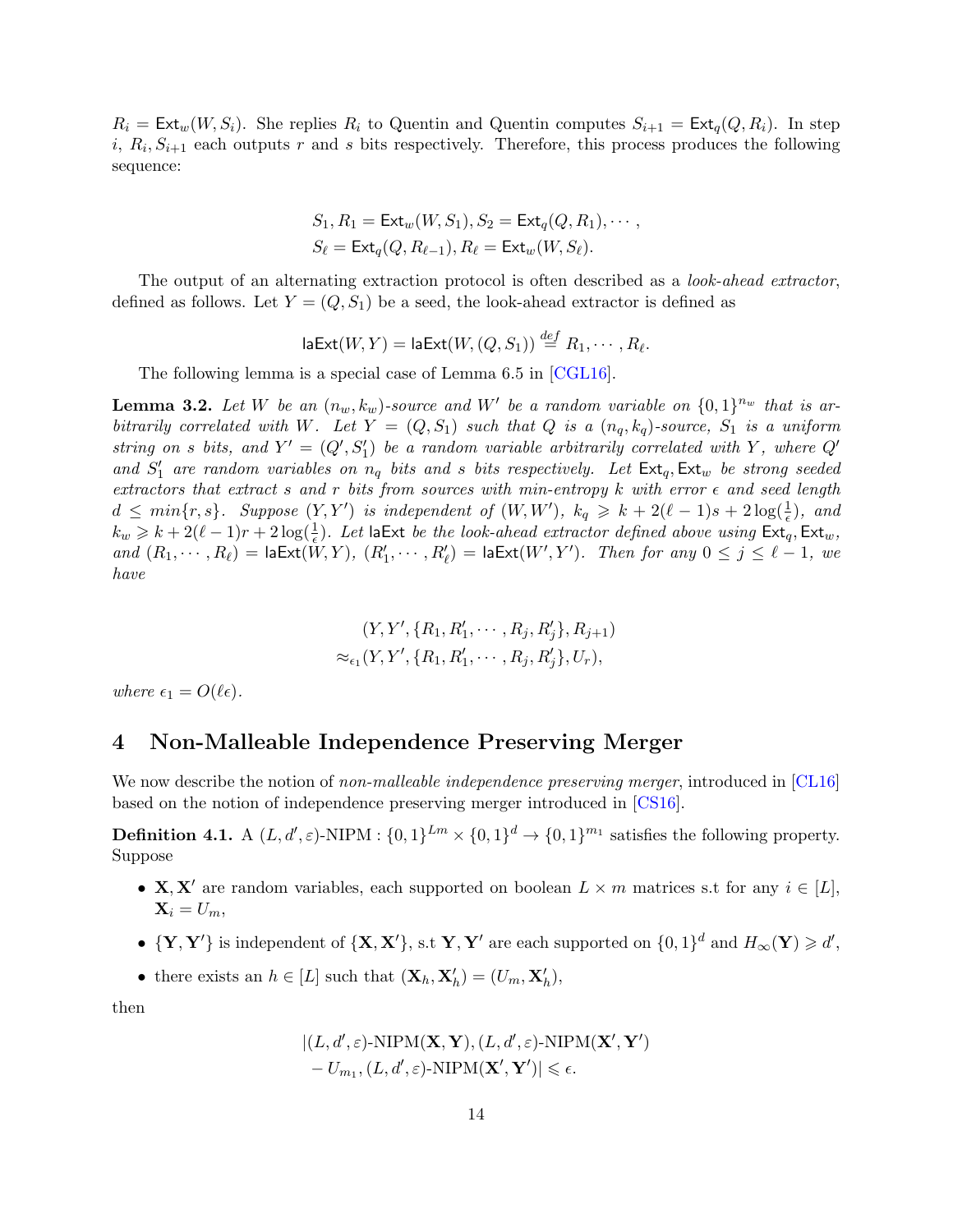$R_i = \mathsf{Ext}_w(W, S_i)$. She replies $R_i$ to Quentin and Quentin computes $S_{i+1} = \mathsf{Ext}_q(Q, R_i)$. In step $i$, $R_i, S_{i+1}$ each outputs $r$ and $s$ bits respectively. Therefore, this process produces the following sequence:

$$
\begin{aligned}
&S_1, R_1 = \mathsf{Ext}_w(W, S_1), S_2 = \mathsf{Ext}_q(Q, R_1), \cdots, \\
&S_\ell = \mathsf{Ext}_q(Q, R_{\ell-1}), R_\ell = \mathsf{Ext}_w(W, S_\ell).
\end{aligned}
$$

The output of an alternating extraction protocol is often described as a *look-ahead extractor*, defined as follows. Let $Y = (Q, S_1)$ be a seed, the look-ahead extractor is defined as

$$
\mathsf{laExt}(W, Y) = \mathsf{laExt}(W, (Q, S_1)) \stackrel{def}{=} R_1, \cdots, R_\ell.
$$

The following lemma is a special case of Lemma 6.5 in [CGL16].

**Lemma 3.2.** *Let $W$ be an $(n_w, k_w)$-source and $W'$ be a random variable on $\{0,1\}^{n_w}$ that is arbitrarily correlated with $W$. Let $Y = (Q, S_1)$ such that $Q$ is a $(n_q, k_q)$-source, $S_1$ is a uniform string on $s$ bits, and $Y' = (Q', S_1')$ be a random variable arbitrarily correlated with $Y$, where $Q'$ and $S_1'$ are random variables on $n_q$ bits and $s$ bits respectively. Let $\mathsf{Ext}_q, \mathsf{Ext}_w$ be strong seeded extractors that extract $s$ and $r$ bits from sources with min-entropy $k$ with error $\epsilon$ and seed length $d \le min\{r, s\}$. Suppose $(Y, Y')$ is independent of $(W, W')$, $k_q \geqslant k + 2(\ell-1)s + 2\log(\frac{1}{\epsilon})$, and $k_w \geqslant k + 2(\ell-1)r + 2\log(\frac{1}{\epsilon})$. Let $\mathsf{laExt}$ be the look-ahead extractor defined above using $\mathsf{Ext}_q, \mathsf{Ext}_w$, and $(R_1, \cdots, R_\ell) = \mathsf{laExt}(W, Y)$, $(R_1', \cdots, R_\ell') = \mathsf{laExt}(W', Y')$. Then for any $0 \le j \le \ell - 1$, we have*

$$
\begin{aligned}
&(Y, Y', \{R_1, R_1', \cdots, R_j, R_j'\}, R_{j+1}) \\
\approx_{\epsilon_1} &(Y, Y', \{R_1, R_1', \cdots, R_j, R_j'\}, U_r),
\end{aligned}
$$

*where $\epsilon_1 = O(\ell\epsilon)$.*

# 4 Non-Malleable Independence Preserving Merger

We now describe the notion of *non-malleable independence preserving merger*, introduced in [CL16] based on the notion of independence preserving merger introduced in [CS16].

**Definition 4.1.** A $(L, d', \varepsilon)$-NIPM : $\{0,1\}^{Lm} \times \{0,1\}^d \to \{0,1\}^{m_1}$ satisfies the following property. Suppose

- $\mathbf{X}, \mathbf{X}'$ are random variables, each supported on boolean $L \times m$ matrices s.t for any $i \in [L]$, $\mathbf{X}_i = U_m$,
- $\{\mathbf{Y}, \mathbf{Y}'\}$ is independent of $\{\mathbf{X}, \mathbf{X}'\}$, s.t $\mathbf{Y}, \mathbf{Y}'$ are each supported on $\{0,1\}^d$ and $H_\infty(\mathbf{Y}) \geqslant d'$,
- there exists an $h \in [L]$ such that $(\mathbf{X}_h, \mathbf{X}'_h) = (U_m, \mathbf{X}'_h)$,

then

$$
\begin{aligned}
&|(L, d', \varepsilon)\text{-NIPM}(\mathbf{X}, \mathbf{Y}), (L, d', \varepsilon)\text{-NIPM}(\mathbf{X}', \mathbf{Y}') \\
&- U_{m_1}, (L, d', \varepsilon)\text{-NIPM}(\mathbf{X}', \mathbf{Y}')| \leqslant \epsilon.
\end{aligned}
$$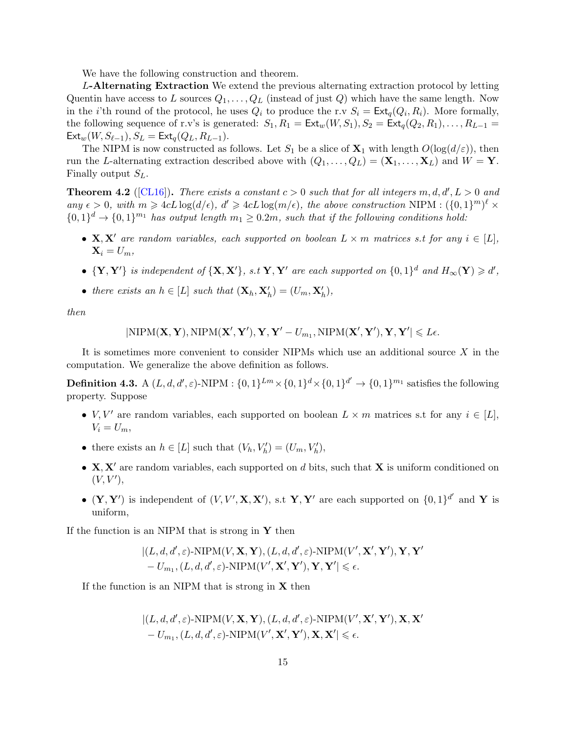We have the following construction and theorem.

**$L$-Alternating Extraction** We extend the previous alternating extraction protocol by letting Quentin have access to $L$ sources $Q_1, \ldots, Q_L$ (instead of just $Q$) which have the same length. Now in the $i$'th round of the protocol, he uses $Q_i$ to produce the r.v $S_i = \mathsf{Ext}_q(Q_i, R_i)$. More formally, the following sequence of r.v's is generated: $S_1, R_1 = \mathsf{Ext}_w(W, S_1), S_2 = \mathsf{Ext}_q(Q_2, R_1), \ldots, R_{L-1} = \mathsf{Ext}_w(W, S_{\ell-1}), S_L = \mathsf{Ext}_q(Q_L, R_{L-1})$.

The NIPM is now constructed as follows. Let $S_1$ be a slice of $\mathbf{X}_1$ with length $O(\log(d/\varepsilon))$, then run the $L$-alternating extraction described above with $(Q_1, \ldots, Q_L) = (\mathbf{X}_1, \ldots, \mathbf{X}_L)$ and $W = \mathbf{Y}$. Finally output $S_L$.

**Theorem 4.2** ([CL16]). *There exists a constant $c > 0$ such that for all integers $m, d, d', L > 0$ and any $\epsilon > 0$, with $m \geqslant 4cL\log(d/\epsilon)$, $d' \geqslant 4cL\log(m/\epsilon)$, the above construction* $\text{NIPM} : (\{0,1\}^m)^\ell \times \{0,1\}^d \to \{0,1\}^{m_1}$ *has output length $m_1 \geq 0.2m$, such that if the following conditions hold:*

- *$\mathbf{X}, \mathbf{X}'$ are random variables, each supported on boolean $L \times m$ matrices s.t for any $i \in [L]$, $\mathbf{X}_i = U_m$,*
- *$\{\mathbf{Y}, \mathbf{Y}'\}$ is independent of $\{\mathbf{X}, \mathbf{X}'\}$, s.t $\mathbf{Y}, \mathbf{Y}'$ are each supported on $\{0,1\}^d$ and $H_\infty(\mathbf{Y}) \geqslant d'$,*
- *there exists an $h \in [L]$ such that $(\mathbf{X}_h, \mathbf{X}'_h) = (U_m, \mathbf{X}'_h)$,*

*then*

$$|\text{NIPM}(\mathbf{X}, \mathbf{Y}), \text{NIPM}(\mathbf{X}', \mathbf{Y}'), \mathbf{Y}, \mathbf{Y}' - U_{m_1}, \text{NIPM}(\mathbf{X}', \mathbf{Y}'), \mathbf{Y}, \mathbf{Y}'| \leqslant L\epsilon.$$

It is sometimes more convenient to consider NIPMs which use an additional source $X$ in the computation. We generalize the above definition as follows.

**Definition 4.3.** A $(L, d, d', \varepsilon)$-NIPM : $\{0,1\}^{Lm} \times \{0,1\}^d \times \{0,1\}^{d'} \to \{0,1\}^{m_1}$ satisfies the following property. Suppose

- $V, V'$ are random variables, each supported on boolean $L \times m$ matrices s.t for any $i \in [L]$, $V_i = U_m$,
- there exists an $h \in [L]$ such that $(V_h, V'_h) = (U_m, V'_h)$,
- $\mathbf{X}, \mathbf{X}'$ are random variables, each supported on $d$ bits, such that $\mathbf{X}$ is uniform conditioned on $(V, V')$,
- $(\mathbf{Y}, \mathbf{Y}')$ is independent of $(V, V', \mathbf{X}, \mathbf{X}')$, s.t $\mathbf{Y}, \mathbf{Y}'$ are each supported on $\{0,1\}^{d'}$ and $\mathbf{Y}$ is uniform,

If the function is an NIPM that is strong in $\mathbf{Y}$ then

$$\begin{aligned}
&|(L, d, d', \varepsilon)\text{-NIPM}(V, \mathbf{X}, \mathbf{Y}), (L, d, d', \varepsilon)\text{-NIPM}(V', \mathbf{X}', \mathbf{Y}'), \mathbf{Y}, \mathbf{Y}' \\
&\quad - U_{m_1}, (L, d, d', \varepsilon)\text{-NIPM}(V', \mathbf{X}', \mathbf{Y}'), \mathbf{Y}, \mathbf{Y}'| \leqslant \epsilon.
\end{aligned}$$

If the function is an NIPM that is strong in $\mathbf{X}$ then

$$\begin{aligned}
&|(L, d, d', \varepsilon)\text{-NIPM}(V, \mathbf{X}, \mathbf{Y}), (L, d, d', \varepsilon)\text{-NIPM}(V', \mathbf{X}', \mathbf{Y}'), \mathbf{X}, \mathbf{X}' \\
&\quad - U_{m_1}, (L, d, d', \varepsilon)\text{-NIPM}(V', \mathbf{X}', \mathbf{Y}'), \mathbf{X}, \mathbf{X}'| \leqslant \epsilon.
\end{aligned}$$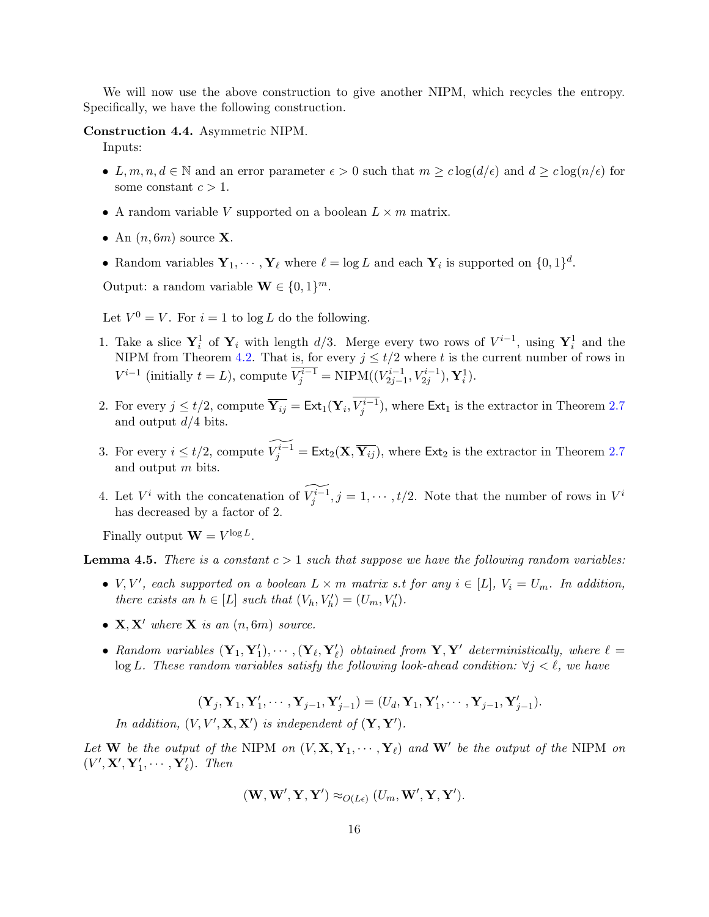We will now use the above construction to give another NIPM, which recycles the entropy. Specifically, we have the following construction.

**Construction 4.4.** Asymmetric NIPM.

Inputs:

- $L, m, n, d \in \mathbb{N}$ and an error parameter $\epsilon > 0$ such that $m \geq c \log(d/\epsilon)$ and $d \geq c \log(n/\epsilon)$ for some constant $c > 1$.
- A random variable $V$ supported on a boolean $L \times m$ matrix.
- An $(n, 6m)$ source $\mathbf{X}$.
- Random variables $\mathbf{Y}_1, \cdots, \mathbf{Y}_\ell$ where $\ell = \log L$ and each $\mathbf{Y}_i$ is supported on $\{0,1\}^d$.

Output: a random variable $\mathbf{W} \in \{0,1\}^m$.

Let $V^0 = V$. For $i = 1$ to $\log L$ do the following.

1. Take a slice $\mathbf{Y}_i^1$ of $\mathbf{Y}_i$ with length $d/3$. Merge every two rows of $V^{i-1}$, using $\mathbf{Y}_i^1$ and the NIPM from Theorem 4.2. That is, for every $j \leq t/2$ where $t$ is the current number of rows in $V^{i-1}$ (initially $t = L$), compute $\overline{V_j^{i-1}} = \mathrm{NIPM}((V_{2j-1}^{i-1}, V_{2j}^{i-1}), \mathbf{Y}_i^1)$.
2. For every $j \leq t/2$, compute $\overline{\mathbf{Y}_{ij}} = \mathsf{Ext}_1(\mathbf{Y}_i, \overline{V_j^{i-1}})$, where $\mathsf{Ext}_1$ is the extractor in Theorem 2.7 and output $d/4$ bits.
3. For every $i \leq t/2$, compute $\widetilde{V_j^{i-1}} = \mathsf{Ext}_2(\mathbf{X}, \overline{\mathbf{Y}_{ij}})$, where $\mathsf{Ext}_2$ is the extractor in Theorem 2.7 and output $m$ bits.
4. Let $V^i$ with the concatenation of $\widetilde{V_j^{i-1}}, j = 1, \cdots, t/2$. Note that the number of rows in $V^i$ has decreased by a factor of 2.

Finally output $\mathbf{W} = V^{\log L}$.

**Lemma 4.5.** *There is a constant $c > 1$ such that suppose we have the following random variables:*

- *$V, V'$, each supported on a boolean $L \times m$ matrix s.t for any $i \in [L]$, $V_i = U_m$. In addition, there exists an $h \in [L]$ such that $(V_h, V_h') = (U_m, V_h')$.*
- *$\mathbf{X}, \mathbf{X}'$ where $\mathbf{X}$ is an $(n, 6m)$ source.*
- *Random variables $(\mathbf{Y}_1, \mathbf{Y}_1'), \cdots, (\mathbf{Y}_\ell, \mathbf{Y}_\ell')$ obtained from $\mathbf{Y}, \mathbf{Y}'$ deterministically, where $\ell = \log L$. These random variables satisfy the following look-ahead condition: $\forall j < \ell$, we have*

$$(\mathbf{Y}_j, \mathbf{Y}_1, \mathbf{Y}_1', \cdots, \mathbf{Y}_{j-1}, \mathbf{Y}_{j-1}') = (U_d, \mathbf{Y}_1, \mathbf{Y}_1', \cdots, \mathbf{Y}_{j-1}, \mathbf{Y}_{j-1}').$$

*In addition, $(V, V', \mathbf{X}, \mathbf{X}')$ is independent of $(\mathbf{Y}, \mathbf{Y}')$.*

*Let $\mathbf{W}$ be the output of the* NIPM *on $(V, \mathbf{X}, \mathbf{Y}_1, \cdots, \mathbf{Y}_\ell)$ and $\mathbf{W}'$ be the output of the* NIPM *on $(V', \mathbf{X}', \mathbf{Y}_1', \cdots, \mathbf{Y}_\ell')$. Then*

$$(\mathbf{W}, \mathbf{W}', \mathbf{Y}, \mathbf{Y}') \approx_{O(L\epsilon)} (U_m, \mathbf{W}', \mathbf{Y}, \mathbf{Y}').$$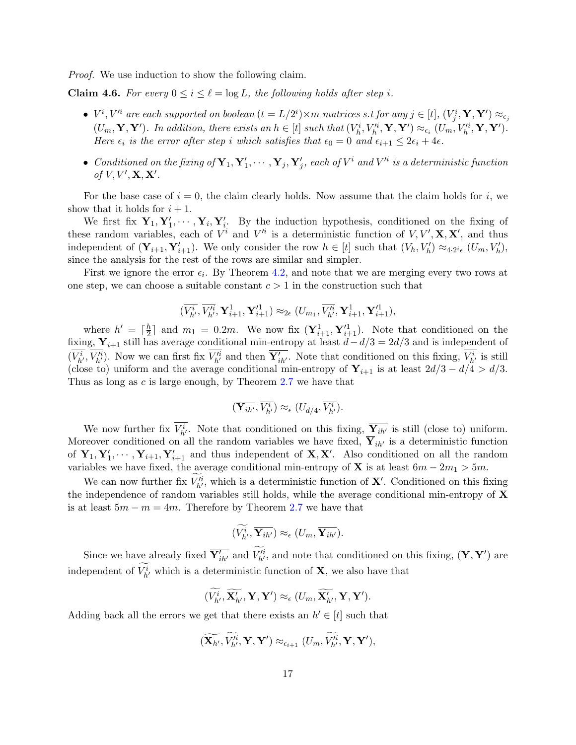*Proof.* We use induction to show the following claim.

**Claim 4.6.** *For every $0 \le i \le \ell = \log L$, the following holds after step $i$.*

- *$V^i, V'^i$ are each supported on boolean $(t = L/2^i) \times m$ matrices s.t for any $j \in [t]$, $(V^i_j, \mathbf{Y}, \mathbf{Y}') \approx_{\epsilon_j} (U_m, \mathbf{Y}, \mathbf{Y}')$. In addition, there exists an $h \in [t]$ such that $(V^i_h, V'^i_h, \mathbf{Y}, \mathbf{Y}') \approx_{\epsilon_i} (U_m, V'^i_h, \mathbf{Y}, \mathbf{Y}')$. Here $\epsilon_i$ is the error after step $i$ which satisfies that $\epsilon_0 = 0$ and $\epsilon_{i+1} \le 2\epsilon_i + 4\epsilon$.*
- *Conditioned on the fixing of $\mathbf{Y}_1, \mathbf{Y}'_1, \cdots, \mathbf{Y}_j, \mathbf{Y}'_j$, each of $V^i$ and $V'^i$ is a deterministic function of $V, V', \mathbf{X}, \mathbf{X}'$.*

For the base case of $i = 0$, the claim clearly holds. Now assume that the claim holds for $i$, we show that it holds for $i + 1$.

We first fix $\mathbf{Y}_1, \mathbf{Y}'_1, \cdots, \mathbf{Y}_i, \mathbf{Y}'_i$. By the induction hypothesis, conditioned on the fixing of these random variables, each of $V^i$ and $V'^i$ is a deterministic function of $V, V', \mathbf{X}, \mathbf{X}'$, and thus independent of $(\mathbf{Y}_{i+1}, \mathbf{Y}'_{i+1})$. We only consider the row $h \in [t]$ such that $(V_h, V'_h) \approx_{4 \cdot 2^i \epsilon} (U_m, V'_h)$, since the analysis for the rest of the rows are similar and simpler.

First we ignore the error $\epsilon_i$. By Theorem 4.2, and note that we are merging every two rows at one step, we can choose a suitable constant $c > 1$ in the construction such that

$$(\overline{V^i_{h'}}, \overline{V'^i_{h'}}, \mathbf{Y}^1_{i+1}, \mathbf{Y}'^1_{i+1}) \approx_{2\epsilon} (U_{m_1}, \overline{V'^i_{h'}}, \mathbf{Y}^1_{i+1}, \mathbf{Y}'^1_{i+1}),$$

where $h' = \lceil \frac{h}{2} \rceil$ and $m_1 = 0.2m$. We now fix $(\mathbf{Y}^1_{i+1}, \mathbf{Y}'^1_{i+1})$. Note that conditioned on the fixing, $\mathbf{Y}_{i+1}$ still has average conditional min-entropy at least $d - d/3 = 2d/3$ and is independent of $(\overline{V^i_{h'}}, \overline{V'^i_{h'}})$. Now we can first fix $\overline{V'^i_{h'}}$ and then $\overline{\mathbf{Y}'_{ih'}}$. Note that conditioned on this fixing, $\overline{V^i_{h'}}$ is still (close to) uniform and the average conditional min-entropy of $\mathbf{Y}_{i+1}$ is at least $2d/3 - d/4 > d/3$. Thus as long as $c$ is large enough, by Theorem 2.7 we have that

$$(\overline{\mathbf{Y}_{ih'}}, \overline{V^i_{h'}}) \approx_{\epsilon} (U_{d/4}, \overline{V^i_{h'}}).$$

We now further fix $\overline{V^i_{h'}}$. Note that conditioned on this fixing, $\overline{\mathbf{Y}_{ih'}}$ is still (close to) uniform. Moreover conditioned on all the random variables we have fixed, $\overline{\mathbf{Y}}_{ih'}$ is a deterministic function of $\mathbf{Y}_1, \mathbf{Y}'_1, \cdots, \mathbf{Y}_{i+1}, \mathbf{Y}'_{i+1}$ and thus independent of $\mathbf{X}, \mathbf{X}'$. Also conditioned on all the random variables we have fixed, the average conditional min-entropy of $\mathbf{X}$ is at least $6m - 2m_1 > 5m$.

We can now further fix $\widetilde{V'^i_{h'}}$, which is a deterministic function of $\mathbf{X}'$. Conditioned on this fixing the independence of random variables still holds, while the average conditional min-entropy of $\mathbf{X}$ is at least $5m - m = 4m$. Therefore by Theorem 2.7 we have that

$$(\widetilde{V^i_{h'}}, \overline{\mathbf{Y}_{ih'}}) \approx_{\epsilon} (U_m, \overline{\mathbf{Y}_{ih'}}).$$

Since we have already fixed $\overline{\mathbf{Y}'_{ih'}}$ and $\widetilde{V'^i_{h'}}$, and note that conditioned on this fixing, $(\mathbf{Y}, \mathbf{Y}')$ are independent of $\widetilde{V^i_{h'}}$ which is a deterministic function of $\mathbf{X}$, we also have that

$$(\widetilde{V^i_{h'}}, \widetilde{\mathbf{X}'_{h'}}, \mathbf{Y}, \mathbf{Y}') \approx_{\epsilon} (U_m, \widetilde{\mathbf{X}'_{h'}}, \mathbf{Y}, \mathbf{Y}').$$

Adding back all the errors we get that there exists an $h' \in [t]$ such that

$$(\widetilde{\mathbf{X}_{h'}}, \widetilde{V'^i_{h'}}, \mathbf{Y}, \mathbf{Y}') \approx_{\epsilon_{i+1}} (U_m, \widetilde{V'^i_{h'}}, \mathbf{Y}, \mathbf{Y}'),$$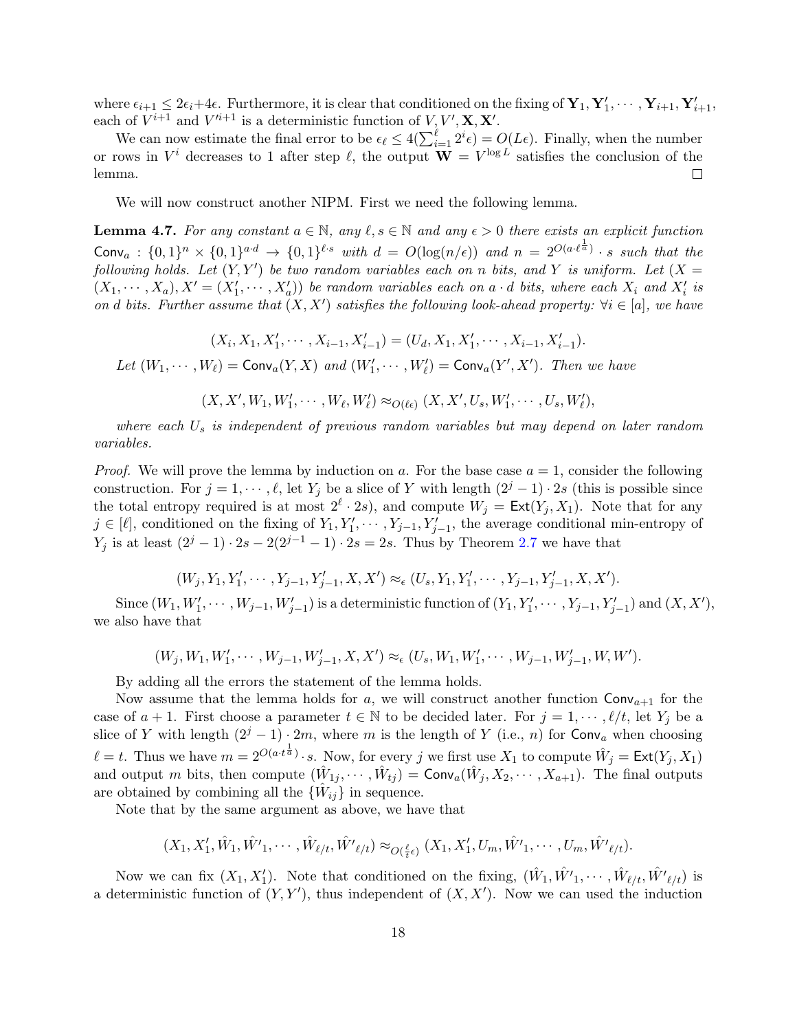where $\epsilon_{i+1} \leq 2\epsilon_i + 4\epsilon$. Furthermore, it is clear that conditioned on the fixing of $\mathbf{Y}_1, \mathbf{Y}'_1, \cdots, \mathbf{Y}_{i+1}, \mathbf{Y}'_{i+1}$, each of $V^{i+1}$ and $V'^{i+1}$ is a deterministic function of $V, V', \mathbf{X}, \mathbf{X}'$.

We can now estimate the final error to be $\epsilon_\ell \leq 4(\sum_{i=1}^{\ell} 2^i \epsilon) = O(L\epsilon)$. Finally, when the number or rows in $V^i$ decreases to 1 after step $\ell$, the output $\mathbf{W} = V^{\log L}$ satisfies the conclusion of the lemma. $\square$

We will now construct another NIPM. First we need the following lemma.

**Lemma 4.7.** *For any constant $a \in \mathbb{N}$, any $\ell, s \in \mathbb{N}$ and any $\epsilon > 0$ there exists an explicit function $\mathsf{Conv}_a : \{0,1\}^n \times \{0,1\}^{a \cdot d} \to \{0,1\}^{\ell \cdot s}$ with $d = O(\log(n/\epsilon))$ and $n = 2^{O(a \cdot \ell^{\frac{1}{a}})} \cdot s$ such that the following holds. Let $(Y, Y')$ be two random variables each on $n$ bits, and $Y$ is uniform. Let $(X = (X_1, \cdots, X_a), X' = (X'_1, \cdots, X'_a))$ be random variables each on $a \cdot d$ bits, where each $X_i$ and $X'_i$ is on $d$ bits. Further assume that $(X, X')$ satisfies the following look-ahead property: $\forall i \in [a]$, we have*

$$(X_i, X_1, X'_1, \cdots, X_{i-1}, X'_{i-1}) = (U_d, X_1, X'_1, \cdots, X_{i-1}, X'_{i-1}).$$

*Let $(W_1, \cdots, W_\ell) = \mathsf{Conv}_a(Y, X)$ and $(W'_1, \cdots, W'_\ell) = \mathsf{Conv}_a(Y', X')$. Then we have*

$$(X, X', W_1, W'_1, \cdots, W_\ell, W'_\ell) \approx_{O(\ell\epsilon)} (X, X', U_s, W'_1, \cdots, U_s, W'_\ell),$$

*where each $U_s$ is independent of previous random variables but may depend on later random variables.*

*Proof.* We will prove the lemma by induction on $a$. For the base case $a = 1$, consider the following construction. For $j = 1, \cdots, \ell$, let $Y_j$ be a slice of $Y$ with length $(2^j - 1) \cdot 2s$ (this is possible since the total entropy required is at most $2^\ell \cdot 2s$), and compute $W_j = \mathsf{Ext}(Y_j, X_1)$. Note that for any $j \in [\ell]$, conditioned on the fixing of $Y_1, Y'_1, \cdots, Y_{j-1}, Y'_{j-1}$, the average conditional min-entropy of $Y_j$ is at least $(2^j - 1) \cdot 2s - 2(2^{j-1} - 1) \cdot 2s = 2s$. Thus by Theorem 2.7 we have that

$$(W_j, Y_1, Y'_1, \cdots, Y_{j-1}, Y'_{j-1}, X, X') \approx_\epsilon (U_s, Y_1, Y'_1, \cdots, Y_{j-1}, Y'_{j-1}, X, X').$$

Since $(W_1, W'_1, \cdots, W_{j-1}, W'_{j-1})$ is a deterministic function of $(Y_1, Y'_1, \cdots, Y_{j-1}, Y'_{j-1})$ and $(X, X')$, we also have that

$$(W_j, W_1, W'_1, \cdots, W_{j-1}, W'_{j-1}, X, X') \approx_\epsilon (U_s, W_1, W'_1, \cdots, W_{j-1}, W'_{j-1}, W, W').$$

By adding all the errors the statement of the lemma holds.

Now assume that the lemma holds for $a$, we will construct another function $\mathsf{Conv}_{a+1}$ for the case of $a+1$. First choose a parameter $t \in \mathbb{N}$ to be decided later. For $j = 1, \cdots, \ell/t$, let $Y_j$ be a slice of $Y$ with length $(2^j - 1) \cdot 2m$, where $m$ is the length of $Y$ (i.e., $n$) for $\mathsf{Conv}_a$ when choosing $\ell = t$. Thus we have $m = 2^{O(a \cdot t^{\frac{1}{a}})} \cdot s$. Now, for every $j$ we first use $X_1$ to compute $\hat{W}_j = \mathsf{Ext}(Y_j, X_1)$ and output $m$ bits, then compute $(\hat{W}_{1j}, \cdots, \hat{W}_{tj}) = \mathsf{Conv}_a(\hat{W}_j, X_2, \cdots, X_{a+1})$. The final outputs are obtained by combining all the $\{\hat{W}_{ij}\}$ in sequence.

Note that by the same argument as above, we have that

$$(X_1, X'_1, \hat{W}_1, \hat{W'}_1, \cdots, \hat{W}_{\ell/t}, \hat{W'}_{\ell/t}) \approx_{O(\frac{\ell}{t}\epsilon)} (X_1, X'_1, U_m, \hat{W'}_1, \cdots, U_m, \hat{W'}_{\ell/t}).$$

Now we can fix $(X_1, X'_1)$. Note that conditioned on the fixing, $(\hat{W}_1, \hat{W'}_1, \cdots, \hat{W}_{\ell/t}, \hat{W'}_{\ell/t})$ is a deterministic function of $(Y, Y')$, thus independent of $(X, X')$. Now we can used the induction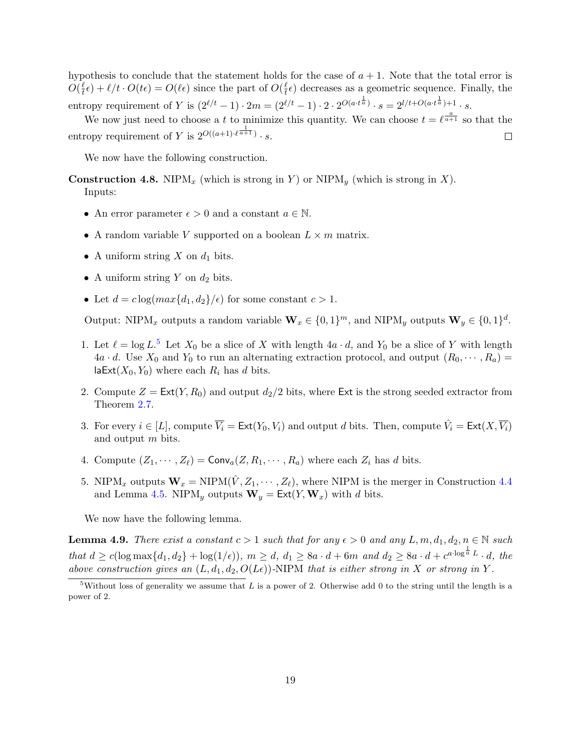hypothesis to conclude that the statement holds for the case of $a+1$. Note that the total error is $O(\frac{\ell}{t}\epsilon) + \ell/t \cdot O(t\epsilon) = O(\ell\epsilon)$ since the part of $O(\frac{\ell}{t}\epsilon)$ decreases as a geometric sequence. Finally, the entropy requirement of $Y$ is $(2^{\ell/t}-1)\cdot 2m = (2^{\ell/t}-1)\cdot 2 \cdot 2^{O(a\cdot t^{\frac{1}{a}})}\cdot s = 2^{l/t+O(a\cdot t^{\frac{1}{a}})+1}\cdot s$.

We now just need to choose a $t$ to minimize this quantity. We can choose $t = \ell^{\frac{a}{a+1}}$ so that the entropy requirement of $Y$ is $2^{O((a+1)\cdot \ell^{\frac{1}{a+1}})}\cdot s$. □

We now have the following construction.

**Construction 4.8.** NIPM$_x$ (which is strong in $Y$) or NIPM$_y$ (which is strong in $X$).
Inputs:

- An error parameter $\epsilon > 0$ and a constant $a \in \mathbb{N}$.
- A random variable $V$ supported on a boolean $L \times m$ matrix.
- A uniform string $X$ on $d_1$ bits.
- A uniform string $Y$ on $d_2$ bits.
- Let $d = c\log(max\{d_1, d_2\}/\epsilon)$ for some constant $c > 1$.

Output: NIPM$_x$ outputs a random variable $\mathbf{W}_x \in \{0,1\}^m$, and NIPM$_y$ outputs $\mathbf{W}_y \in \{0,1\}^d$.

1. Let $\ell = \log L$.[5] Let $X_0$ be a slice of $X$ with length $4a\cdot d$, and $Y_0$ be a slice of $Y$ with length $4a\cdot d$. Use $X_0$ and $Y_0$ to run an alternating extraction protocol, and output $(R_0, \cdots, R_a) = \mathsf{laExt}(X_0, Y_0)$ where each $R_i$ has $d$ bits.
2. Compute $Z = \mathsf{Ext}(Y, R_0)$ and output $d_2/2$ bits, where $\mathsf{Ext}$ is the strong seeded extractor from Theorem 2.7.
3. For every $i \in [L]$, compute $\overline{V_i} = \mathsf{Ext}(Y_0, V_i)$ and output $d$ bits. Then, compute $\hat{V}_i = \mathsf{Ext}(X, \overline{V_i})$ and output $m$ bits.
4. Compute $(Z_1, \cdots, Z_\ell) = \mathsf{Conv}_a(Z, R_1, \cdots, R_a)$ where each $Z_i$ has $d$ bits.
5. NIPM$_x$ outputs $\mathbf{W}_x = \text{NIPM}(\hat{V}, Z_1, \cdots, Z_\ell)$, where NIPM is the merger in Construction 4.4 and Lemma 4.5. NIPM$_y$ outputs $\mathbf{W}_y = \mathsf{Ext}(Y, \mathbf{W}_x)$ with $d$ bits.

We now have the following lemma.

**Lemma 4.9.** *There exist a constant $c > 1$ such that for any $\epsilon > 0$ and any $L, m, d_1, d_2, n \in \mathbb{N}$ such that $d \geq c(\log\max\{d_1, d_2\} + \log(1/\epsilon))$, $m \geq d$, $d_1 \geq 8a\cdot d + 6m$ and $d_2 \geq 8a\cdot d + c^{a\cdot \log^{\frac{1}{a}} L}\cdot d$, the above construction gives an $(L, d_1, d_2, O(L\epsilon))$-NIPM that is either strong in $X$ or strong in $Y$.*

[5] Without loss of generality we assume that $L$ is a power of 2. Otherwise add 0 to the string until the length is a power of 2.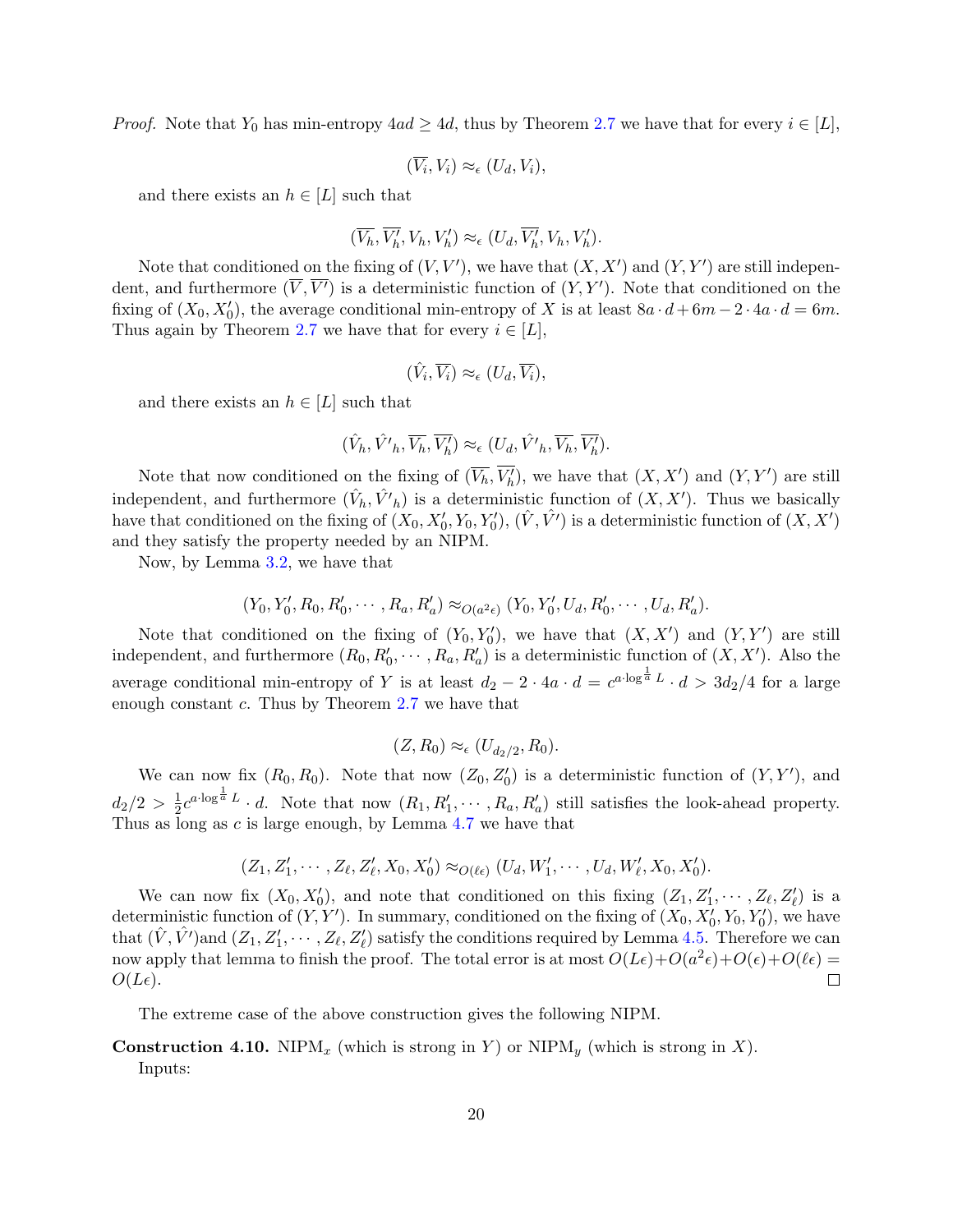*Proof.* Note that $Y_0$ has min-entropy $4ad \geq 4d$, thus by Theorem 2.7 we have that for every $i \in [L]$,

$$(\overline{V_i}, V_i) \approx_\epsilon (U_d, V_i),$$

and there exists an $h \in [L]$ such that

$$(\overline{V_h}, \overline{V_h'}, V_h, V_h') \approx_\epsilon (U_d, \overline{V_h'}, V_h, V_h').$$

Note that conditioned on the fixing of $(V, V')$, we have that $(X, X')$ and $(Y, Y')$ are still independent, and furthermore $(\overline{V}, \overline{V'})$ is a deterministic function of $(Y, Y')$. Note that conditioned on the fixing of $(X_0, X_0')$, the average conditional min-entropy of $X$ is at least $8a \cdot d + 6m - 2 \cdot 4a \cdot d = 6m$. Thus again by Theorem 2.7 we have that for every $i \in [L]$,

$$(\hat{V}_i, \overline{V_i}) \approx_\epsilon (U_d, \overline{V_i}),$$

and there exists an $h \in [L]$ such that

$$(\hat{V}_h, \hat{V}'_h, \overline{V_h}, \overline{V_h'}) \approx_\epsilon (U_d, \hat{V}'_h, \overline{V_h}, \overline{V_h'}).$$

Note that now conditioned on the fixing of $(\overline{V_h}, \overline{V_h'})$, we have that $(X, X')$ and $(Y, Y')$ are still independent, and furthermore $(\hat{V}_h, \hat{V}'_h)$ is a deterministic function of $(X, X')$. Thus we basically have that conditioned on the fixing of $(X_0, X_0', Y_0, Y_0')$, $(\hat{V}, \hat{V}')$ is a deterministic function of $(X, X')$ and they satisfy the property needed by an NIPM.

Now, by Lemma 3.2, we have that

$$(Y_0, Y_0', R_0, R_0', \cdots, R_a, R_a') \approx_{O(a^2\epsilon)} (Y_0, Y_0', U_d, R_0', \cdots, U_d, R_a').$$

Note that conditioned on the fixing of $(Y_0, Y_0')$, we have that $(X, X')$ and $(Y, Y')$ are still independent, and furthermore $(R_0, R_0', \cdots, R_a, R_a')$ is a deterministic function of $(X, X')$. Also the average conditional min-entropy of $Y$ is at least $d_2 - 2 \cdot 4a \cdot d = c^{a \cdot \log^{\frac{1}{a}} L} \cdot d > 3d_2/4$ for a large enough constant $c$. Thus by Theorem 2.7 we have that

$$(Z, R_0) \approx_\epsilon (U_{d_2/2}, R_0).$$

We can now fix $(R_0, R_0)$. Note that now $(Z_0, Z_0')$ is a deterministic function of $(Y, Y')$, and $d_2/2 > \frac{1}{2} c^{a \cdot \log^{\frac{1}{a}} L} \cdot d$. Note that now $(R_1, R_1', \cdots, R_a, R_a')$ still satisfies the look-ahead property. Thus as long as $c$ is large enough, by Lemma 4.7 we have that

$$(Z_1, Z_1', \cdots, Z_\ell, Z_\ell', X_0, X_0') \approx_{O(\ell\epsilon)} (U_d, W_1', \cdots, U_d, W_\ell', X_0, X_0').$$

We can now fix $(X_0, X_0')$, and note that conditioned on this fixing $(Z_1, Z_1', \cdots, Z_\ell, Z_\ell')$ is a deterministic function of $(Y, Y')$. In summary, conditioned on the fixing of $(X_0, X_0', Y_0, Y_0')$, we have that $(\hat{V}, \hat{V}')$and $(Z_1, Z_1', \cdots, Z_\ell, Z_\ell')$ satisfy the conditions required by Lemma 4.5. Therefore we can now apply that lemma to finish the proof. The total error is at most $O(L\epsilon) + O(a^2\epsilon) + O(\epsilon) + O(\ell\epsilon) = O(L\epsilon)$. □

The extreme case of the above construction gives the following NIPM.

**Construction 4.10.** NIPM$_x$ (which is strong in $Y$) or NIPM$_y$ (which is strong in $X$).

Inputs: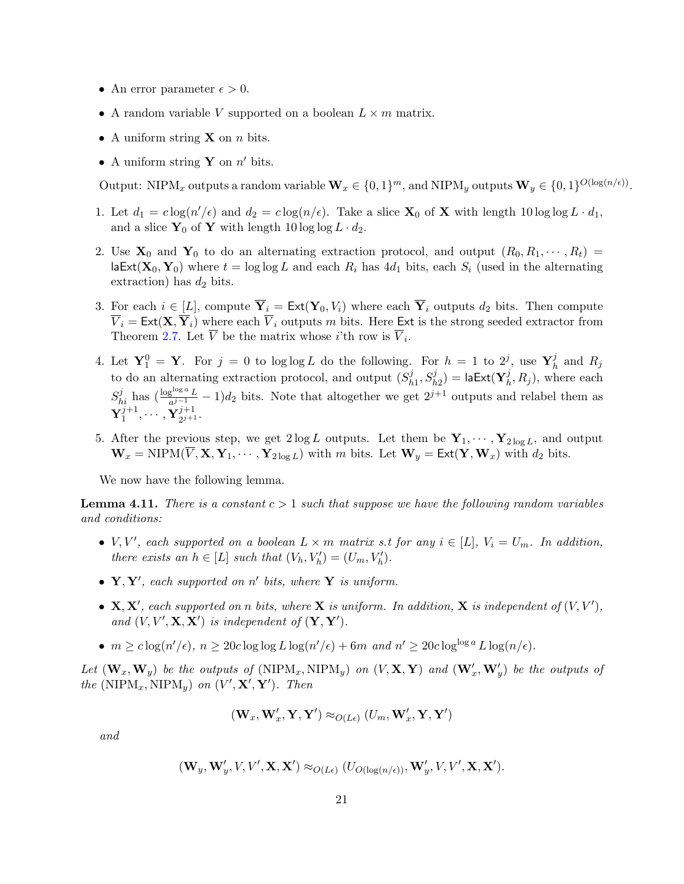- An error parameter $\epsilon > 0$.
- A random variable $V$ supported on a boolean $L \times m$ matrix.
- A uniform string $\mathbf{X}$ on $n$ bits.
- A uniform string $\mathbf{Y}$ on $n'$ bits.

Output: $\mathrm{NIPM}_x$ outputs a random variable $\mathbf{W}_x \in \{0,1\}^m$, and $\mathrm{NIPM}_y$ outputs $\mathbf{W}_y \in \{0,1\}^{O(\log(n/\epsilon))}$.

1. Let $d_1 = c\log(n'/\epsilon)$ and $d_2 = c\log(n/\epsilon)$. Take a slice $\mathbf{X}_0$ of $\mathbf{X}$ with length $10\log\log L \cdot d_1$, and a slice $\mathbf{Y}_0$ of $\mathbf{Y}$ with length $10\log\log L \cdot d_2$.
2. Use $\mathbf{X}_0$ and $\mathbf{Y}_0$ to do an alternating extraction protocol, and output $(R_0, R_1, \cdots, R_t) = \mathsf{laExt}(\mathbf{X}_0, \mathbf{Y}_0)$ where $t = \log\log L$ and each $R_i$ has $4d_1$ bits, each $S_i$ (used in the alternating extraction) has $d_2$ bits.
3. For each $i \in [L]$, compute $\overline{\mathbf{Y}}_i = \mathsf{Ext}(\mathbf{Y}_0, V_i)$ where each $\overline{\mathbf{Y}}_i$ outputs $d_2$ bits. Then compute $\overline{V}_i = \mathsf{Ext}(\mathbf{X}, \overline{\mathbf{Y}}_i)$ where each $\overline{V}_i$ outputs $m$ bits. Here $\mathsf{Ext}$ is the strong seeded extractor from Theorem 2.7. Let $\overline{V}$ be the matrix whose $i$'th row is $\overline{V}_i$.
4. Let $\mathbf{Y}^0_1 = \mathbf{Y}$. For $j = 0$ to $\log\log L$ do the following. For $h = 1$ to $2^j$, use $\mathbf{Y}^j_h$ and $R_j$ to do an alternating extraction protocol, and output $(S^j_{h1}, S^j_{h2}) = \mathsf{laExt}(\mathbf{Y}^j_h, R_j)$, where each $S^j_{hi}$ has $(\frac{\log^{\log a} L}{a^{j-1}} - 1)d_2$ bits. Note that altogether we get $2^{j+1}$ outputs and relabel them as $\mathbf{Y}^{j+1}_1, \cdots, \mathbf{Y}^{j+1}_{2^{j+1}}$.
5. After the previous step, we get $2\log L$ outputs. Let them be $\mathbf{Y}_1, \cdots, \mathbf{Y}_{2\log L}$, and output $\mathbf{W}_x = \mathrm{NIPM}(\overline{V}, \mathbf{X}, \mathbf{Y}_1, \cdots, \mathbf{Y}_{2\log L})$ with $m$ bits. Let $\mathbf{W}_y = \mathsf{Ext}(\mathbf{Y}, \mathbf{W}_x)$ with $d_2$ bits.

We now have the following lemma.

**Lemma 4.11.** *There is a constant $c > 1$ such that suppose we have the following random variables and conditions:*

- *$V, V'$, each supported on a boolean $L \times m$ matrix s.t for any $i \in [L]$, $V_i = U_m$. In addition, there exists an $h \in [L]$ such that $(V_h, V'_h) = (U_m, V'_h)$.*
- *$\mathbf{Y}, \mathbf{Y}'$, each supported on $n'$ bits, where $\mathbf{Y}$ is uniform.*
- *$\mathbf{X}, \mathbf{X}'$, each supported on $n$ bits, where $\mathbf{X}$ is uniform. In addition, $\mathbf{X}$ is independent of $(V, V')$, and $(V, V', \mathbf{X}, \mathbf{X}')$ is independent of $(\mathbf{Y}, \mathbf{Y}')$.*
- *$m \geq c\log(n'/\epsilon)$, $n \geq 20c\log\log L\log(n'/\epsilon) + 6m$ and $n' \geq 20c\log^{\log a} L\log(n/\epsilon)$.*

*Let $(\mathbf{W}_x, \mathbf{W}_y)$ be the outputs of $(\mathrm{NIPM}_x, \mathrm{NIPM}_y)$ on $(V, \mathbf{X}, \mathbf{Y})$ and $(\mathbf{W}'_x, \mathbf{W}'_y)$ be the outputs of the $(\mathrm{NIPM}_x, \mathrm{NIPM}_y)$ on $(V', \mathbf{X}', \mathbf{Y}')$. Then*

$$(\mathbf{W}_x, \mathbf{W}'_x, \mathbf{Y}, \mathbf{Y}') \approx_{O(L\epsilon)} (U_m, \mathbf{W}'_x, \mathbf{Y}, \mathbf{Y}')$$

*and*

$$(\mathbf{W}_y, \mathbf{W}'_y, V, V', \mathbf{X}, \mathbf{X}') \approx_{O(L\epsilon)} (U_{O(\log(n/\epsilon))}, \mathbf{W}'_y, V, V', \mathbf{X}, \mathbf{X}').$$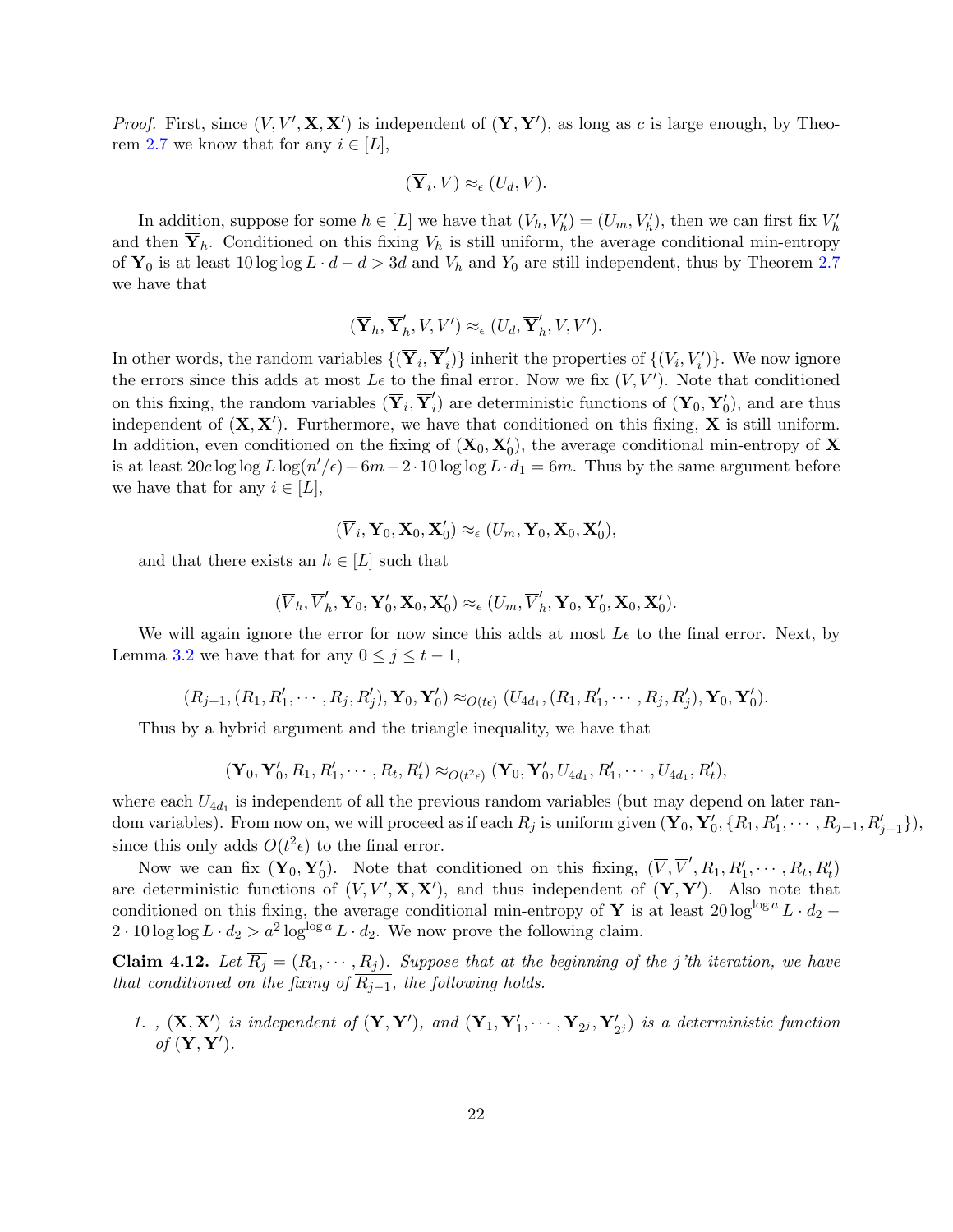*Proof.* First, since $(V, V', \mathbf{X}, \mathbf{X}')$ is independent of $(\mathbf{Y}, \mathbf{Y}')$, as long as $c$ is large enough, by Theorem 2.7 we know that for any $i \in [L]$,

$$(\overline{\mathbf{Y}}_i, V) \approx_\epsilon (U_d, V).$$

In addition, suppose for some $h \in [L]$ we have that $(V_h, V_h') = (U_m, V_h')$, then we can first fix $V_h'$ and then $\overline{\mathbf{Y}}_h$. Conditioned on this fixing $V_h$ is still uniform, the average conditional min-entropy of $\mathbf{Y}_0$ is at least $10 \log\log L \cdot d - d > 3d$ and $V_h$ and $Y_0$ are still independent, thus by Theorem 2.7 we have that

$$(\overline{\mathbf{Y}}_h, \overline{\mathbf{Y}}_h', V, V') \approx_\epsilon (U_d, \overline{\mathbf{Y}}_h', V, V').$$

In other words, the random variables $\{(\overline{\mathbf{Y}}_i, \overline{\mathbf{Y}}_i')\}$ inherit the properties of $\{(V_i, V_i')\}$. We now ignore the errors since this adds at most $L\epsilon$ to the final error. Now we fix $(V, V')$. Note that conditioned on this fixing, the random variables $(\overline{\mathbf{Y}}_i, \overline{\mathbf{Y}}_i')$ are deterministic functions of $(\mathbf{Y}_0, \mathbf{Y}_0')$, and are thus independent of $(\mathbf{X}, \mathbf{X}')$. Furthermore, we have that conditioned on this fixing, $\mathbf{X}$ is still uniform. In addition, even conditioned on the fixing of $(\mathbf{X}_0, \mathbf{X}_0')$, the average conditional min-entropy of $\mathbf{X}$ is at least $20c \log\log L \log(n'/\epsilon) + 6m - 2 \cdot 10 \log\log L \cdot d_1 = 6m$. Thus by the same argument before we have that for any $i \in [L]$,

$$(\overline{V}_i, \mathbf{Y}_0, \mathbf{X}_0, \mathbf{X}_0') \approx_\epsilon (U_m, \mathbf{Y}_0, \mathbf{X}_0, \mathbf{X}_0'),$$

and that there exists an $h \in [L]$ such that

$$(\overline{V}_h, \overline{V}_h', \mathbf{Y}_0, \mathbf{Y}_0', \mathbf{X}_0, \mathbf{X}_0') \approx_\epsilon (U_m, \overline{V}_h', \mathbf{Y}_0, \mathbf{Y}_0', \mathbf{X}_0, \mathbf{X}_0').$$

We will again ignore the error for now since this adds at most $L\epsilon$ to the final error. Next, by Lemma 3.2 we have that for any $0 \le j \le t-1$,

$$(R_{j+1}, (R_1, R_1', \cdots, R_j, R_j'), \mathbf{Y}_0, \mathbf{Y}_0') \approx_{O(t\epsilon)} (U_{4d_1}, (R_1, R_1', \cdots, R_j, R_j'), \mathbf{Y}_0, \mathbf{Y}_0').$$

Thus by a hybrid argument and the triangle inequality, we have that

$$(\mathbf{Y}_0, \mathbf{Y}_0', R_1, R_1', \cdots, R_t, R_t') \approx_{O(t^2\epsilon)} (\mathbf{Y}_0, \mathbf{Y}_0', U_{4d_1}, R_1', \cdots, U_{4d_1}, R_t'),$$

where each $U_{4d_1}$ is independent of all the previous random variables (but may depend on later random variables). From now on, we will proceed as if each $R_j$ is uniform given $(\mathbf{Y}_0, \mathbf{Y}_0', \{R_1, R_1', \cdots, R_{j-1}, R_{j-1}'\})$, since this only adds $O(t^2\epsilon)$ to the final error.

Now we can fix $(\mathbf{Y}_0, \mathbf{Y}_0')$. Note that conditioned on this fixing, $(\overline{V}, \overline{V}', R_1, R_1', \cdots, R_t, R_t')$ are deterministic functions of $(V, V', \mathbf{X}, \mathbf{X}')$, and thus independent of $(\mathbf{Y}, \mathbf{Y}')$. Also note that conditioned on this fixing, the average conditional min-entropy of $\mathbf{Y}$ is at least $20 \log^{\log a} L \cdot d_2 - 2 \cdot 10 \log\log L \cdot d_2 > a^2 \log^{\log a} L \cdot d_2$. We now prove the following claim.

**Claim 4.12.** *Let $\overline{R_j} = (R_1, \cdots, R_j)$. Suppose that at the beginning of the $j$'th iteration, we have that conditioned on the fixing of $\overline{R_{j-1}}$, the following holds.*

1. *, $(\mathbf{X}, \mathbf{X}')$ is independent of $(\mathbf{Y}, \mathbf{Y}')$, and $(\mathbf{Y}_1, \mathbf{Y}_1', \cdots, \mathbf{Y}_{2^j}, \mathbf{Y}_{2^j}')$ is a deterministic function of $(\mathbf{Y}, \mathbf{Y}')$.*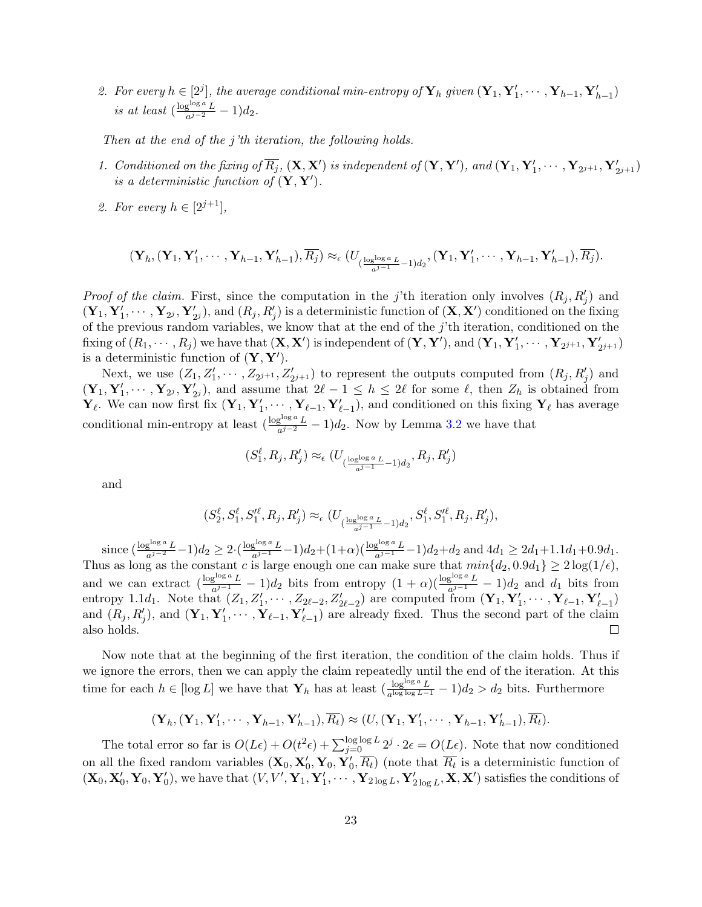2. *For every $h \in [2^j]$, the average conditional min-entropy of $\mathbf{Y}_h$ given $(\mathbf{Y}_1, \mathbf{Y}'_1, \cdots, \mathbf{Y}_{h-1}, \mathbf{Y}'_{h-1})$ is at least $(\frac{\log^{\log a} L}{a^{j-2}} - 1)d_2$.*

*Then at the end of the j'th iteration, the following holds.*

1. *Conditioned on the fixing of $\overline{R_j}$, $(\mathbf{X}, \mathbf{X}')$ is independent of $(\mathbf{Y}, \mathbf{Y}')$, and $(\mathbf{Y}_1, \mathbf{Y}'_1, \cdots, \mathbf{Y}_{2^{j+1}}, \mathbf{Y}'_{2^{j+1}})$ is a deterministic function of $(\mathbf{Y}, \mathbf{Y}')$.*
2. *For every $h \in [2^{j+1}]$,*

$$(\mathbf{Y}_h, (\mathbf{Y}_1, \mathbf{Y}'_1, \cdots, \mathbf{Y}_{h-1}, \mathbf{Y}'_{h-1}), \overline{R_j}) \approx_\epsilon (U_{(\frac{\log^{\log a} L}{a^{j-1}} - 1)d_2}, (\mathbf{Y}_1, \mathbf{Y}'_1, \cdots, \mathbf{Y}_{h-1}, \mathbf{Y}'_{h-1}), \overline{R_j}).$$

*Proof of the claim.* First, since the computation in the $j$'th iteration only involves $(R_j, R'_j)$ and $(\mathbf{Y}_1, \mathbf{Y}'_1, \cdots, \mathbf{Y}_{2^j}, \mathbf{Y}'_{2^j})$, and $(R_j, R'_j)$ is a deterministic function of $(\mathbf{X}, \mathbf{X}')$ conditioned on the fixing of the previous random variables, we know that at the end of the $j$'th iteration, conditioned on the fixing of $(R_1, \cdots, R_j)$ we have that $(\mathbf{X}, \mathbf{X}')$ is independent of $(\mathbf{Y}, \mathbf{Y}')$, and $(\mathbf{Y}_1, \mathbf{Y}'_1, \cdots, \mathbf{Y}_{2^{j+1}}, \mathbf{Y}'_{2^{j+1}})$ is a deterministic function of $(\mathbf{Y}, \mathbf{Y}')$.

Next, we use $(Z_1, Z'_1, \cdots, Z_{2^{j+1}}, Z'_{2^{j+1}})$ to represent the outputs computed from $(R_j, R'_j)$ and $(\mathbf{Y}_1, \mathbf{Y}'_1, \cdots, \mathbf{Y}_{2^j}, \mathbf{Y}'_{2^j})$, and assume that $2\ell - 1 \leq h \leq 2\ell$ for some $\ell$, then $Z_h$ is obtained from $\mathbf{Y}_\ell$. We can now first fix $(\mathbf{Y}_1, \mathbf{Y}'_1, \cdots, \mathbf{Y}_{\ell-1}, \mathbf{Y}'_{\ell-1})$, and conditioned on this fixing $\mathbf{Y}_\ell$ has average conditional min-entropy at least $(\frac{\log^{\log a} L}{a^{j-2}} - 1)d_2$. Now by Lemma 3.2 we have that

$$(S^\ell_1, R_j, R'_j) \approx_\epsilon (U_{(\frac{\log^{\log a} L}{a^{j-1}} - 1)d_2}, R_j, R'_j)$$

and

$$(S^\ell_2, S^\ell_1, S'^\ell_1, R_j, R'_j) \approx_\epsilon (U_{(\frac{\log^{\log a} L}{a^{j-1}} - 1)d_2}, S^\ell_1, S'^\ell_1, R_j, R'_j),$$

since $(\frac{\log^{\log a} L}{a^{j-2}} - 1)d_2 \geq 2 \cdot (\frac{\log^{\log a} L}{a^{j-1}} - 1)d_2 + (1+\alpha)(\frac{\log^{\log a} L}{a^{j-1}} - 1)d_2 + d_2$ and $4d_1 \geq 2d_1 + 1.1d_1 + 0.9d_1$. Thus as long as the constant $c$ is large enough one can make sure that $min\{d_2, 0.9d_1\} \geq 2\log(1/\epsilon)$, and we can extract $(\frac{\log^{\log a} L}{a^{j-1}} - 1)d_2$ bits from entropy $(1+\alpha)(\frac{\log^{\log a} L}{a^{j-1}} - 1)d_2$ and $d_1$ bits from entropy $1.1d_1$. Note that $(Z_1, Z'_1, \cdots, Z_{2\ell-2}, Z'_{2\ell-2})$ are computed from $(\mathbf{Y}_1, \mathbf{Y}'_1, \cdots, \mathbf{Y}_{\ell-1}, \mathbf{Y}'_{\ell-1})$ and $(R_j, R'_j)$, and $(\mathbf{Y}_1, \mathbf{Y}'_1, \cdots, \mathbf{Y}_{\ell-1}, \mathbf{Y}'_{\ell-1})$ are already fixed. Thus the second part of the claim also holds. □

Now note that at the beginning of the first iteration, the condition of the claim holds. Thus if we ignore the errors, then we can apply the claim repeatedly until the end of the iteration. At this time for each $h \in [\log L]$ we have that $\mathbf{Y}_h$ has at least $(\frac{\log^{\log a} L}{a^{\log \log L - 1}} - 1)d_2 > d_2$ bits. Furthermore

$$(\mathbf{Y}_h, (\mathbf{Y}_1, \mathbf{Y}'_1, \cdots, \mathbf{Y}_{h-1}, \mathbf{Y}'_{h-1}), \overline{R_t}) \approx (U, (\mathbf{Y}_1, \mathbf{Y}'_1, \cdots, \mathbf{Y}_{h-1}, \mathbf{Y}'_{h-1}), \overline{R_t}).$$

The total error so far is $O(L\epsilon) + O(t^2\epsilon) + \sum_{j=0}^{\log \log L} 2^j \cdot 2\epsilon = O(L\epsilon)$. Note that now conditioned on all the fixed random variables $(\mathbf{X}_0, \mathbf{X}'_0, \mathbf{Y}_0, \mathbf{Y}'_0, \overline{R_t})$ (note that $\overline{R_t}$ is a deterministic function of $(\mathbf{X}_0, \mathbf{X}'_0, \mathbf{Y}_0, \mathbf{Y}'_0)$, we have that $(V, V', \mathbf{Y}_1, \mathbf{Y}'_1, \cdots, \mathbf{Y}_{2\log L}, \mathbf{Y}'_{2\log L}, \mathbf{X}, \mathbf{X}')$ satisfies the conditions of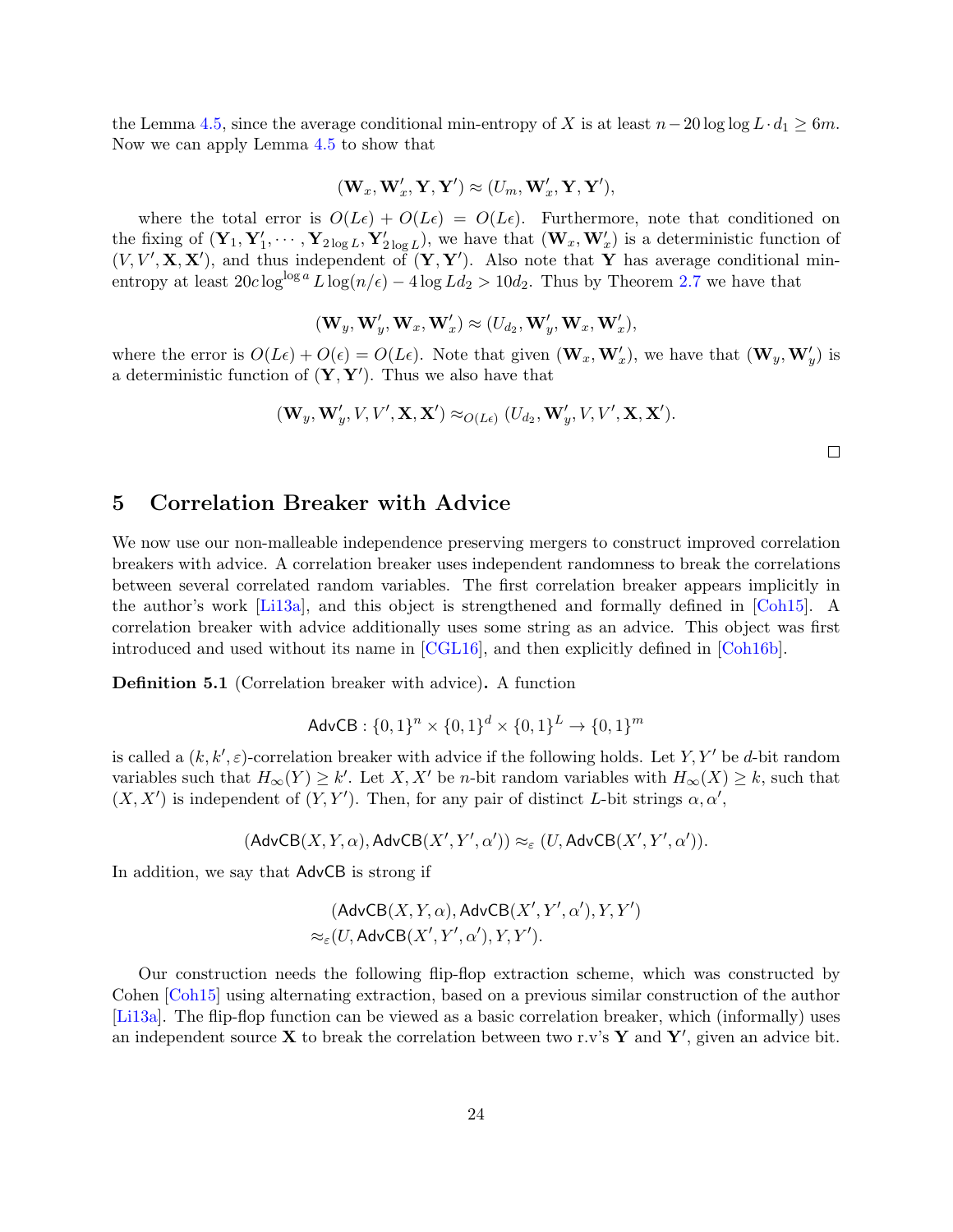the Lemma 4.5, since the average conditional min-entropy of $X$ is at least $n - 20 \log\log L \cdot d_1 \geq 6m$. Now we can apply Lemma 4.5 to show that

$$(\mathbf{W}_x, \mathbf{W}'_x, \mathbf{Y}, \mathbf{Y}') \approx (U_m, \mathbf{W}'_x, \mathbf{Y}, \mathbf{Y}'),$$

where the total error is $O(L\epsilon) + O(L\epsilon) = O(L\epsilon)$. Furthermore, note that conditioned on the fixing of $(\mathbf{Y}_1, \mathbf{Y}'_1, \cdots, \mathbf{Y}_{2\log L}, \mathbf{Y}'_{2\log L})$, we have that $(\mathbf{W}_x, \mathbf{W}'_x)$ is a deterministic function of $(V, V', \mathbf{X}, \mathbf{X}')$, and thus independent of $(\mathbf{Y}, \mathbf{Y}')$. Also note that $\mathbf{Y}$ has average conditional min-entropy at least $20c \log^{\log a} L \log(n/\epsilon) - 4 \log L d_2 > 10 d_2$. Thus by Theorem 2.7 we have that

$$(\mathbf{W}_y, \mathbf{W}'_y, \mathbf{W}_x, \mathbf{W}'_x) \approx (U_{d_2}, \mathbf{W}'_y, \mathbf{W}_x, \mathbf{W}'_x),$$

where the error is $O(L\epsilon) + O(\epsilon) = O(L\epsilon)$. Note that given $(\mathbf{W}_x, \mathbf{W}'_x)$, we have that $(\mathbf{W}_y, \mathbf{W}'_y)$ is a deterministic function of $(\mathbf{Y}, \mathbf{Y}')$. Thus we also have that

$$(\mathbf{W}_y, \mathbf{W}'_y, V, V', \mathbf{X}, \mathbf{X}') \approx_{O(L\epsilon)} (U_{d_2}, \mathbf{W}'_y, V, V', \mathbf{X}, \mathbf{X}').$$

□

# 5 Correlation Breaker with Advice

We now use our non-malleable independence preserving mergers to construct improved correlation breakers with advice. A correlation breaker uses independent randomness to break the correlations between several correlated random variables. The first correlation breaker appears implicitly in the author's work [Li13a], and this object is strengthened and formally defined in [Coh15]. A correlation breaker with advice additionally uses some string as an advice. This object was first introduced and used without its name in [CGL16], and then explicitly defined in [Coh16b].

**Definition 5.1** (Correlation breaker with advice)**.** A function

$$\mathsf{AdvCB} : \{0,1\}^n \times \{0,1\}^d \times \{0,1\}^L \to \{0,1\}^m$$

is called a $(k, k', \varepsilon)$-correlation breaker with advice if the following holds. Let $Y, Y'$ be $d$-bit random variables such that $H_\infty(Y) \geq k'$. Let $X, X'$ be $n$-bit random variables with $H_\infty(X) \geq k$, such that $(X, X')$ is independent of $(Y, Y')$. Then, for any pair of distinct $L$-bit strings $\alpha, \alpha'$,

$$(\mathsf{AdvCB}(X, Y, \alpha), \mathsf{AdvCB}(X', Y', \alpha')) \approx_\varepsilon (U, \mathsf{AdvCB}(X', Y', \alpha')).$$

In addition, we say that $\mathsf{AdvCB}$ is strong if

$$\begin{aligned}&(\mathsf{AdvCB}(X, Y, \alpha), \mathsf{AdvCB}(X', Y', \alpha'), Y, Y')\\ \approx_\varepsilon &(U, \mathsf{AdvCB}(X', Y', \alpha'), Y, Y').\end{aligned}$$

Our construction needs the following flip-flop extraction scheme, which was constructed by Cohen [Coh15] using alternating extraction, based on a previous similar construction of the author [Li13a]. The flip-flop function can be viewed as a basic correlation breaker, which (informally) uses an independent source $\mathbf{X}$ to break the correlation between two r.v's $\mathbf{Y}$ and $\mathbf{Y}'$, given an advice bit.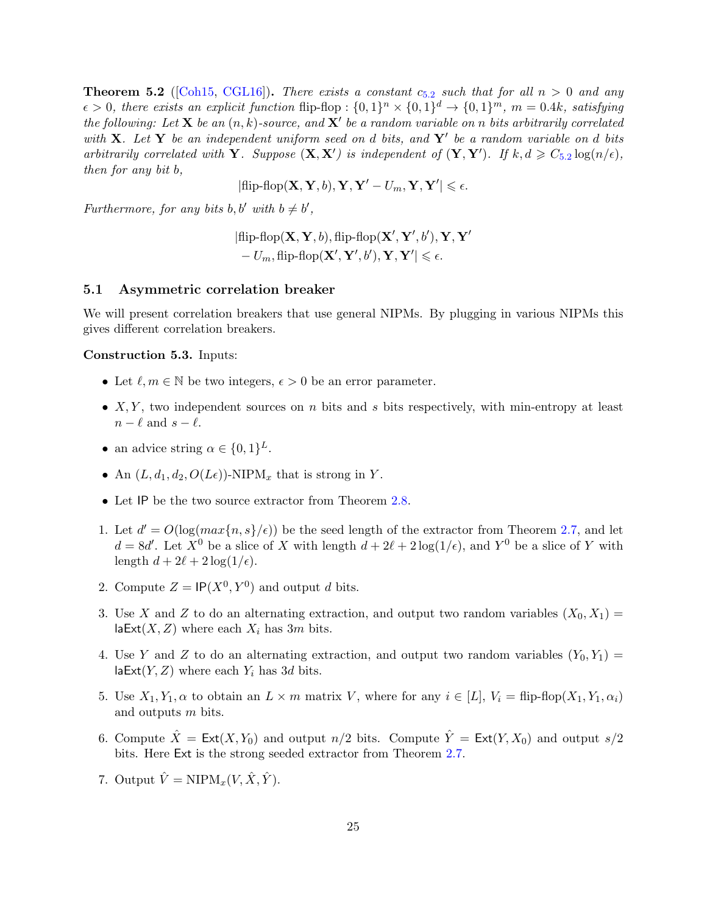**Theorem 5.2** ([Coh15, CGL16]). *There exists a constant $c_{5.2}$ such that for all $n > 0$ and any $\epsilon > 0$, there exists an explicit function* flip-flop : $\{0,1\}^n \times \{0,1\}^d \to \{0,1\}^m$, $m = 0.4k$, *satisfying the following: Let $\mathbf{X}$ be an $(n,k)$-source, and $\mathbf{X}'$ be a random variable on $n$ bits arbitrarily correlated with $\mathbf{X}$. Let $\mathbf{Y}$ be an independent uniform seed on $d$ bits, and $\mathbf{Y}'$ be a random variable on $d$ bits arbitrarily correlated with $\mathbf{Y}$. Suppose $(\mathbf{X}, \mathbf{X}')$ is independent of $(\mathbf{Y}, \mathbf{Y}')$. If $k, d \geqslant C_{5.2} \log(n/\epsilon)$, then for any bit $b$,*

$$|\text{flip-flop}(\mathbf{X}, \mathbf{Y}, b), \mathbf{Y}, \mathbf{Y}' - U_m, \mathbf{Y}, \mathbf{Y}'| \leqslant \epsilon.$$

*Furthermore, for any bits $b, b'$ with $b \neq b'$,*

$$|\text{flip-flop}(\mathbf{X}, \mathbf{Y}, b), \text{flip-flop}(\mathbf{X}', \mathbf{Y}', b'), \mathbf{Y}, \mathbf{Y}' \\ - U_m, \text{flip-flop}(\mathbf{X}', \mathbf{Y}', b'), \mathbf{Y}, \mathbf{Y}'| \leqslant \epsilon.$$

## 5.1 Asymmetric correlation breaker

We will present correlation breakers that use general NIPMs. By plugging in various NIPMs this gives different correlation breakers.

**Construction 5.3.** Inputs:

- Let $\ell, m \in \mathbb{N}$ be two integers, $\epsilon > 0$ be an error parameter.
- $X, Y$, two independent sources on $n$ bits and $s$ bits respectively, with min-entropy at least $n - \ell$ and $s - \ell$.
- an advice string $\alpha \in \{0,1\}^L$.
- An $(L, d_1, d_2, O(L\epsilon))$-NIPM$_x$ that is strong in $Y$.
- Let $\mathsf{IP}$ be the two source extractor from Theorem 2.8.

1. Let $d' = O(\log(max\{n, s\}/\epsilon))$ be the seed length of the extractor from Theorem 2.7, and let $d = 8d'$. Let $X^0$ be a slice of $X$ with length $d + 2\ell + 2\log(1/\epsilon)$, and $Y^0$ be a slice of $Y$ with length $d + 2\ell + 2\log(1/\epsilon)$.
2. Compute $Z = \mathsf{IP}(X^0, Y^0)$ and output $d$ bits.
3. Use $X$ and $Z$ to do an alternating extraction, and output two random variables $(X_0, X_1) = \mathsf{laExt}(X, Z)$ where each $X_i$ has $3m$ bits.
4. Use $Y$ and $Z$ to do an alternating extraction, and output two random variables $(Y_0, Y_1) = \mathsf{laExt}(Y, Z)$ where each $Y_i$ has $3d$ bits.
5. Use $X_1, Y_1, \alpha$ to obtain an $L \times m$ matrix $V$, where for any $i \in [L]$, $V_i = \text{flip-flop}(X_1, Y_1, \alpha_i)$ and outputs $m$ bits.
6. Compute $\hat{X} = \mathsf{Ext}(X, Y_0)$ and output $n/2$ bits. Compute $\hat{Y} = \mathsf{Ext}(Y, X_0)$ and output $s/2$ bits. Here $\mathsf{Ext}$ is the strong seeded extractor from Theorem 2.7.
7. Output $\hat{V} = \text{NIPM}_x(V, \hat{X}, \hat{Y})$.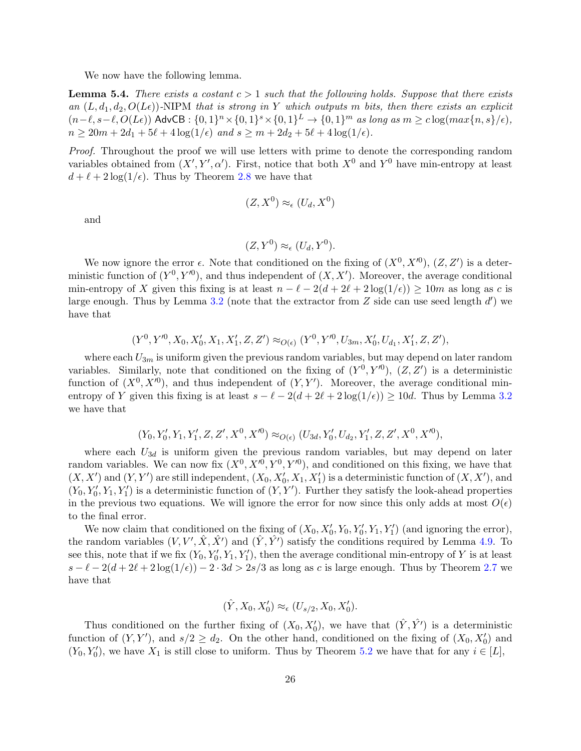We now have the following lemma.

**Lemma 5.4.** *There exists a costant $c > 1$ such that the following holds. Suppose that there exists an $(L, d_1, d_2, O(L\epsilon))$-NIPM that is strong in $Y$ which outputs $m$ bits, then there exists an explicit $(n-\ell, s-\ell, O(L\epsilon))$ $\mathsf{AdvCB} : \{0,1\}^n \times \{0,1\}^s \times \{0,1\}^L \to \{0,1\}^m$ as long as $m \geq c\log(max\{n,s\}/\epsilon)$, $n \geq 20m + 2d_1 + 5\ell + 4\log(1/\epsilon)$ and $s \geq m + 2d_2 + 5\ell + 4\log(1/\epsilon)$.*

*Proof.* Throughout the proof we will use letters with prime to denote the corresponding random variables obtained from $(X', Y', \alpha')$. First, notice that both $X^0$ and $Y^0$ have min-entropy at least $d + \ell + 2\log(1/\epsilon)$. Thus by Theorem 2.8 we have that

$$(Z, X^0) \approx_\epsilon (U_d, X^0)$$

and

$$(Z, Y^0) \approx_\epsilon (U_d, Y^0).$$

We now ignore the error $\epsilon$. Note that conditioned on the fixing of $(X^0, X'^0)$, $(Z, Z')$ is a deterministic function of $(Y^0, Y'^0)$, and thus independent of $(X, X')$. Moreover, the average conditional min-entropy of $X$ given this fixing is at least $n - \ell - 2(d + 2\ell + 2\log(1/\epsilon)) \geq 10m$ as long as $c$ is large enough. Thus by Lemma 3.2 (note that the extractor from $Z$ side can use seed length $d'$) we have that

$$(Y^0, Y'^0, X_0, X'_0, X_1, X'_1, Z, Z') \approx_{O(\epsilon)} (Y^0, Y'^0, U_{3m}, X'_0, U_{d_1}, X'_1, Z, Z'),$$

where each $U_{3m}$ is uniform given the previous random variables, but may depend on later random variables. Similarly, note that conditioned on the fixing of $(Y^0, Y'^0)$, $(Z, Z')$ is a deterministic function of $(X^0, X'^0)$, and thus independent of $(Y, Y')$. Moreover, the average conditional min-entropy of $Y$ given this fixing is at least $s - \ell - 2(d + 2\ell + 2\log(1/\epsilon)) \geq 10d$. Thus by Lemma 3.2 we have that

$$(Y_0, Y'_0, Y_1, Y'_1, Z, Z', X^0, X'^0) \approx_{O(\epsilon)} (U_{3d}, Y'_0, U_{d_2}, Y'_1, Z, Z', X^0, X'^0),$$

where each $U_{3d}$ is uniform given the previous random variables, but may depend on later random variables. We can now fix $(X^0, X'^0, Y^0, Y'^0)$, and conditioned on this fixing, we have that $(X, X')$ and $(Y, Y')$ are still independent, $(X_0, X'_0, X_1, X'_1)$ is a deterministic function of $(X, X')$, and $(Y_0, Y'_0, Y_1, Y'_1)$ is a deterministic function of $(Y, Y')$. Further they satisfy the look-ahead properties in the previous two equations. We will ignore the error for now since this only adds at most $O(\epsilon)$ to the final error.

We now claim that conditioned on the fixing of $(X_0, X'_0, Y_0, Y'_0, Y_1, Y'_1)$ (and ignoring the error), the random variables $(V, V', \hat{X}, \hat{X}')$ and $(\hat{Y}, \hat{Y'})$ satisfy the conditions required by Lemma 4.9. To see this, note that if we fix $(Y_0, Y'_0, Y_1, Y'_1)$, then the average conditional min-entropy of $Y$ is at least $s - \ell - 2(d + 2\ell + 2\log(1/\epsilon)) - 2 \cdot 3d > 2s/3$ as long as $c$ is large enough. Thus by Theorem 2.7 we have that

$$(\hat{Y}, X_0, X'_0) \approx_\epsilon (U_{s/2}, X_0, X'_0).$$

Thus conditioned on the further fixing of $(X_0, X'_0)$, we have that $(\hat{Y}, \hat{Y'})$ is a deterministic function of $(Y, Y')$, and $s/2 \geq d_2$. On the other hand, conditioned on the fixing of $(X_0, X'_0)$ and $(Y_0, Y'_0)$, we have $X_1$ is still close to uniform. Thus by Theorem 5.2 we have that for any $i \in [L]$,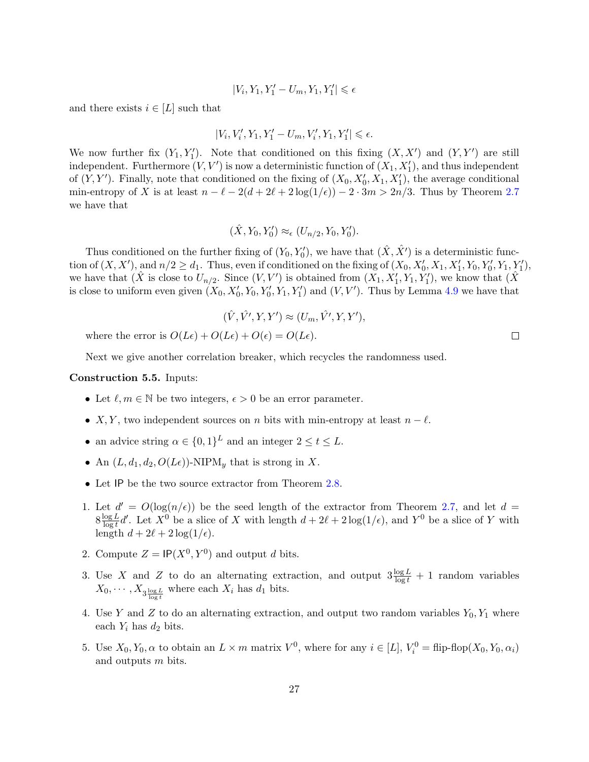$$|V_i, Y_1, Y_1' - U_m, Y_1, Y_1'| \leqslant \epsilon$$

and there exists $i \in [L]$ such that

$$|V_i, V_i', Y_1, Y_1' - U_m, V_i', Y_1, Y_1'| \leqslant \epsilon.$$

We now further fix $(Y_1, Y_1')$. Note that conditioned on this fixing $(X, X')$ and $(Y, Y')$ are still independent. Furthermore $(V, V')$ is now a deterministic function of $(X_1, X_1')$, and thus independent of $(Y, Y')$. Finally, note that conditioned on the fixing of $(X_0, X_0', X_1, X_1')$, the average conditional min-entropy of $X$ is at least $n - \ell - 2(d + 2\ell + 2\log(1/\epsilon)) - 2 \cdot 3m > 2n/3$. Thus by Theorem 2.7 we have that

$$(\hat{X}, Y_0, Y_0') \approx_\epsilon (U_{n/2}, Y_0, Y_0').$$

Thus conditioned on the further fixing of $(Y_0, Y_0')$, we have that $(\hat{X}, \hat{X}')$ is a deterministic function of $(X, X')$, and $n/2 \geq d_1$. Thus, even if conditioned on the fixing of $(X_0, X_0', X_1, X_1', Y_0, Y_0', Y_1, Y_1')$, we have that ($\hat{X}$ is close to $U_{n/2}$. Since $(V, V')$ is obtained from $(X_1, X_1', Y_1, Y_1')$, we know that ($\hat{X}$ is close to uniform even given $(X_0, X_0', Y_0, Y_0', Y_1, Y_1')$ and $(V, V')$. Thus by Lemma 4.9 we have that

$$(\hat{V}, \hat{V'}, Y, Y') \approx (U_m, \hat{V'}, Y, Y'),$$

where the error is $O(L\epsilon) + O(L\epsilon) + O(\epsilon) = O(L\epsilon)$. □

Next we give another correlation breaker, which recycles the randomness used.

**Construction 5.5.** Inputs:

- Let $\ell, m \in \mathbb{N}$ be two integers, $\epsilon > 0$ be an error parameter.
- $X, Y$, two independent sources on $n$ bits with min-entropy at least $n - \ell$.
- an advice string $\alpha \in \{0,1\}^L$ and an integer $2 \leq t \leq L$.
- An $(L, d_1, d_2, O(L\epsilon))$-NIPM$_y$ that is strong in $X$.
- Let $\mathsf{IP}$ be the two source extractor from Theorem 2.8.

1. Let $d' = O(\log(n/\epsilon))$ be the seed length of the extractor from Theorem 2.7, and let $d = 8\frac{\log L}{\log t} d'$. Let $X^0$ be a slice of $X$ with length $d + 2\ell + 2\log(1/\epsilon)$, and $Y^0$ be a slice of $Y$ with length $d + 2\ell + 2\log(1/\epsilon)$.
2. Compute $Z = \mathsf{IP}(X^0, Y^0)$ and output $d$ bits.
3. Use $X$ and $Z$ to do an alternating extraction, and output $3\frac{\log L}{\log t} + 1$ random variables $X_0, \cdots, X_{3\frac{\log L}{\log t}}$ where each $X_i$ has $d_1$ bits.
4. Use $Y$ and $Z$ to do an alternating extraction, and output two random variables $Y_0, Y_1$ where each $Y_i$ has $d_2$ bits.
5. Use $X_0, Y_0, \alpha$ to obtain an $L \times m$ matrix $V^0$, where for any $i \in [L]$, $V_i^0 = \text{flip-flop}(X_0, Y_0, \alpha_i)$ and outputs $m$ bits.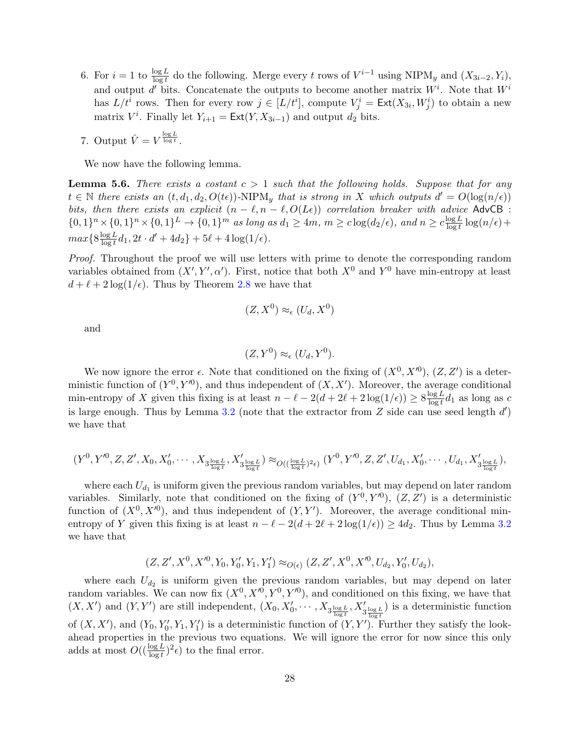6. For $i = 1$ to $\frac{\log L}{\log t}$ do the following. Merge every $t$ rows of $V^{i-1}$ using $\text{NIPM}_y$ and $(X_{3i-2}, Y_i)$, and output $d'$ bits. Concatenate the outputs to become another matrix $W^i$. Note that $W^i$ has $L/t^i$ rows. Then for every row $j \in [L/t^i]$, compute $V^i_j = \mathsf{Ext}(X_{3i}, W^i_j)$ to obtain a new matrix $V^i$. Finally let $Y_{i+1} = \mathsf{Ext}(Y, X_{3i-1})$ and output $d_2$ bits.

7. Output $\hat{V} = V^{\frac{\log L}{\log t}}$.

We now have the following lemma.

**Lemma 5.6.** *There exists a costant $c > 1$ such that the following holds. Suppose that for any $t \in \mathbb{N}$ there exists an $(t, d_1, d_2, O(t\epsilon))$-$\text{NIPM}_y$ that is strong in $X$ which outputs $d' = O(\log(n/\epsilon))$ bits, then there exists an explicit $(n - \ell, n - \ell, O(L\epsilon))$ correlation breaker with advice $\mathsf{AdvCB}$ : $\{0,1\}^n \times \{0,1\}^n \times \{0,1\}^L \to \{0,1\}^m$ as long as $d_1 \geq 4m$, $m \geq c\log(d_2/\epsilon)$, and $n \geq c\frac{\log L}{\log t}\log(n/\epsilon) + max\{8\frac{\log L}{\log t}d_1, 2t \cdot d' + 4d_2\} + 5\ell + 4\log(1/\epsilon)$.*

*Proof.* Throughout the proof we will use letters with prime to denote the corresponding random variables obtained from $(X', Y', \alpha')$. First, notice that both $X^0$ and $Y^0$ have min-entropy at least $d + \ell + 2\log(1/\epsilon)$. Thus by Theorem 2.8 we have that

$$(Z, X^0) \approx_\epsilon (U_d, X^0)$$

and

$$(Z, Y^0) \approx_\epsilon (U_d, Y^0).$$

We now ignore the error $\epsilon$. Note that conditioned on the fixing of $(X^0, X'^0)$, $(Z, Z')$ is a deterministic function of $(Y^0, Y'^0)$, and thus independent of $(X, X')$. Moreover, the average conditional min-entropy of $X$ given this fixing is at least $n - \ell - 2(d + 2\ell + 2\log(1/\epsilon)) \geq 8\frac{\log L}{\log t}d_1$ as long as $c$ is large enough. Thus by Lemma 3.2 (note that the extractor from $Z$ side can use seed length $d'$) we have that

$$(Y^0, Y'^0, Z, Z', X_0, X'_0, \cdots, X_{3\frac{\log L}{\log t}}, X'_{3\frac{\log L}{\log t}}) \approx_{O((\frac{\log L}{\log t})^2\epsilon)} (Y^0, Y'^0, Z, Z', U_{d_1}, X'_0, \cdots, U_{d_1}, X'_{3\frac{\log L}{\log t}}),$$

where each $U_{d_1}$ is uniform given the previous random variables, but may depend on later random variables. Similarly, note that conditioned on the fixing of $(Y^0, Y'^0)$, $(Z, Z')$ is a deterministic function of $(X^0, X'^0)$, and thus independent of $(Y, Y')$. Moreover, the average conditional min-entropy of $Y$ given this fixing is at least $n - \ell - 2(d + 2\ell + 2\log(1/\epsilon)) \geq 4d_2$. Thus by Lemma 3.2 we have that

$$(Z, Z', X^0, X'^0, Y_0, Y'_0, Y_1, Y'_1) \approx_{O(\epsilon)} (Z, Z', X^0, X'^0, U_{d_2}, Y'_0, U_{d_2}),$$

where each $U_{d_2}$ is uniform given the previous random variables, but may depend on later random variables. We can now fix $(X^0, X'^0, Y^0, Y'^0)$, and conditioned on this fixing, we have that $(X, X')$ and $(Y, Y')$ are still independent, $(X_0, X'_0, \cdots, X_{3\frac{\log L}{\log t}}, X'_{3\frac{\log L}{\log t}})$ is a deterministic function of $(X, X')$, and $(Y_0, Y'_0, Y_1, Y'_1)$ is a deterministic function of $(Y, Y')$. Further they satisfy the look-ahead properties in the previous two equations. We will ignore the error for now since this only adds at most $O((\frac{\log L}{\log t})^2\epsilon)$ to the final error.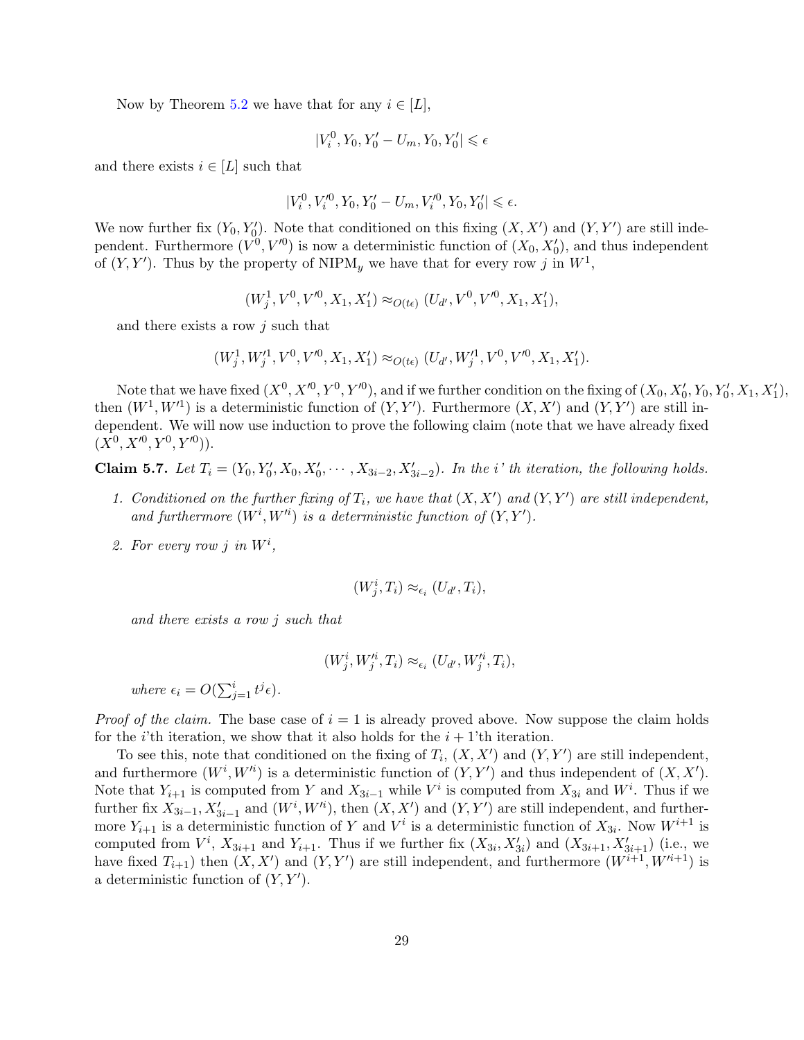Now by Theorem 5.2 we have that for any $i \in [L]$,

$$|V_i^0, Y_0, Y_0' - U_m, Y_0, Y_0'| \leqslant \epsilon$$

and there exists $i \in [L]$ such that

$$|V_i^0, V_i'^0, Y_0, Y_0' - U_m, V_i'^0, Y_0, Y_0'| \leqslant \epsilon.$$

We now further fix $(Y_0, Y_0')$. Note that conditioned on this fixing $(X, X')$ and $(Y, Y')$ are still independent. Furthermore $(V^0, V'^0)$ is now a deterministic function of $(X_0, X_0')$, and thus independent of $(Y, Y')$. Thus by the property of $\text{NIPM}_y$ we have that for every row $j$ in $W^1$,

$$(W_j^1, V^0, V'^0, X_1, X_1') \approx_{O(t\epsilon)} (U_{d'}, V^0, V'^0, X_1, X_1'),$$

and there exists a row $j$ such that

$$(W_j^1, W_j'^1, V^0, V'^0, X_1, X_1') \approx_{O(t\epsilon)} (U_{d'}, W_j'^1, V^0, V'^0, X_1, X_1').$$

Note that we have fixed $(X^0, X'^0, Y^0, Y'^0)$, and if we further condition on the fixing of $(X_0, X_0', Y_0, Y_0', X_1, X_1')$, then $(W^1, W'^1)$ is a deterministic function of $(Y, Y')$. Furthermore $(X, X')$ and $(Y, Y')$ are still independent. We will now use induction to prove the following claim (note that we have already fixed $(X^0, X'^0, Y^0, Y'^0)$).

**Claim 5.7.** *Let $T_i = (Y_0, Y_0', X_0, X_0', \cdots, X_{3i-2}, X_{3i-2}')$. In the i' th iteration, the following holds.*

1. *Conditioned on the further fixing of $T_i$, we have that $(X, X')$ and $(Y, Y')$ are still independent, and furthermore $(W^i, W'^i)$ is a deterministic function of $(Y, Y')$.*
2. *For every row $j$ in $W^i$,*

$$(W_j^i, T_i) \approx_{\epsilon_i} (U_{d'}, T_i),$$

*and there exists a row $j$ such that*

$$(W_j^i, W_j'^i, T_i) \approx_{\epsilon_i} (U_{d'}, W_j'^i, T_i),$$

*where $\epsilon_i = O(\sum_{j=1}^{i} t^j \epsilon)$.*

*Proof of the claim.* The base case of $i = 1$ is already proved above. Now suppose the claim holds for the $i$'th iteration, we show that it also holds for the $i+1$'th iteration.

To see this, note that conditioned on the fixing of $T_i$, $(X, X')$ and $(Y, Y')$ are still independent, and furthermore $(W^i, W'^i)$ is a deterministic function of $(Y, Y')$ and thus independent of $(X, X')$. Note that $Y_{i+1}$ is computed from $Y$ and $X_{3i-1}$ while $V^i$ is computed from $X_{3i}$ and $W^i$. Thus if we further fix $X_{3i-1}, X_{3i-1}'$ and $(W^i, W'^i)$, then $(X, X')$ and $(Y, Y')$ are still independent, and furthermore $Y_{i+1}$ is a deterministic function of $Y$ and $V^i$ is a deterministic function of $X_{3i}$. Now $W^{i+1}$ is computed from $V^i$, $X_{3i+1}$ and $Y_{i+1}$. Thus if we further fix $(X_{3i}, X_{3i}')$ and $(X_{3i+1}, X_{3i+1}')$ (i.e., we have fixed $T_{i+1}$) then $(X, X')$ and $(Y, Y')$ are still independent, and furthermore $(W^{i+1}, W'^{i+1})$ is a deterministic function of $(Y, Y')$.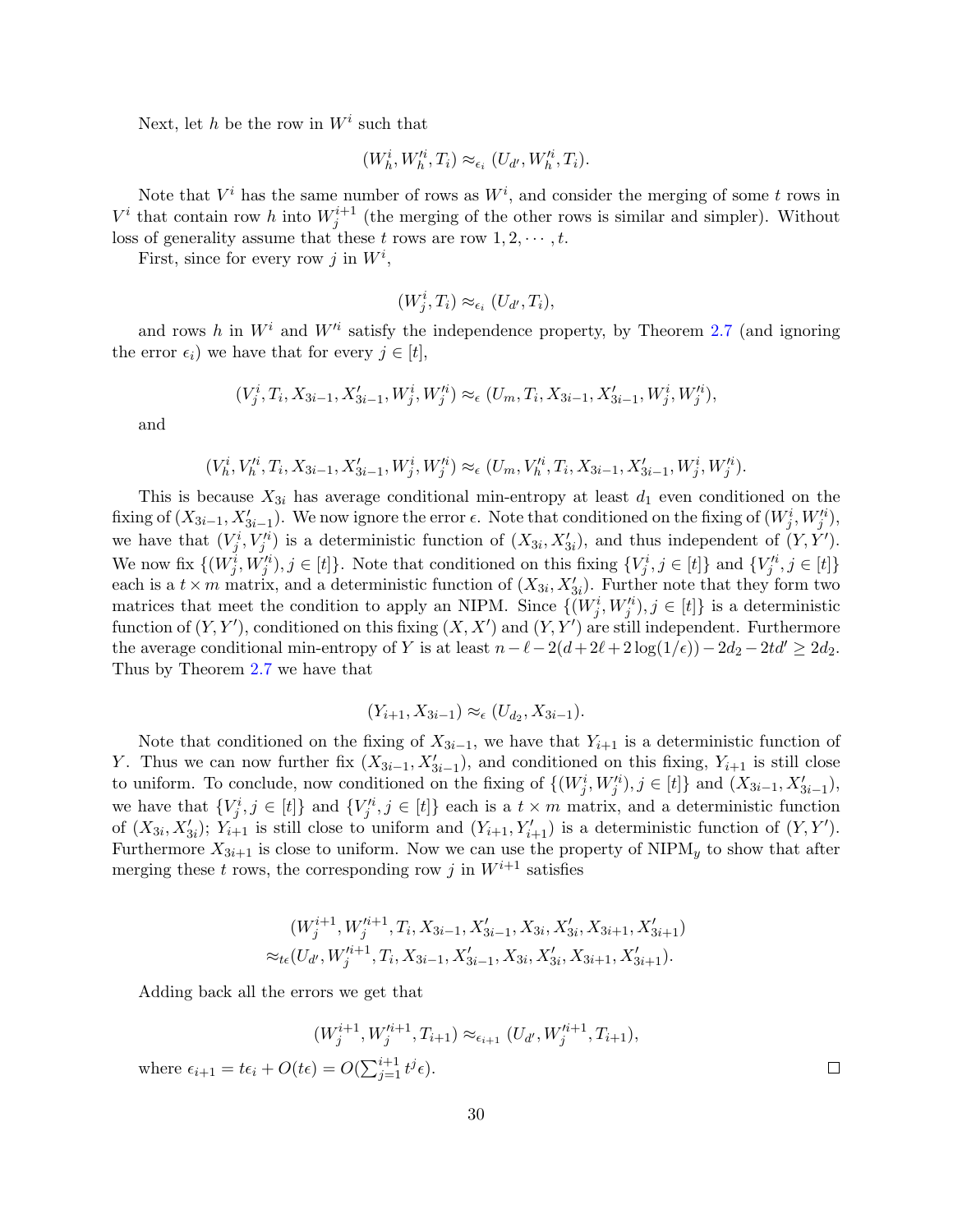Next, let $h$ be the row in $W^i$ such that

$$(W_h^i, W_h'^i, T_i) \approx_{\epsilon_i} (U_{d'}, W_h'^i, T_i).$$

Note that $V^i$ has the same number of rows as $W^i$, and consider the merging of some $t$ rows in $V^i$ that contain row $h$ into $W_j^{i+1}$ (the merging of the other rows is similar and simpler). Without loss of generality assume that these $t$ rows are row $1, 2, \cdots, t$.

First, since for every row $j$ in $W^i$,

$$(W_j^i, T_i) \approx_{\epsilon_i} (U_{d'}, T_i),$$

and rows $h$ in $W^i$ and $W'^i$ satisfy the independence property, by Theorem 2.7 (and ignoring the error $\epsilon_i$) we have that for every $j \in [t]$,

$$(V_j^i, T_i, X_{3i-1}, X'_{3i-1}, W_j^i, W_j'^i) \approx_\epsilon (U_m, T_i, X_{3i-1}, X'_{3i-1}, W_j^i, W_j'^i),$$

and

$$(V_h^i, V_h'^i, T_i, X_{3i-1}, X'_{3i-1}, W_j^i, W_j'^i) \approx_\epsilon (U_m, V_h'^i, T_i, X_{3i-1}, X'_{3i-1}, W_j^i, W_j'^i).$$

This is because $X_{3i}$ has average conditional min-entropy at least $d_1$ even conditioned on the fixing of $(X_{3i-1}, X'_{3i-1})$. We now ignore the error $\epsilon$. Note that conditioned on the fixing of $(W_j^i, W_j'^i)$, we have that $(V_j^i, V_j'^i)$ is a deterministic function of $(X_{3i}, X'_{3i})$, and thus independent of $(Y, Y')$. We now fix $\{(W_j^i, W_j'^i), j \in [t]\}$. Note that conditioned on this fixing $\{V_j^i, j \in [t]\}$ and $\{V_j'^i, j \in [t]\}$ each is a $t \times m$ matrix, and a deterministic function of $(X_{3i}, X'_{3i})$. Further note that they form two matrices that meet the condition to apply an NIPM. Since $\{(W_j^i, W_j'^i), j \in [t]\}$ is a deterministic function of $(Y, Y')$, conditioned on this fixing $(X, X')$ and $(Y, Y')$ are still independent. Furthermore the average conditional min-entropy of $Y$ is at least $n - \ell - 2(d + 2\ell + 2\log(1/\epsilon)) - 2d_2 - 2td' \geq 2d_2$. Thus by Theorem 2.7 we have that

$$(Y_{i+1}, X_{3i-1}) \approx_\epsilon (U_{d_2}, X_{3i-1}).$$

Note that conditioned on the fixing of $X_{3i-1}$, we have that $Y_{i+1}$ is a deterministic function of $Y$. Thus we can now further fix $(X_{3i-1}, X'_{3i-1})$, and conditioned on this fixing, $Y_{i+1}$ is still close to uniform. To conclude, now conditioned on the fixing of $\{(W_j^i, W_j'^i), j \in [t]\}$ and $(X_{3i-1}, X'_{3i-1})$, we have that $\{V_j^i, j \in [t]\}$ and $\{V_j'^i, j \in [t]\}$ each is a $t \times m$ matrix, and a deterministic function of $(X_{3i}, X'_{3i})$; $Y_{i+1}$ is still close to uniform and $(Y_{i+1}, Y'_{i+1})$ is a deterministic function of $(Y, Y')$. Furthermore $X_{3i+1}$ is close to uniform. Now we can use the property of $\text{NIPM}_y$ to show that after merging these $t$ rows, the corresponding row $j$ in $W^{i+1}$ satisfies

$$\begin{aligned}
&(W_j^{i+1}, W_j'^{i+1}, T_i, X_{3i-1}, X'_{3i-1}, X_{3i}, X'_{3i}, X_{3i+1}, X'_{3i+1}) \\
\approx_{t\epsilon} &(U_{d'}, W_j'^{i+1}, T_i, X_{3i-1}, X'_{3i-1}, X_{3i}, X'_{3i}, X_{3i+1}, X'_{3i+1}).
\end{aligned}$$

Adding back all the errors we get that

$$(W_j^{i+1}, W_j'^{i+1}, T_{i+1}) \approx_{\epsilon_{i+1}} (U_{d'}, W_j'^{i+1}, T_{i+1}),$$

where $\epsilon_{i+1} = t\epsilon_i + O(t\epsilon) = O(\sum_{j=1}^{i+1} t^j \epsilon)$. □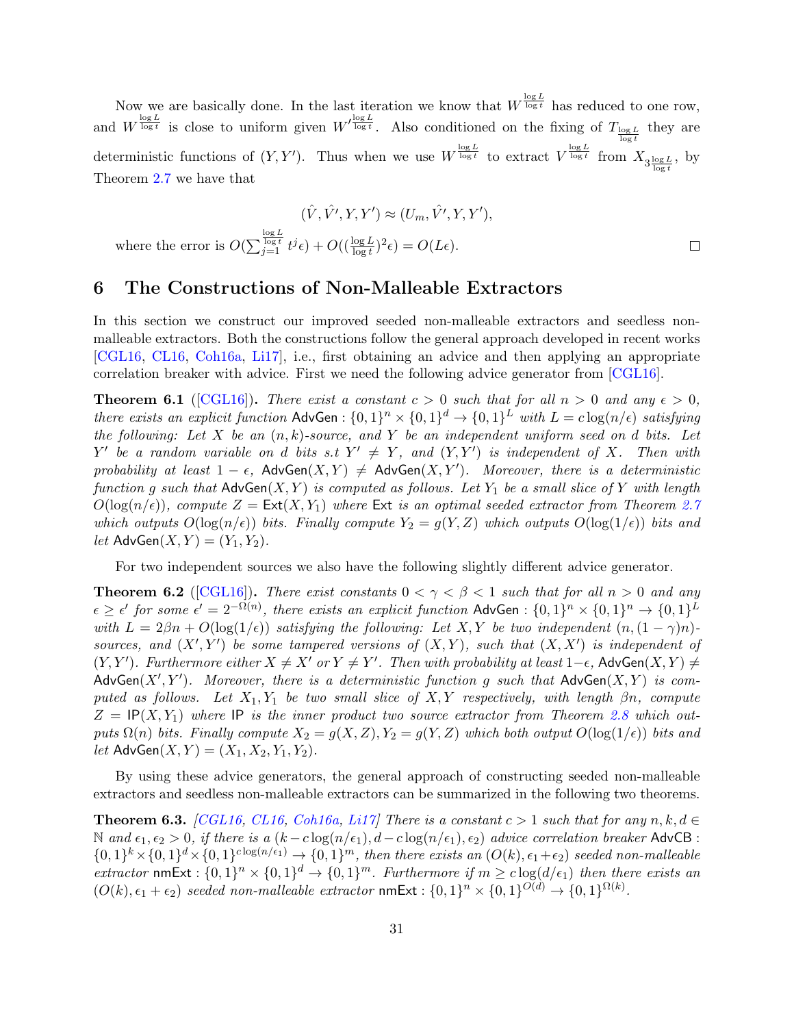Now we are basically done. In the last iteration we know that $W^{\frac{\log L}{\log t}}$ has reduced to one row, and $W^{\frac{\log L}{\log t}}$ is close to uniform given $W'^{\frac{\log L}{\log t}}$. Also conditioned on the fixing of $T_{\frac{\log L}{\log t}}$ they are deterministic functions of $(Y, Y')$. Thus when we use $W^{\frac{\log L}{\log t}}$ to extract $V^{\frac{\log L}{\log t}}$ from $X_{3\frac{\log L}{\log t}}$, by Theorem 2.7 we have that

$$(\hat{V}, \hat{V}', Y, Y') \approx (U_m, \hat{V}', Y, Y'),$$

where the error is $O(\sum_{j=1}^{\frac{\log L}{\log t}} t^j \epsilon) + O((\frac{\log L}{\log t})^2 \epsilon) = O(L\epsilon)$. □

# 6 The Constructions of Non-Malleable Extractors

In this section we construct our improved seeded non-malleable extractors and seedless non-malleable extractors. Both the constructions follow the general approach developed in recent works [CGL16, CL16, Coh16a, Li17], i.e., first obtaining an advice and then applying an appropriate correlation breaker with advice. First we need the following advice generator from [CGL16].

**Theorem 6.1** ([CGL16]). *There exist a constant $c > 0$ such that for all $n > 0$ and any $\epsilon > 0$, there exists an explicit function $\mathsf{AdvGen} : \{0,1\}^n \times \{0,1\}^d \to \{0,1\}^L$ with $L = c\log(n/\epsilon)$ satisfying the following: Let $X$ be an $(n, k)$-source, and $Y$ be an independent uniform seed on $d$ bits. Let $Y'$ be a random variable on $d$ bits s.t $Y' \neq Y$, and $(Y, Y')$ is independent of $X$. Then with probability at least $1 - \epsilon$, $\mathsf{AdvGen}(X, Y) \neq \mathsf{AdvGen}(X, Y')$. Moreover, there is a deterministic function $g$ such that $\mathsf{AdvGen}(X, Y)$ is computed as follows. Let $Y_1$ be a small slice of $Y$ with length $O(\log(n/\epsilon))$, compute $Z = \mathsf{Ext}(X, Y_1)$ where $\mathsf{Ext}$ is an optimal seeded extractor from Theorem 2.7 which outputs $O(\log(n/\epsilon))$ bits. Finally compute $Y_2 = g(Y, Z)$ which outputs $O(\log(1/\epsilon))$ bits and let $\mathsf{AdvGen}(X, Y) = (Y_1, Y_2)$.*

For two independent sources we also have the following slightly different advice generator.

**Theorem 6.2** ([CGL16]). *There exist constants $0 < \gamma < \beta < 1$ such that for all $n > 0$ and any $\epsilon \geq \epsilon'$ for some $\epsilon' = 2^{-\Omega(n)}$, there exists an explicit function $\mathsf{AdvGen} : \{0,1\}^n \times \{0,1\}^n \to \{0,1\}^L$ with $L = 2\beta n + O(\log(1/\epsilon))$ satisfying the following: Let $X, Y$ be two independent $(n, (1-\gamma)n)$-sources, and $(X', Y')$ be some tampered versions of $(X, Y)$, such that $(X, X')$ is independent of $(Y, Y')$. Furthermore either $X \neq X'$ or $Y \neq Y'$. Then with probability at least $1-\epsilon$, $\mathsf{AdvGen}(X, Y) \neq \mathsf{AdvGen}(X', Y')$. Moreover, there is a deterministic function $g$ such that $\mathsf{AdvGen}(X, Y)$ is computed as follows. Let $X_1, Y_1$ be two small slice of $X, Y$ respectively, with length $\beta n$, compute $Z = \mathsf{IP}(X, Y_1)$ where $\mathsf{IP}$ is the inner product two source extractor from Theorem 2.8 which outputs $\Omega(n)$ bits. Finally compute $X_2 = g(X, Z), Y_2 = g(Y, Z)$ which both output $O(\log(1/\epsilon))$ bits and let $\mathsf{AdvGen}(X, Y) = (X_1, X_2, Y_1, Y_2)$.*

By using these advice generators, the general approach of constructing seeded non-malleable extractors and seedless non-malleable extractors can be summarized in the following two theorems.

**Theorem 6.3.** *[CGL16, CL16, Coh16a, Li17] There is a constant $c > 1$ such that for any $n, k, d \in \mathbb{N}$ and $\epsilon_1, \epsilon_2 > 0$, if there is a $(k - c\log(n/\epsilon_1), d - c\log(n/\epsilon_1), \epsilon_2)$ advice correlation breaker $\mathsf{AdvCB} : \{0,1\}^k \times \{0,1\}^d \times \{0,1\}^{c\log(n/\epsilon_1)} \to \{0,1\}^m$, then there exists an $(O(k), \epsilon_1 + \epsilon_2)$ seeded non-malleable extractor $\mathsf{nmExt} : \{0,1\}^n \times \{0,1\}^d \to \{0,1\}^m$. Furthermore if $m \geq c\log(d/\epsilon_1)$ then there exists an $(O(k), \epsilon_1 + \epsilon_2)$ seeded non-malleable extractor $\mathsf{nmExt} : \{0,1\}^n \times \{0,1\}^{O(d)} \to \{0,1\}^{\Omega(k)}$.*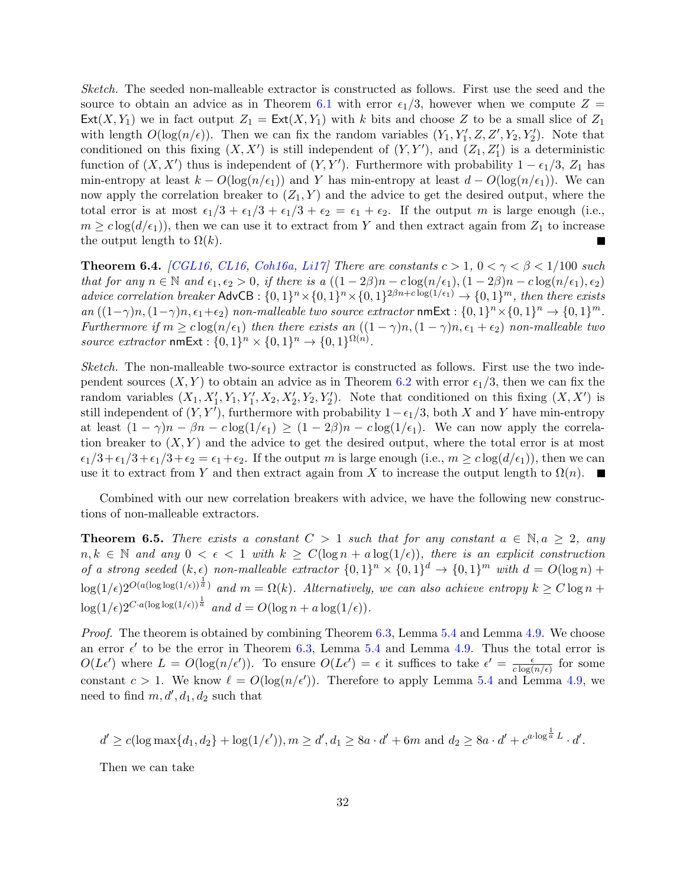*Sketch.* The seeded non-malleable extractor is constructed as follows. First use the seed and the source to obtain an advice as in Theorem 6.1 with error $\epsilon_1/3$, however when we compute $Z = \mathsf{Ext}(X, Y_1)$ we in fact output $Z_1 = \mathsf{Ext}(X, Y_1)$ with $k$ bits and choose $Z$ to be a small slice of $Z_1$ with length $O(\log(n/\epsilon))$. Then we can fix the random variables $(Y_1, Y_1', Z, Z', Y_2, Y_2')$. Note that conditioned on this fixing $(X, X')$ is still independent of $(Y, Y')$, and $(Z_1, Z_1')$ is a deterministic function of $(X, X')$ thus is independent of $(Y, Y')$. Furthermore with probability $1 - \epsilon_1/3$, $Z_1$ has min-entropy at least $k - O(\log(n/\epsilon_1))$ and $Y$ has min-entropy at least $d - O(\log(n/\epsilon_1))$. We can now apply the correlation breaker to $(Z_1, Y)$ and the advice to get the desired output, where the total error is at most $\epsilon_1/3 + \epsilon_1/3 + \epsilon_1/3 + \epsilon_2 = \epsilon_1 + \epsilon_2$. If the output $m$ is large enough (i.e., $m \geq c\log(d/\epsilon_1)$), then we can use it to extract from $Y$ and then extract again from $Z_1$ to increase the output length to $\Omega(k)$. ∎

**Theorem 6.4.** *[CGL16, CL16, Coh16a, Li17] There are constants $c > 1$, $0 < \gamma < \beta < 1/100$ such that for any $n \in \mathbb{N}$ and $\epsilon_1, \epsilon_2 > 0$, if there is a $((1-2\beta)n - c\log(n/\epsilon_1), (1-2\beta)n - c\log(n/\epsilon_1), \epsilon_2)$ advice correlation breaker $\mathsf{AdvCB} : \{0,1\}^n \times \{0,1\}^n \times \{0,1\}^{2\beta n + c\log(1/\epsilon_1)} \to \{0,1\}^m$, then there exists an $((1-\gamma)n, (1-\gamma)n, \epsilon_1 + \epsilon_2)$ non-malleable two source extractor $\mathsf{nmExt} : \{0,1\}^n \times \{0,1\}^n \to \{0,1\}^m$. Furthermore if $m \geq c\log(n/\epsilon_1)$ then there exists an $((1-\gamma)n, (1-\gamma)n, \epsilon_1 + \epsilon_2)$ non-malleable two source extractor $\mathsf{nmExt} : \{0,1\}^n \times \{0,1\}^n \to \{0,1\}^{\Omega(n)}$.*

*Sketch.* The non-malleable two-source extractor is constructed as follows. First use the two independent sources $(X, Y)$ to obtain an advice as in Theorem 6.2 with error $\epsilon_1/3$, then we can fix the random variables $(X_1, X_1', Y_1, Y_1', X_2, X_2', Y_2, Y_2')$. Note that conditioned on this fixing $(X, X')$ is still independent of $(Y, Y')$, furthermore with probability $1 - \epsilon_1/3$, both $X$ and $Y$ have min-entropy at least $(1-\gamma)n - \beta n - c\log(1/\epsilon_1) \geq (1-2\beta)n - c\log(1/\epsilon_1)$. We can now apply the correlation breaker to $(X, Y)$ and the advice to get the desired output, where the total error is at most $\epsilon_1/3 + \epsilon_1/3 + \epsilon_1/3 + \epsilon_2 = \epsilon_1 + \epsilon_2$. If the output $m$ is large enough (i.e., $m \geq c\log(d/\epsilon_1)$), then we can use it to extract from $Y$ and then extract again from $X$ to increase the output length to $\Omega(n)$. ∎

Combined with our new correlation breakers with advice, we have the following new constructions of non-malleable extractors.

**Theorem 6.5.** *There exists a constant $C > 1$ such that for any constant $a \in \mathbb{N}, a \geq 2$, any $n, k \in \mathbb{N}$ and any $0 < \epsilon < 1$ with $k \geq C(\log n + a\log(1/\epsilon))$, there is an explicit construction of a strong seeded $(k, \epsilon)$ non-malleable extractor $\{0,1\}^n \times \{0,1\}^d \to \{0,1\}^m$ with $d = O(\log n) + \log(1/\epsilon)2^{O(a(\log\log(1/\epsilon))^{\frac{1}{a}})}$ and $m = \Omega(k)$. Alternatively, we can also achieve entropy $k \geq C\log n + \log(1/\epsilon)2^{C \cdot a(\log\log(1/\epsilon))^{\frac{1}{a}}}$ and $d = O(\log n + a\log(1/\epsilon))$.*

*Proof.* The theorem is obtained by combining Theorem 6.3, Lemma 5.4 and Lemma 4.9. We choose an error $\epsilon'$ to be the error in Theorem 6.3, Lemma 5.4 and Lemma 4.9. Thus the total error is $O(L\epsilon')$ where $L = O(\log(n/\epsilon'))$. To ensure $O(L\epsilon') = \epsilon$ it suffices to take $\epsilon' = \frac{\epsilon}{c\log(n/\epsilon)}$ for some constant $c > 1$. We know $\ell = O(\log(n/\epsilon'))$. Therefore to apply Lemma 5.4 and Lemma 4.9, we need to find $m, d', d_1, d_2$ such that

$$d' \geq c(\log\max\{d_1, d_2\} + \log(1/\epsilon')), m \geq d', d_1 \geq 8a \cdot d' + 6m \text{ and } d_2 \geq 8a \cdot d' + c^{a \cdot \log^{\frac{1}{a}} L} \cdot d'.$$

Then we can take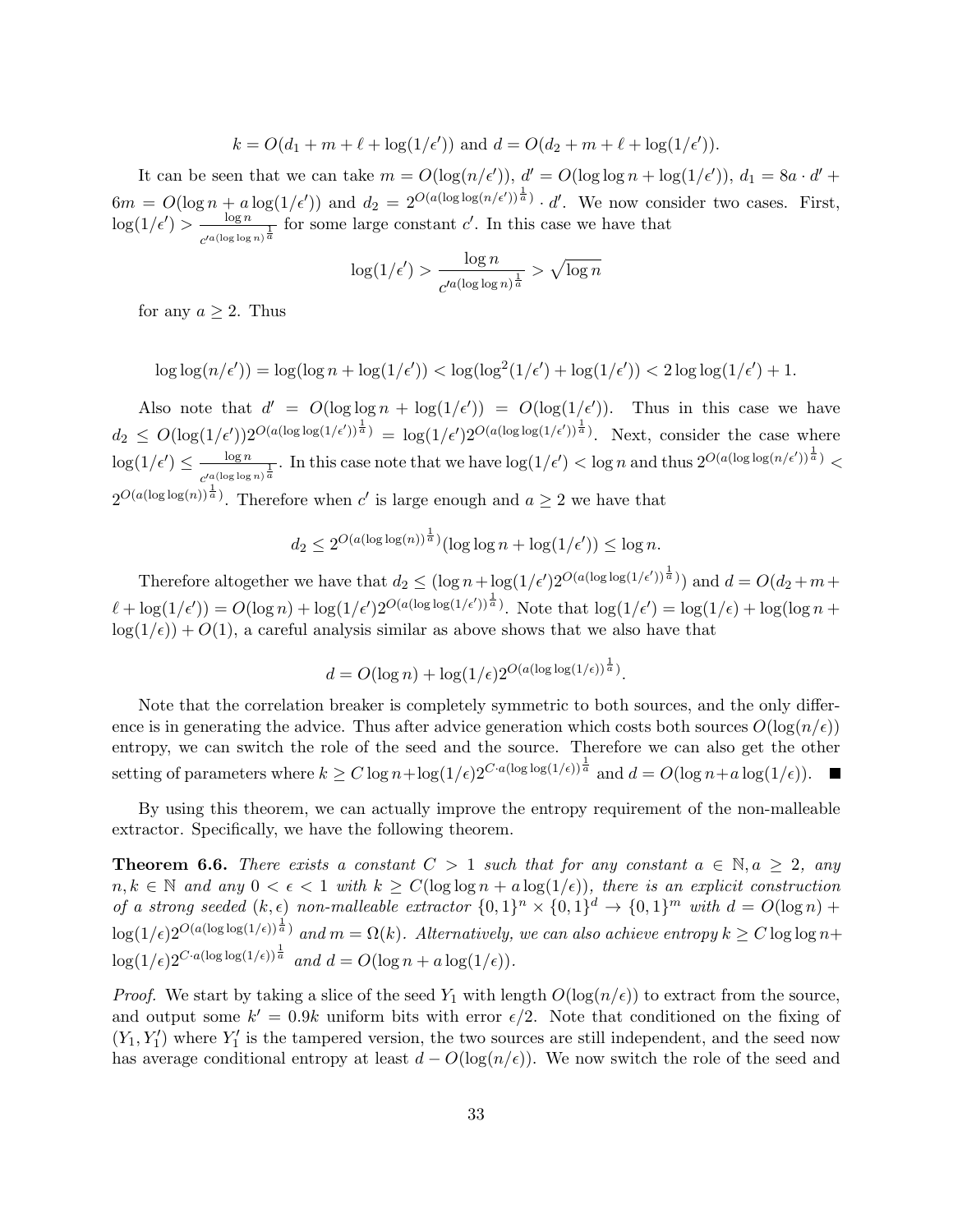$$k = O(d_1 + m + \ell + \log(1/\epsilon')) \text{ and } d = O(d_2 + m + \ell + \log(1/\epsilon')).$$

It can be seen that we can take $m = O(\log(n/\epsilon'))$, $d' = O(\log\log n + \log(1/\epsilon'))$, $d_1 = 8a \cdot d' + 6m = O(\log n + a\log(1/\epsilon'))$ and $d_2 = 2^{O(a(\log\log(n/\epsilon'))^{\frac{1}{a}})} \cdot d'$. We now consider two cases. First, $\log(1/\epsilon') > \frac{\log n}{c'^{a(\log\log n)^{\frac{1}{a}}}}$ for some large constant $c'$. In this case we have that

$$\log(1/\epsilon') > \frac{\log n}{c'^{a(\log\log n)^{\frac{1}{a}}}} > \sqrt{\log n}$$

for any $a \geq 2$. Thus

$$\log\log(n/\epsilon')) = \log(\log n + \log(1/\epsilon')) < \log(\log^2(1/\epsilon') + \log(1/\epsilon')) < 2\log\log(1/\epsilon') + 1.$$

Also note that $d' = O(\log\log n + \log(1/\epsilon')) = O(\log(1/\epsilon'))$. Thus in this case we have $d_2 \leq O(\log(1/\epsilon'))2^{O(a(\log\log(1/\epsilon'))^{\frac{1}{a}})} = \log(1/\epsilon')2^{O(a(\log\log(1/\epsilon'))^{\frac{1}{a}})}$. Next, consider the case where $\log(1/\epsilon') \leq \frac{\log n}{c'^{a(\log\log n)^{\frac{1}{a}}}}$. In this case note that we have $\log(1/\epsilon') < \log n$ and thus $2^{O(a(\log\log(n/\epsilon'))^{\frac{1}{a}})} < 2^{O(a(\log\log(n))^{\frac{1}{a}})}$. Therefore when $c'$ is large enough and $a \geq 2$ we have that

$$d_2 \leq 2^{O(a(\log\log(n))^{\frac{1}{a}})}(\log\log n + \log(1/\epsilon')) \leq \log n.$$

Therefore altogether we have that $d_2 \leq (\log n + \log(1/\epsilon')2^{O(a(\log\log(1/\epsilon'))^{\frac{1}{a}})})$ and $d = O(d_2 + m + \ell + \log(1/\epsilon')) = O(\log n) + \log(1/\epsilon')2^{O(a(\log\log(1/\epsilon'))^{\frac{1}{a}})}$. Note that $\log(1/\epsilon') = \log(1/\epsilon) + \log(\log n + \log(1/\epsilon)) + O(1)$, a careful analysis similar as above shows that we also have that

$$d = O(\log n) + \log(1/\epsilon)2^{O(a(\log\log(1/\epsilon))^{\frac{1}{a}})}.$$

Note that the correlation breaker is completely symmetric to both sources, and the only difference is in generating the advice. Thus after advice generation which costs both sources $O(\log(n/\epsilon))$ entropy, we can switch the role of the seed and the source. Therefore we can also get the other setting of parameters where $k \geq C\log n + \log(1/\epsilon)2^{C \cdot a(\log\log(1/\epsilon))^{\frac{1}{a}}}$ and $d = O(\log n + a\log(1/\epsilon))$. ∎

By using this theorem, we can actually improve the entropy requirement of the non-malleable extractor. Specifically, we have the following theorem.

**Theorem 6.6.** *There exists a constant $C > 1$ such that for any constant $a \in \mathbb{N}, a \geq 2$, any $n, k \in \mathbb{N}$ and any $0 < \epsilon < 1$ with $k \geq C(\log\log n + a\log(1/\epsilon))$, there is an explicit construction of a strong seeded $(k, \epsilon)$ non-malleable extractor $\{0,1\}^n \times \{0,1\}^d \to \{0,1\}^m$ with $d = O(\log n) + \log(1/\epsilon)2^{O(a(\log\log(1/\epsilon))^{\frac{1}{a}})}$ and $m = \Omega(k)$. Alternatively, we can also achieve entropy $k \geq C\log\log n + \log(1/\epsilon)2^{C \cdot a(\log\log(1/\epsilon))^{\frac{1}{a}}}$ and $d = O(\log n + a\log(1/\epsilon))$.*

*Proof.* We start by taking a slice of the seed $Y_1$ with length $O(\log(n/\epsilon))$ to extract from the source, and output some $k' = 0.9k$ uniform bits with error $\epsilon/2$. Note that conditioned on the fixing of $(Y_1, Y_1')$ where $Y_1'$ is the tampered version, the two sources are still independent, and the seed now has average conditional entropy at least $d - O(\log(n/\epsilon))$. We now switch the role of the seed and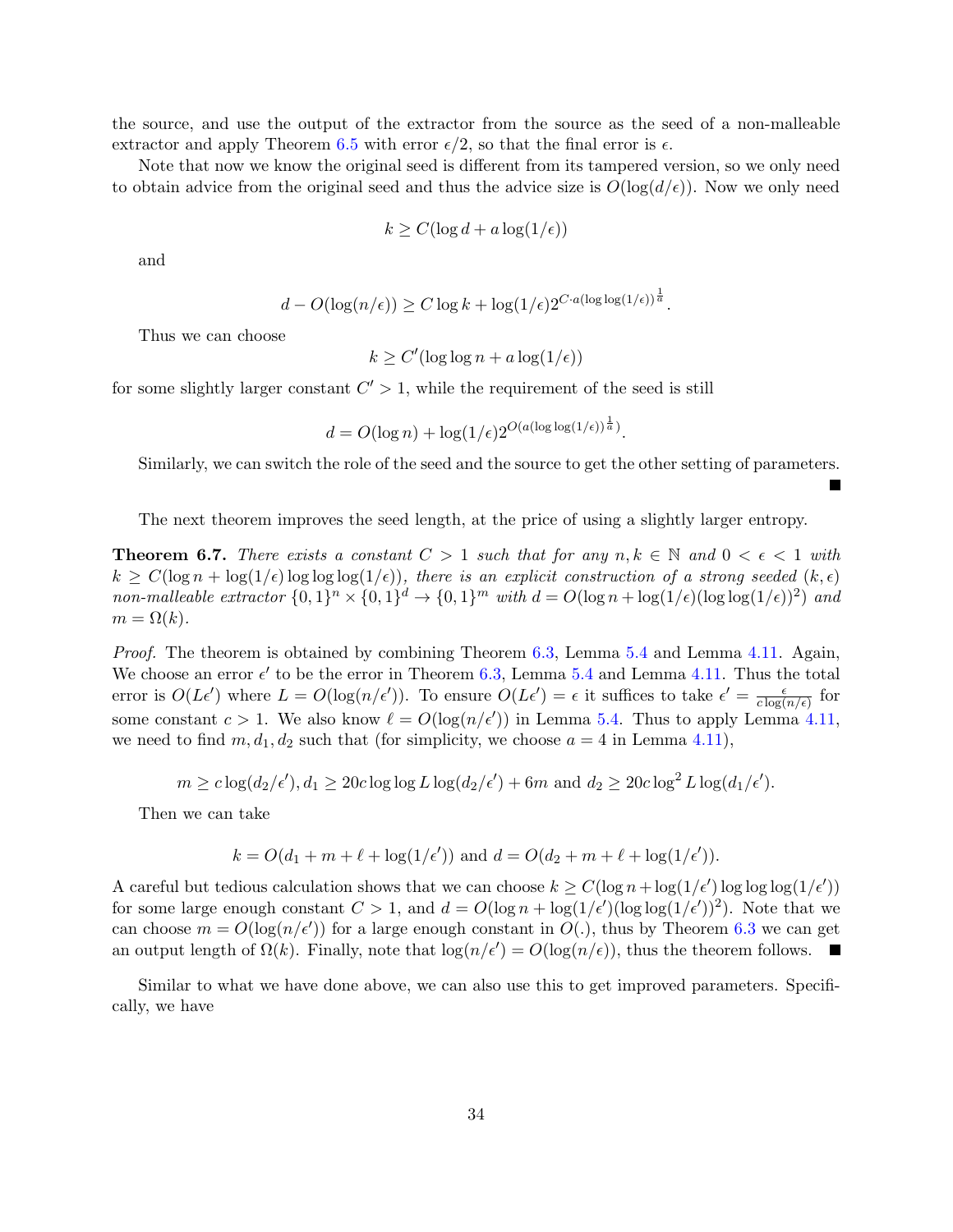the source, and use the output of the extractor from the source as the seed of a non-malleable extractor and apply Theorem 6.5 with error $\epsilon/2$, so that the final error is $\epsilon$.

Note that now we know the original seed is different from its tampered version, so we only need to obtain advice from the original seed and thus the advice size is $O(\log(d/\epsilon))$. Now we only need

$$k \geq C(\log d + a \log(1/\epsilon))$$

and

$$d - O(\log(n/\epsilon)) \geq C \log k + \log(1/\epsilon) 2^{C \cdot a(\log\log(1/\epsilon))^{\frac{1}{a}}}.$$

Thus we can choose

$$k \geq C'(\log\log n + a \log(1/\epsilon))$$

for some slightly larger constant $C' > 1$, while the requirement of the seed is still

$$d = O(\log n) + \log(1/\epsilon) 2^{O(a(\log\log(1/\epsilon))^{\frac{1}{a}})}.$$

Similarly, we can switch the role of the seed and the source to get the other setting of parameters. ■

The next theorem improves the seed length, at the price of using a slightly larger entropy.

**Theorem 6.7.** *There exists a constant $C > 1$ such that for any $n, k \in \mathbb{N}$ and $0 < \epsilon < 1$ with $k \geq C(\log n + \log(1/\epsilon) \log\log\log(1/\epsilon))$, there is an explicit construction of a strong seeded $(k, \epsilon)$ non-malleable extractor $\{0,1\}^n \times \{0,1\}^d \to \{0,1\}^m$ with $d = O(\log n + \log(1/\epsilon)(\log\log(1/\epsilon))^2)$ and $m = \Omega(k)$.*

*Proof.* The theorem is obtained by combining Theorem 6.3, Lemma 5.4 and Lemma 4.11. Again, We choose an error $\epsilon'$ to be the error in Theorem 6.3, Lemma 5.4 and Lemma 4.11. Thus the total error is $O(L\epsilon')$ where $L = O(\log(n/\epsilon'))$. To ensure $O(L\epsilon') = \epsilon$ it suffices to take $\epsilon' = \frac{\epsilon}{c \log(n/\epsilon)}$ for some constant $c > 1$. We also know $\ell = O(\log(n/\epsilon'))$ in Lemma 5.4. Thus to apply Lemma 4.11, we need to find $m, d_1, d_2$ such that (for simplicity, we choose $a = 4$ in Lemma 4.11),

$$m \geq c \log(d_2/\epsilon'), d_1 \geq 20c \log\log L \log(d_2/\epsilon') + 6m \text{ and } d_2 \geq 20c \log^2 L \log(d_1/\epsilon').$$

Then we can take

$$k = O(d_1 + m + \ell + \log(1/\epsilon')) \text{ and } d = O(d_2 + m + \ell + \log(1/\epsilon')).$$

A careful but tedious calculation shows that we can choose $k \geq C(\log n + \log(1/\epsilon') \log\log\log(1/\epsilon'))$ for some large enough constant $C > 1$, and $d = O(\log n + \log(1/\epsilon')(\log\log(1/\epsilon'))^2)$. Note that we can choose $m = O(\log(n/\epsilon'))$ for a large enough constant in $O(.)$, thus by Theorem 6.3 we can get an output length of $\Omega(k)$. Finally, note that $\log(n/\epsilon') = O(\log(n/\epsilon))$, thus the theorem follows. ■

Similar to what we have done above, we can also use this to get improved parameters. Specifically, we have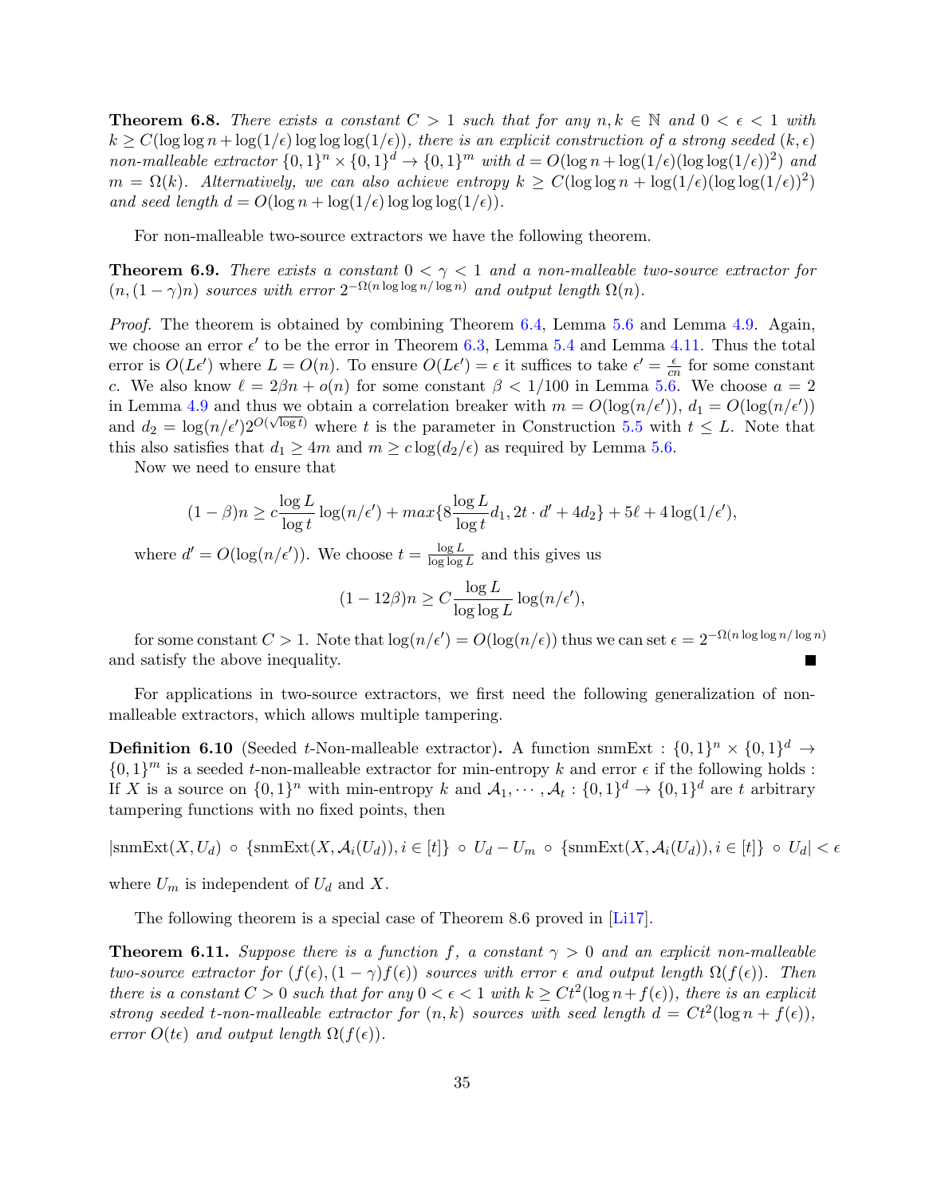**Theorem 6.8.** *There exists a constant $C > 1$ such that for any $n, k \in \mathbb{N}$ and $0 < \epsilon < 1$ with $k \geq C(\log\log n + \log(1/\epsilon)\log\log\log(1/\epsilon))$, there is an explicit construction of a strong seeded $(k, \epsilon)$ non-malleable extractor $\{0,1\}^n \times \{0,1\}^d \to \{0,1\}^m$ with $d = O(\log n + \log(1/\epsilon)(\log\log(1/\epsilon))^2)$ and $m = \Omega(k)$. Alternatively, we can also achieve entropy $k \geq C(\log\log n + \log(1/\epsilon)(\log\log(1/\epsilon))^2)$ and seed length $d = O(\log n + \log(1/\epsilon)\log\log\log(1/\epsilon))$.*

For non-malleable two-source extractors we have the following theorem.

**Theorem 6.9.** *There exists a constant $0 < \gamma < 1$ and a non-malleable two-source extractor for $(n, (1-\gamma)n)$ sources with error $2^{-\Omega(n\log\log n/\log n)}$ and output length $\Omega(n)$.*

*Proof.* The theorem is obtained by combining Theorem 6.4, Lemma 5.6 and Lemma 4.9. Again, we choose an error $\epsilon'$ to be the error in Theorem 6.3, Lemma 5.4 and Lemma 4.11. Thus the total error is $O(L\epsilon')$ where $L = O(n)$. To ensure $O(L\epsilon') = \epsilon$ it suffices to take $\epsilon' = \frac{\epsilon}{cn}$ for some constant $c$. We also know $\ell = 2\beta n + o(n)$ for some constant $\beta < 1/100$ in Lemma 5.6. We choose $a = 2$ in Lemma 4.9 and thus we obtain a correlation breaker with $m = O(\log(n/\epsilon'))$, $d_1 = O(\log(n/\epsilon'))$ and $d_2 = \log(n/\epsilon')2^{O(\sqrt{\log t})}$ where $t$ is the parameter in Construction 5.5 with $t \leq L$. Note that this also satisfies that $d_1 \geq 4m$ and $m \geq c\log(d_2/\epsilon)$ as required by Lemma 5.6.

Now we need to ensure that

$$(1-\beta)n \geq c\frac{\log L}{\log t}\log(n/\epsilon') + max\{8\frac{\log L}{\log t}d_1, 2t \cdot d' + 4d_2\} + 5\ell + 4\log(1/\epsilon'),$$

where $d' = O(\log(n/\epsilon'))$. We choose $t = \frac{\log L}{\log\log L}$ and this gives us

$$(1-12\beta)n \geq C\frac{\log L}{\log\log L}\log(n/\epsilon'),$$

for some constant $C > 1$. Note that $\log(n/\epsilon') = O(\log(n/\epsilon))$ thus we can set $\epsilon = 2^{-\Omega(n\log\log n/\log n)}$ and satisfy the above inequality. ∎

For applications in two-source extractors, we first need the following generalization of non-malleable extractors, which allows multiple tampering.

**Definition 6.10** (Seeded $t$-Non-malleable extractor)**.** A function $\text{snmExt} : \{0,1\}^n \times \{0,1\}^d \to \{0,1\}^m$ is a seeded $t$-non-malleable extractor for min-entropy $k$ and error $\epsilon$ if the following holds : If $X$ is a source on $\{0,1\}^n$ with min-entropy $k$ and $\mathcal{A}_1, \cdots, \mathcal{A}_t : \{0,1\}^d \to \{0,1\}^d$ are $t$ arbitrary tampering functions with no fixed points, then

$$|\text{snmExt}(X, U_d) \circ \{\text{snmExt}(X, \mathcal{A}_i(U_d)), i \in [t]\} \circ U_d - U_m \circ \{\text{snmExt}(X, \mathcal{A}_i(U_d)), i \in [t]\} \circ U_d| < \epsilon$$

where $U_m$ is independent of $U_d$ and $X$.

The following theorem is a special case of Theorem 8.6 proved in [Li17].

**Theorem 6.11.** *Suppose there is a function $f$, a constant $\gamma > 0$ and an explicit non-malleable two-source extractor for $(f(\epsilon), (1-\gamma)f(\epsilon))$ sources with error $\epsilon$ and output length $\Omega(f(\epsilon))$. Then there is a constant $C > 0$ such that for any $0 < \epsilon < 1$ with $k \geq Ct^2(\log n + f(\epsilon))$, there is an explicit strong seeded $t$-non-malleable extractor for $(n, k)$ sources with seed length $d = Ct^2(\log n + f(\epsilon))$, error $O(t\epsilon)$ and output length $\Omega(f(\epsilon))$.*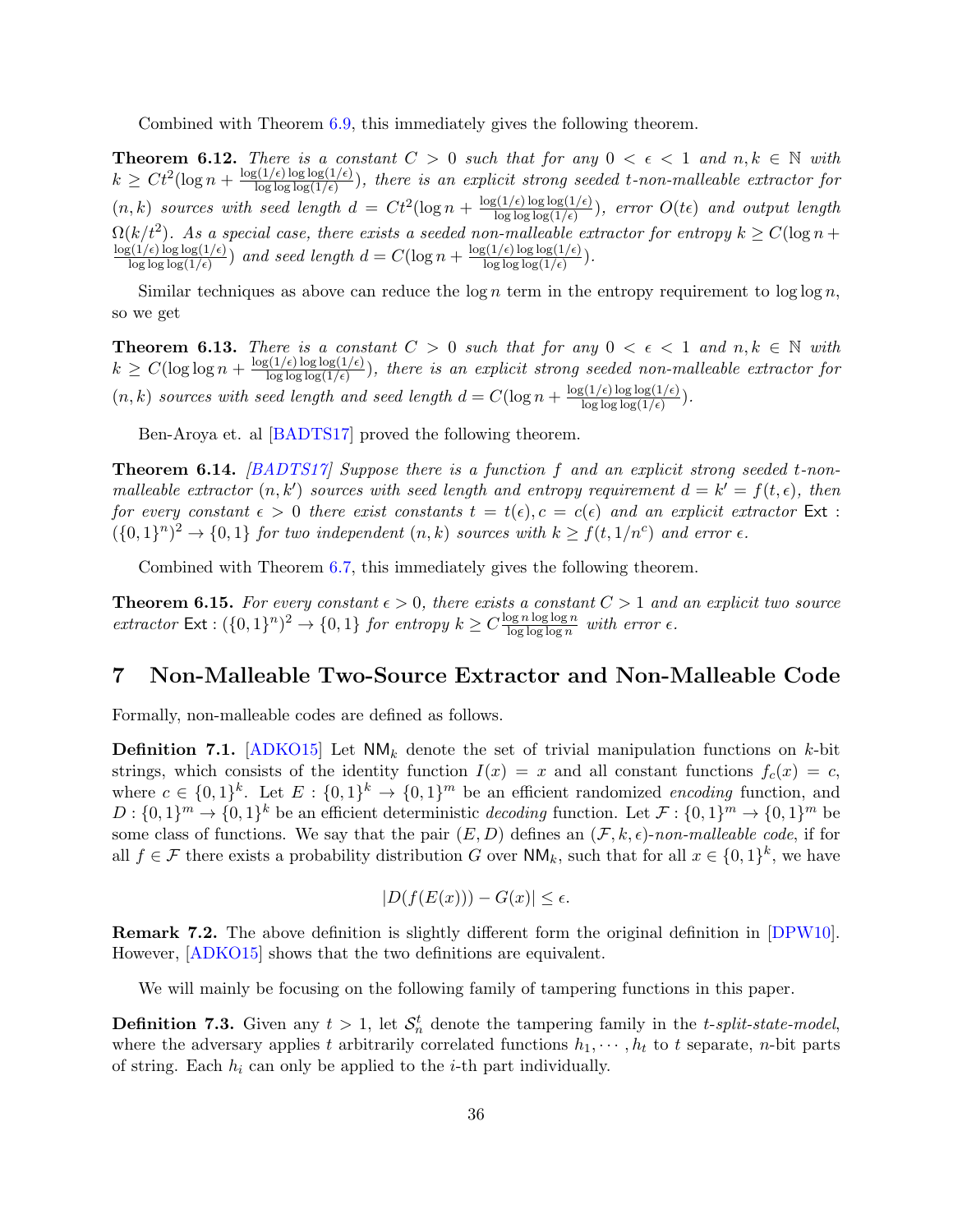Combined with Theorem 6.9, this immediately gives the following theorem.

**Theorem 6.12.** *There is a constant $C > 0$ such that for any $0 < \epsilon < 1$ and $n, k \in \mathbb{N}$ with $k \geq Ct^2(\log n + \frac{\log(1/\epsilon)\log\log(1/\epsilon)}{\log\log\log(1/\epsilon)})$, there is an explicit strong seeded $t$-non-malleable extractor for $(n, k)$ sources with seed length $d = Ct^2(\log n + \frac{\log(1/\epsilon)\log\log(1/\epsilon)}{\log\log\log(1/\epsilon)})$, error $O(t\epsilon)$ and output length $\Omega(k/t^2)$. As a special case, there exists a seeded non-malleable extractor for entropy $k \geq C(\log n + \frac{\log(1/\epsilon)\log\log(1/\epsilon)}{\log\log\log(1/\epsilon)})$ and seed length $d = C(\log n + \frac{\log(1/\epsilon)\log\log(1/\epsilon)}{\log\log\log(1/\epsilon)})$.*

Similar techniques as above can reduce the $\log n$ term in the entropy requirement to $\log\log n$, so we get

**Theorem 6.13.** *There is a constant $C > 0$ such that for any $0 < \epsilon < 1$ and $n, k \in \mathbb{N}$ with $k \geq C(\log\log n + \frac{\log(1/\epsilon)\log\log(1/\epsilon)}{\log\log\log(1/\epsilon)})$, there is an explicit strong seeded non-malleable extractor for $(n, k)$ sources with seed length and seed length $d = C(\log n + \frac{\log(1/\epsilon)\log\log(1/\epsilon)}{\log\log\log(1/\epsilon)})$.*

Ben-Aroya et. al [BADTS17] proved the following theorem.

**Theorem 6.14.** *[BADTS17] Suppose there is a function $f$ and an explicit strong seeded $t$-non-malleable extractor $(n, k')$ sources with seed length and entropy requirement $d = k' = f(t, \epsilon)$, then for every constant $\epsilon > 0$ there exist constants $t = t(\epsilon), c = c(\epsilon)$ and an explicit extractor $\mathsf{Ext} : (\{0,1\}^n)^2 \to \{0,1\}$ for two independent $(n, k)$ sources with $k \geq f(t, 1/n^c)$ and error $\epsilon$.*

Combined with Theorem 6.7, this immediately gives the following theorem.

**Theorem 6.15.** *For every constant $\epsilon > 0$, there exists a constant $C > 1$ and an explicit two source extractor $\mathsf{Ext} : (\{0,1\}^n)^2 \to \{0,1\}$ for entropy $k \geq C\frac{\log n \log\log n}{\log\log\log n}$ with error $\epsilon$.*

# 7 Non-Malleable Two-Source Extractor and Non-Malleable Code

Formally, non-malleable codes are defined as follows.

**Definition 7.1.** [ADKO15] Let $\mathsf{NM}_k$ denote the set of trivial manipulation functions on $k$-bit strings, which consists of the identity function $I(x) = x$ and all constant functions $f_c(x) = c$, where $c \in \{0,1\}^k$. Let $E : \{0,1\}^k \to \{0,1\}^m$ be an efficient randomized *encoding* function, and $D : \{0,1\}^m \to \{0,1\}^k$ be an efficient deterministic *decoding* function. Let $\mathcal{F} : \{0,1\}^m \to \{0,1\}^m$ be some class of functions. We say that the pair $(E, D)$ defines an $(\mathcal{F}, k, \epsilon)$-*non-malleable code*, if for all $f \in \mathcal{F}$ there exists a probability distribution $G$ over $\mathsf{NM}_k$, such that for all $x \in \{0,1\}^k$, we have

$$|D(f(E(x))) - G(x)| \leq \epsilon.$$

**Remark 7.2.** The above definition is slightly different form the original definition in [DPW10]. However, [ADKO15] shows that the two definitions are equivalent.

We will mainly be focusing on the following family of tampering functions in this paper.

**Definition 7.3.** Given any $t > 1$, let $\mathcal{S}_n^t$ denote the tampering family in the *t-split-state-model*, where the adversary applies $t$ arbitrarily correlated functions $h_1, \cdots, h_t$ to $t$ separate, $n$-bit parts of string. Each $h_i$ can only be applied to the $i$-th part individually.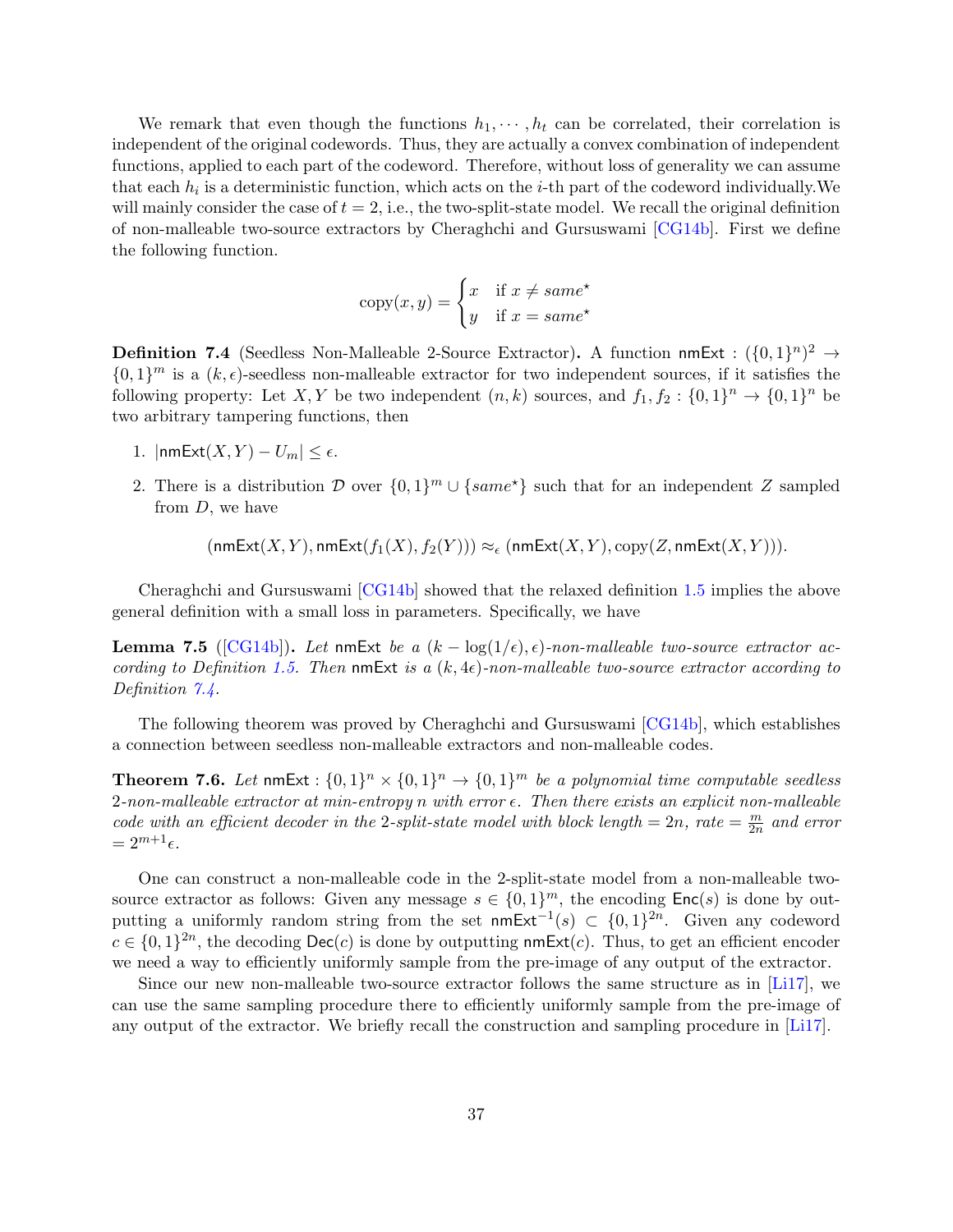We remark that even though the functions $h_1, \cdots, h_t$ can be correlated, their correlation is independent of the original codewords. Thus, they are actually a convex combination of independent functions, applied to each part of the codeword. Therefore, without loss of generality we can assume that each $h_i$ is a deterministic function, which acts on the $i$-th part of the codeword individually.We will mainly consider the case of $t = 2$, i.e., the two-split-state model. We recall the original definition of non-malleable two-source extractors by Cheraghchi and Gursuswami [CG14b]. First we define the following function.

$$\text{copy}(x, y) = \begin{cases} x & \text{if } x \neq \mathit{same}^\star \\ y & \text{if } x = \mathit{same}^\star \end{cases}$$

**Definition 7.4** (Seedless Non-Malleable 2-Source Extractor)**.** A function $\mathsf{nmExt} : (\{0,1\}^n)^2 \to \{0,1\}^m$ is a $(k, \epsilon)$-seedless non-malleable extractor for two independent sources, if it satisfies the following property: Let $X, Y$ be two independent $(n, k)$ sources, and $f_1, f_2 : \{0,1\}^n \to \{0,1\}^n$ be two arbitrary tampering functions, then

1. $|\mathsf{nmExt}(X, Y) - U_m| \leq \epsilon$.
2. There is a distribution $\mathcal{D}$ over $\{0,1\}^m \cup \{\mathit{same}^\star\}$ such that for an independent $Z$ sampled from $D$, we have

$$(\mathsf{nmExt}(X, Y), \mathsf{nmExt}(f_1(X), f_2(Y))) \approx_\epsilon (\mathsf{nmExt}(X, Y), \text{copy}(Z, \mathsf{nmExt}(X, Y))).$$

Cheraghchi and Gursuswami [CG14b] showed that the relaxed definition 1.5 implies the above general definition with a small loss in parameters. Specifically, we have

**Lemma 7.5** ([CG14b])**.** *Let* $\mathsf{nmExt}$ *be a* $(k - \log(1/\epsilon), \epsilon)$*-non-malleable two-source extractor according to Definition 1.5. Then* $\mathsf{nmExt}$ *is a* $(k, 4\epsilon)$*-non-malleable two-source extractor according to Definition 7.4.*

The following theorem was proved by Cheraghchi and Gursuswami [CG14b], which establishes a connection between seedless non-malleable extractors and non-malleable codes.

**Theorem 7.6.** *Let* $\mathsf{nmExt} : \{0,1\}^n \times \{0,1\}^n \to \{0,1\}^m$ *be a polynomial time computable seedless 2-non-malleable extractor at min-entropy $n$ with error $\epsilon$. Then there exists an explicit non-malleable code with an efficient decoder in the 2-split-state model with block length $= 2n$, rate $= \frac{m}{2n}$ and error $= 2^{m+1}\epsilon$.*

One can construct a non-malleable code in the 2-split-state model from a non-malleable two-source extractor as follows: Given any message $s \in \{0,1\}^m$, the encoding $\mathsf{Enc}(s)$ is done by outputting a uniformly random string from the set $\mathsf{nmExt}^{-1}(s) \subset \{0,1\}^{2n}$. Given any codeword $c \in \{0,1\}^{2n}$, the decoding $\mathsf{Dec}(c)$ is done by outputting $\mathsf{nmExt}(c)$. Thus, to get an efficient encoder we need a way to efficiently uniformly sample from the pre-image of any output of the extractor.

Since our new non-malleable two-source extractor follows the same structure as in [Li17], we can use the same sampling procedure there to efficiently uniformly sample from the pre-image of any output of the extractor. We briefly recall the construction and sampling procedure in [Li17].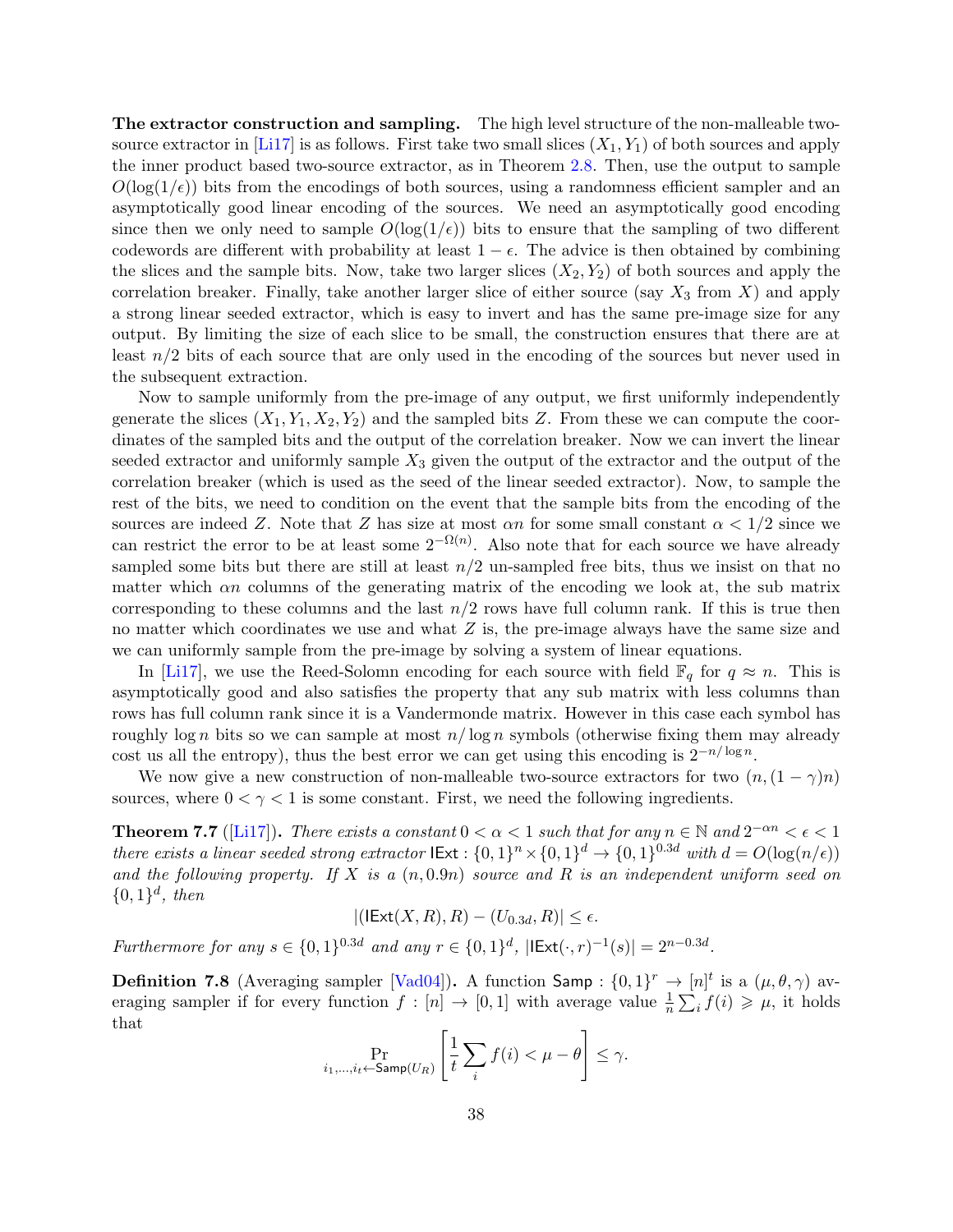**The extractor construction and sampling.** The high level structure of the non-malleable two-source extractor in [Li17] is as follows. First take two small slices $(X_1, Y_1)$ of both sources and apply the inner product based two-source extractor, as in Theorem 2.8. Then, use the output to sample $O(\log(1/\epsilon))$ bits from the encodings of both sources, using a randomness efficient sampler and an asymptotically good linear encoding of the sources. We need an asymptotically good encoding since then we only need to sample $O(\log(1/\epsilon))$ bits to ensure that the sampling of two different codewords are different with probability at least $1-\epsilon$. The advice is then obtained by combining the slices and the sample bits. Now, take two larger slices $(X_2, Y_2)$ of both sources and apply the correlation breaker. Finally, take another larger slice of either source (say $X_3$ from $X$) and apply a strong linear seeded extractor, which is easy to invert and has the same pre-image size for any output. By limiting the size of each slice to be small, the construction ensures that there are at least $n/2$ bits of each source that are only used in the encoding of the sources but never used in the subsequent extraction.

Now to sample uniformly from the pre-image of any output, we first uniformly independently generate the slices $(X_1, Y_1, X_2, Y_2)$ and the sampled bits $Z$. From these we can compute the coordinates of the sampled bits and the output of the correlation breaker. Now we can invert the linear seeded extractor and uniformly sample $X_3$ given the output of the extractor and the output of the correlation breaker (which is used as the seed of the linear seeded extractor). Now, to sample the rest of the bits, we need to condition on the event that the sample bits from the encoding of the sources are indeed $Z$. Note that $Z$ has size at most $\alpha n$ for some small constant $\alpha < 1/2$ since we can restrict the error to be at least some $2^{-\Omega(n)}$. Also note that for each source we have already sampled some bits but there are still at least $n/2$ un-sampled free bits, thus we insist on that no matter which $\alpha n$ columns of the generating matrix of the encoding we look at, the sub matrix corresponding to these columns and the last $n/2$ rows have full column rank. If this is true then no matter which coordinates we use and what $Z$ is, the pre-image always have the same size and we can uniformly sample from the pre-image by solving a system of linear equations.

In [Li17], we use the Reed-Solomn encoding for each source with field $\mathbb{F}_q$ for $q \approx n$. This is asymptotically good and also satisfies the property that any sub matrix with less columns than rows has full column rank since it is a Vandermonde matrix. However in this case each symbol has roughly $\log n$ bits so we can sample at most $n/\log n$ symbols (otherwise fixing them may already cost us all the entropy), thus the best error we can get using this encoding is $2^{-n/\log n}$.

We now give a new construction of non-malleable two-source extractors for two $(n, (1-\gamma)n)$ sources, where $0 < \gamma < 1$ is some constant. First, we need the following ingredients.

**Theorem 7.7** ([Li17]). *There exists a constant $0 < \alpha < 1$ such that for any $n \in \mathbb{N}$ and $2^{-\alpha n} < \epsilon < 1$ there exists a linear seeded strong extractor $\mathsf{IExt} : \{0,1\}^n \times \{0,1\}^d \to \{0,1\}^{0.3d}$ with $d = O(\log(n/\epsilon))$ and the following property. If $X$ is a $(n, 0.9n)$ source and $R$ is an independent uniform seed on $\{0,1\}^d$, then*

$$|(\mathsf{IExt}(X, R), R) - (U_{0.3d}, R)| \leq \epsilon.$$

*Furthermore for any $s \in \{0,1\}^{0.3d}$ and any $r \in \{0,1\}^d$, $|\mathsf{IExt}(\cdot, r)^{-1}(s)| = 2^{n-0.3d}$.*

**Definition 7.8** (Averaging sampler [Vad04]). A function $\mathsf{Samp} : \{0,1\}^r \to [n]^t$ is a $(\mu, \theta, \gamma)$ averaging sampler if for every function $f : [n] \to [0,1]$ with average value $\frac{1}{n}\sum_i f(i) \geqslant \mu$, it holds that

$$\Pr_{i_1,\ldots,i_t \leftarrow \mathsf{Samp}(U_R)}\left[\frac{1}{t}\sum_i f(i) < \mu - \theta\right] \leq \gamma.$$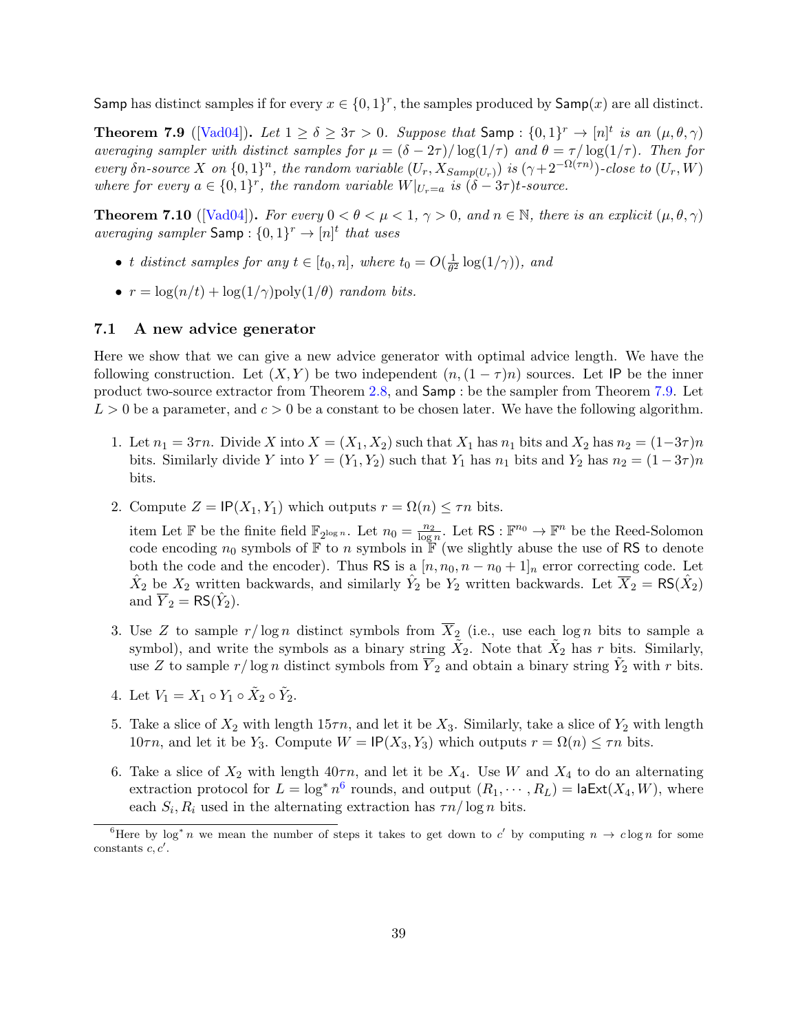Samp has distinct samples if for every $x \in \{0,1\}^r$, the samples produced by $\mathsf{Samp}(x)$ are all distinct.

**Theorem 7.9** ([Vad04]). *Let $1 \geq \delta \geq 3\tau > 0$. Suppose that $\mathsf{Samp} : \{0,1\}^r \to [n]^t$ is an $(\mu, \theta, \gamma)$ averaging sampler with distinct samples for $\mu = (\delta - 2\tau)/\log(1/\tau)$ and $\theta = \tau/\log(1/\tau)$. Then for every $\delta n$-source $X$ on $\{0,1\}^n$, the random variable $(U_r, X_{Samp(U_r)})$ is $(\gamma + 2^{-\Omega(\tau n)})$-close to $(U_r, W)$ where for every $a \in \{0,1\}^r$, the random variable $W|_{U_r=a}$ is $(\delta - 3\tau)t$-source.*

**Theorem 7.10** ([Vad04]). *For every $0 < \theta < \mu < 1$, $\gamma > 0$, and $n \in \mathbb{N}$, there is an explicit $(\mu, \theta, \gamma)$ averaging sampler $\mathsf{Samp} : \{0,1\}^r \to [n]^t$ that uses*

- *$t$ distinct samples for any $t \in [t_0, n]$, where $t_0 = O(\frac{1}{\theta^2}\log(1/\gamma))$, and*
- *$r = \log(n/t) + \log(1/\gamma)\mathrm{poly}(1/\theta)$ random bits.*

## 7.1 A new advice generator

Here we show that we can give a new advice generator with optimal advice length. We have the following construction. Let $(X, Y)$ be two independent $(n, (1-\tau)n)$ sources. Let IP be the inner product two-source extractor from Theorem 2.8, and Samp : be the sampler from Theorem 7.9. Let $L > 0$ be a parameter, and $c > 0$ be a constant to be chosen later. We have the following algorithm.

1. Let $n_1 = 3\tau n$. Divide $X$ into $X = (X_1, X_2)$ such that $X_1$ has $n_1$ bits and $X_2$ has $n_2 = (1-3\tau)n$ bits. Similarly divide $Y$ into $Y = (Y_1, Y_2)$ such that $Y_1$ has $n_1$ bits and $Y_2$ has $n_2 = (1-3\tau)n$ bits.
2. Compute $Z = \mathsf{IP}(X_1, Y_1)$ which outputs $r = \Omega(n) \leq \tau n$ bits.

   item Let $\mathbb{F}$ be the finite field $\mathbb{F}_{2^{\log n}}$. Let $n_0 = \frac{n_2}{\log n}$. Let $\mathsf{RS} : \mathbb{F}^{n_0} \to \mathbb{F}^n$ be the Reed-Solomon code encoding $n_0$ symbols of $\mathbb{F}$ to $n$ symbols in $\mathbb{F}$ (we slightly abuse the use of RS to denote both the code and the encoder). Thus RS is a $[n, n_0, n - n_0 + 1]_n$ error correcting code. Let $\hat{X}_2$ be $X_2$ written backwards, and similarly $\hat{Y}_2$ be $Y_2$ written backwards. Let $\overline{X}_2 = \mathsf{RS}(\hat{X}_2)$ and $\overline{Y}_2 = \mathsf{RS}(\hat{Y}_2)$.
3. Use $Z$ to sample $r/\log n$ distinct symbols from $\overline{X}_2$ (i.e., use each $\log n$ bits to sample a symbol), and write the symbols as a binary string $\tilde{X}_2$. Note that $\tilde{X}_2$ has $r$ bits. Similarly, use $Z$ to sample $r/\log n$ distinct symbols from $\overline{Y}_2$ and obtain a binary string $\tilde{Y}_2$ with $r$ bits.
4. Let $V_1 = X_1 \circ Y_1 \circ \tilde{X}_2 \circ \tilde{Y}_2$.
5. Take a slice of $X_2$ with length $15\tau n$, and let it be $X_3$. Similarly, take a slice of $Y_2$ with length $10\tau n$, and let it be $Y_3$. Compute $W = \mathsf{IP}(X_3, Y_3)$ which outputs $r = \Omega(n) \leq \tau n$ bits.
6. Take a slice of $X_2$ with length $40\tau n$, and let it be $X_4$. Use $W$ and $X_4$ to do an alternating extraction protocol for $L = \log^* n$[6] rounds, and output $(R_1, \cdots, R_L) = \mathsf{laExt}(X_4, W)$, where each $S_i, R_i$ used in the alternating extraction has $\tau n/\log n$ bits.

[6] Here by $\log^* n$ we mean the number of steps it takes to get down to $c'$ by computing $n \to c\log n$ for some constants $c, c'$.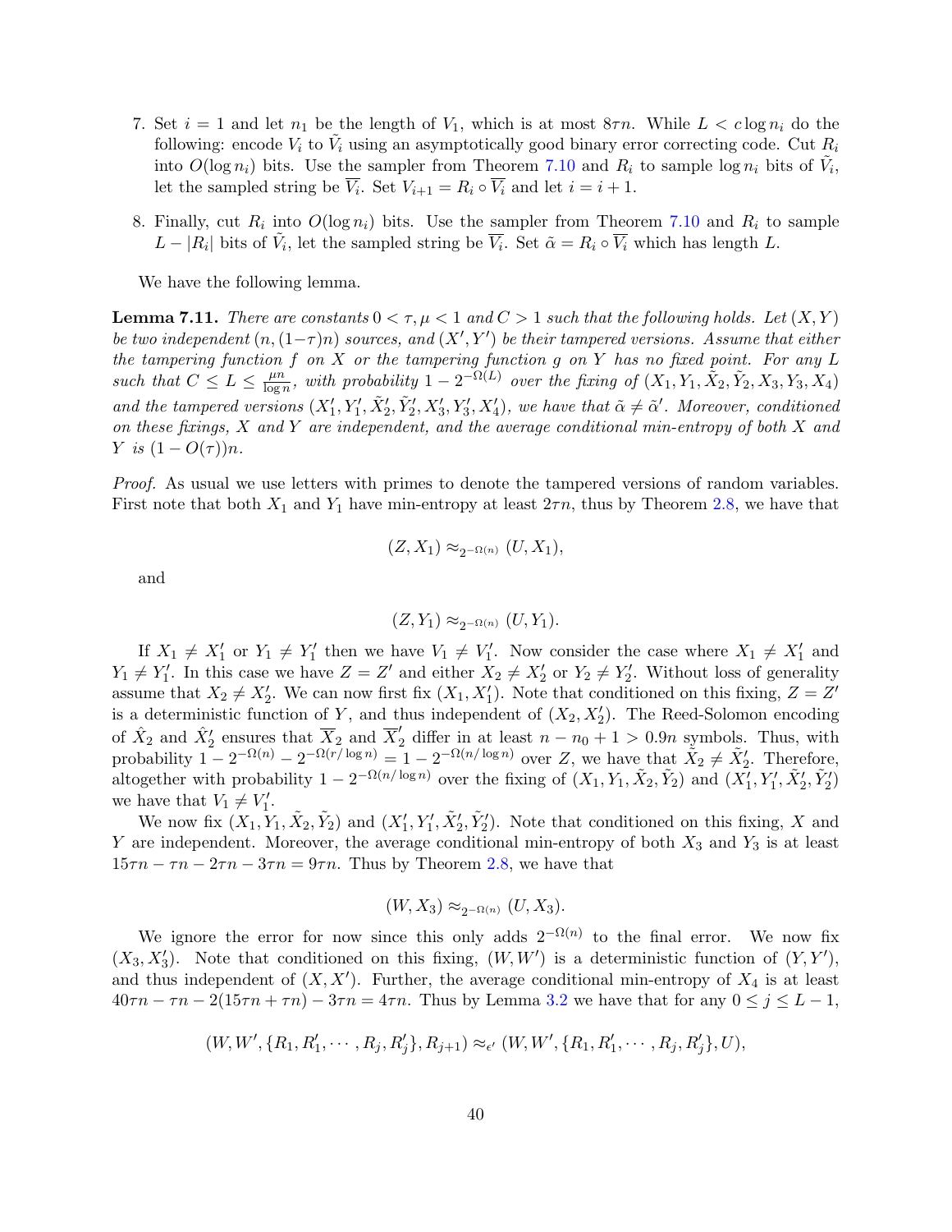7. Set $i = 1$ and let $n_1$ be the length of $V_1$, which is at most $8\tau n$. While $L < c \log n_i$ do the following: encode $V_i$ to $\tilde{V}_i$ using an asymptotically good binary error correcting code. Cut $R_i$ into $O(\log n_i)$ bits. Use the sampler from Theorem 7.10 and $R_i$ to sample $\log n_i$ bits of $\tilde{V}_i$, let the sampled string be $\overline{V_i}$. Set $V_{i+1} = R_i \circ \overline{V_i}$ and let $i = i + 1$.

8. Finally, cut $R_i$ into $O(\log n_i)$ bits. Use the sampler from Theorem 7.10 and $R_i$ to sample $L - |R_i|$ bits of $\tilde{V}_i$, let the sampled string be $\overline{V_i}$. Set $\tilde{\alpha} = R_i \circ \overline{V_i}$ which has length $L$.

We have the following lemma.

**Lemma 7.11.** *There are constants $0 < \tau, \mu < 1$ and $C > 1$ such that the following holds. Let $(X, Y)$ be two independent $(n, (1-\tau)n)$ sources, and $(X', Y')$ be their tampered versions. Assume that either the tampering function $f$ on $X$ or the tampering function $g$ on $Y$ has no fixed point. For any $L$ such that $C \leq L \leq \frac{\mu n}{\log n}$, with probability $1 - 2^{-\Omega(L)}$ over the fixing of $(X_1, Y_1, \tilde{X}_2, \tilde{Y}_2, X_3, Y_3, X_4)$ and the tampered versions $(X'_1, Y'_1, \tilde{X}'_2, \tilde{Y}'_2, X'_3, Y'_3, X'_4)$, we have that $\tilde{\alpha} \neq \tilde{\alpha}'$. Moreover, conditioned on these fixings, $X$ and $Y$ are independent, and the average conditional min-entropy of both $X$ and $Y$ is $(1 - O(\tau))n$.*

*Proof.* As usual we use letters with primes to denote the tampered versions of random variables. First note that both $X_1$ and $Y_1$ have min-entropy at least $2\tau n$, thus by Theorem 2.8, we have that

$$(Z, X_1) \approx_{2^{-\Omega(n)}} (U, X_1),$$

and

$$(Z, Y_1) \approx_{2^{-\Omega(n)}} (U, Y_1).$$

If $X_1 \neq X'_1$ or $Y_1 \neq Y'_1$ then we have $V_1 \neq V'_1$. Now consider the case where $X_1 \neq X'_1$ and $Y_1 \neq Y'_1$. In this case we have $Z = Z'$ and either $X_2 \neq X'_2$ or $Y_2 \neq Y'_2$. Without loss of generality assume that $X_2 \neq X'_2$. We can now first fix $(X_1, X'_1)$. Note that conditioned on this fixing, $Z = Z'$ is a deterministic function of $Y$, and thus independent of $(X_2, X'_2)$. The Reed-Solomon encoding of $\hat{X}_2$ and $\hat{X}'_2$ ensures that $\overline{X}_2$ and $\overline{X}'_2$ differ in at least $n - n_0 + 1 > 0.9n$ symbols. Thus, with probability $1 - 2^{-\Omega(n)} - 2^{-\Omega(r/\log n)} = 1 - 2^{-\Omega(n/\log n)}$ over $Z$, we have that $\tilde{X}_2 \neq \tilde{X}'_2$. Therefore, altogether with probability $1 - 2^{-\Omega(n/\log n)}$ over the fixing of $(X_1, Y_1, \tilde{X}_2, \tilde{Y}_2)$ and $(X'_1, Y'_1, \tilde{X}'_2, \tilde{Y}'_2)$ we have that $V_1 \neq V'_1$.

We now fix $(X_1, Y_1, \tilde{X}_2, \tilde{Y}_2)$ and $(X'_1, Y'_1, \tilde{X}'_2, \tilde{Y}'_2)$. Note that conditioned on this fixing, $X$ and $Y$ are independent. Moreover, the average conditional min-entropy of both $X_3$ and $Y_3$ is at least $15\tau n - \tau n - 2\tau n - 3\tau n = 9\tau n$. Thus by Theorem 2.8, we have that

$$(W, X_3) \approx_{2^{-\Omega(n)}} (U, X_3).$$

We ignore the error for now since this only adds $2^{-\Omega(n)}$ to the final error. We now fix $(X_3, X'_3)$. Note that conditioned on this fixing, $(W, W')$ is a deterministic function of $(Y, Y')$, and thus independent of $(X, X')$. Further, the average conditional min-entropy of $X_4$ is at least $40\tau n - \tau n - 2(15\tau n + \tau n) - 3\tau n = 4\tau n$. Thus by Lemma 3.2 we have that for any $0 \leq j \leq L - 1$,

$$(W, W', \{R_1, R'_1, \cdots, R_j, R'_j\}, R_{j+1}) \approx_{\epsilon'} (W, W', \{R_1, R'_1, \cdots, R_j, R'_j\}, U),$$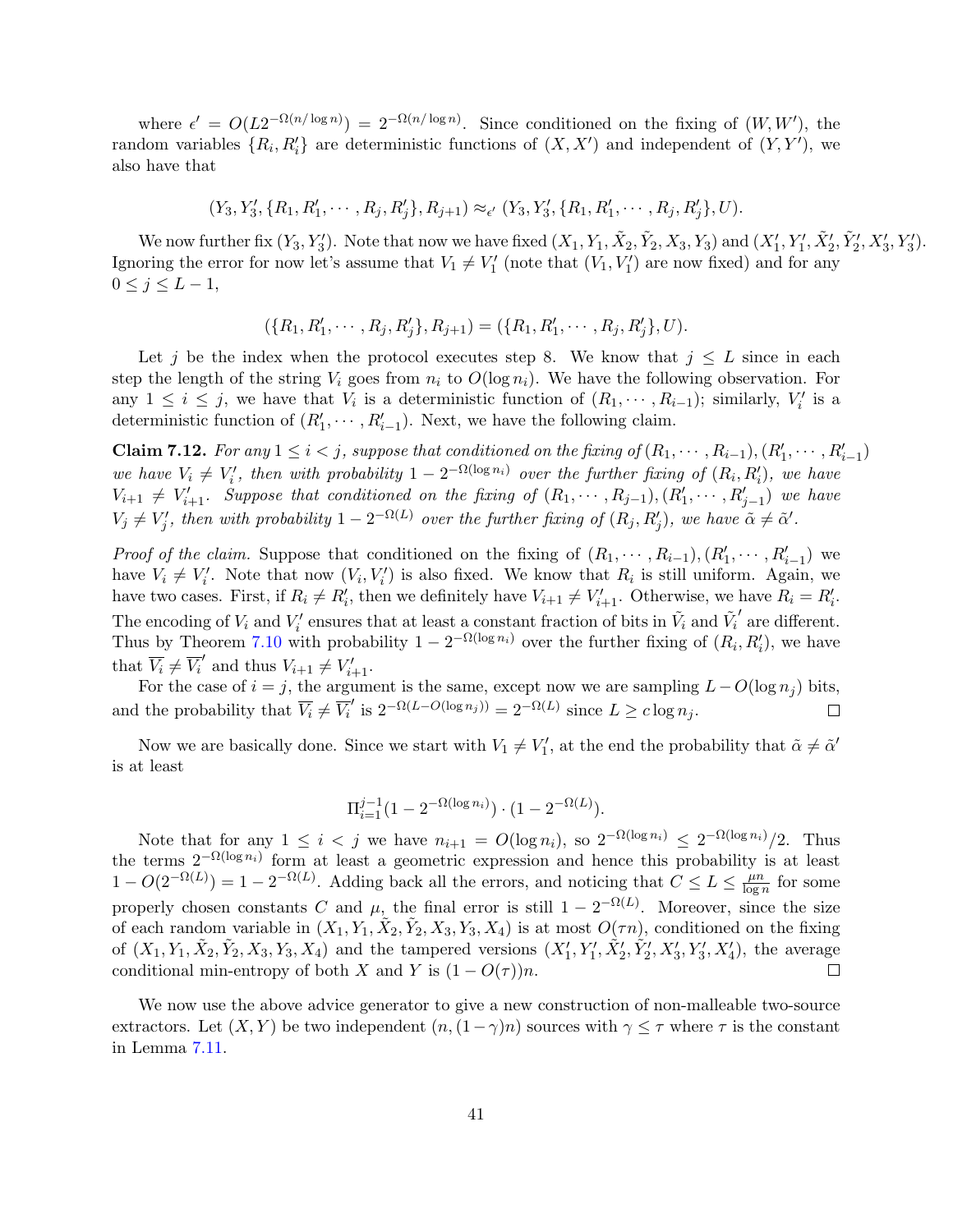where $\epsilon' = O(L2^{-\Omega(n/\log n)}) = 2^{-\Omega(n/\log n)}$. Since conditioned on the fixing of $(W, W')$, the random variables $\{R_i, R_i'\}$ are deterministic functions of $(X, X')$ and independent of $(Y, Y')$, we also have that

$$(Y_3, Y_3', \{R_1, R_1', \cdots, R_j, R_j'\}, R_{j+1}) \approx_{\epsilon'} (Y_3, Y_3', \{R_1, R_1', \cdots, R_j, R_j'\}, U).$$

We now further fix $(Y_3, Y_3')$. Note that now we have fixed $(X_1, Y_1, \tilde{X}_2, \tilde{Y}_2, X_3, Y_3)$ and $(X_1', Y_1', \tilde{X}_2', \tilde{Y}_2', X_3', Y_3')$. Ignoring the error for now let's assume that $V_1 \neq V_1'$ (note that $(V_1, V_1')$ are now fixed) and for any $0 \leq j \leq L-1$,

$$(\{R_1, R_1', \cdots, R_j, R_j'\}, R_{j+1}) = (\{R_1, R_1', \cdots, R_j, R_j'\}, U).$$

Let $j$ be the index when the protocol executes step 8. We know that $j \leq L$ since in each step the length of the string $V_i$ goes from $n_i$ to $O(\log n_i)$. We have the following observation. For any $1 \leq i \leq j$, we have that $V_i$ is a deterministic function of $(R_1, \cdots, R_{i-1})$; similarly, $V_i'$ is a deterministic function of $(R_1', \cdots, R_{i-1}')$. Next, we have the following claim.

**Claim 7.12.** *For any $1 \leq i < j$, suppose that conditioned on the fixing of $(R_1, \cdots, R_{i-1}), (R_1', \cdots, R_{i-1}')$ we have $V_i \neq V_i'$, then with probability $1 - 2^{-\Omega(\log n_i)}$ over the further fixing of $(R_i, R_i')$, we have $V_{i+1} \neq V_{i+1}'$. Suppose that conditioned on the fixing of $(R_1, \cdots, R_{j-1}), (R_1', \cdots, R_{j-1}')$ we have $V_j \neq V_j'$, then with probability $1 - 2^{-\Omega(L)}$ over the further fixing of $(R_j, R_j')$, we have $\tilde{\alpha} \neq \tilde{\alpha}'$.*

*Proof of the claim.* Suppose that conditioned on the fixing of $(R_1, \cdots, R_{i-1}), (R_1', \cdots, R_{i-1}')$ we have $V_i \neq V_i'$. Note that now $(V_i, V_i')$ is also fixed. We know that $R_i$ is still uniform. Again, we have two cases. First, if $R_i \neq R_i'$, then we definitely have $V_{i+1} \neq V_{i+1}'$. Otherwise, we have $R_i = R_i'$. The encoding of $V_i$ and $V_i'$ ensures that at least a constant fraction of bits in $\tilde{V}_i$ and $\tilde{V}_i'$ are different. Thus by Theorem 7.10 with probability $1 - 2^{-\Omega(\log n_i)}$ over the further fixing of $(R_i, R_i')$, we have that $\overline{V_i} \neq \overline{V_i}'$ and thus $V_{i+1} \neq V_{i+1}'$.

For the case of $i = j$, the argument is the same, except now we are sampling $L - O(\log n_j)$ bits, and the probability that $\overline{V_i} \neq \overline{V_i}'$ is $2^{-\Omega(L - O(\log n_j))} = 2^{-\Omega(L)}$ since $L \geq c \log n_j$. $\square$

Now we are basically done. Since we start with $V_1 \neq V_1'$, at the end the probability that $\tilde{\alpha} \neq \tilde{\alpha}'$ is at least

$$\Pi_{i=1}^{j-1}(1 - 2^{-\Omega(\log n_i)}) \cdot (1 - 2^{-\Omega(L)}).$$

Note that for any $1 \leq i < j$ we have $n_{i+1} = O(\log n_i)$, so $2^{-\Omega(\log n_i)} \leq 2^{-\Omega(\log n_i)}/2$. Thus the terms $2^{-\Omega(\log n_i)}$ form at least a geometric expression and hence this probability is at least $1 - O(2^{-\Omega(L)}) = 1 - 2^{-\Omega(L)}$. Adding back all the errors, and noticing that $C \leq L \leq \frac{\mu n}{\log n}$ for some properly chosen constants $C$ and $\mu$, the final error is still $1 - 2^{-\Omega(L)}$. Moreover, since the size of each random variable in $(X_1, Y_1, \tilde{X}_2, \tilde{Y}_2, X_3, Y_3, X_4)$ is at most $O(\tau n)$, conditioned on the fixing of $(X_1, Y_1, \tilde{X}_2, \tilde{Y}_2, X_3, Y_3, X_4)$ and the tampered versions $(X_1', Y_1', \tilde{X}_2', \tilde{Y}_2', X_3', Y_3', X_4')$, the average conditional min-entropy of both $X$ and $Y$ is $(1 - O(\tau))n$. $\square$

We now use the above advice generator to give a new construction of non-malleable two-source extractors. Let $(X, Y)$ be two independent $(n, (1-\gamma)n)$ sources with $\gamma \leq \tau$ where $\tau$ is the constant in Lemma 7.11.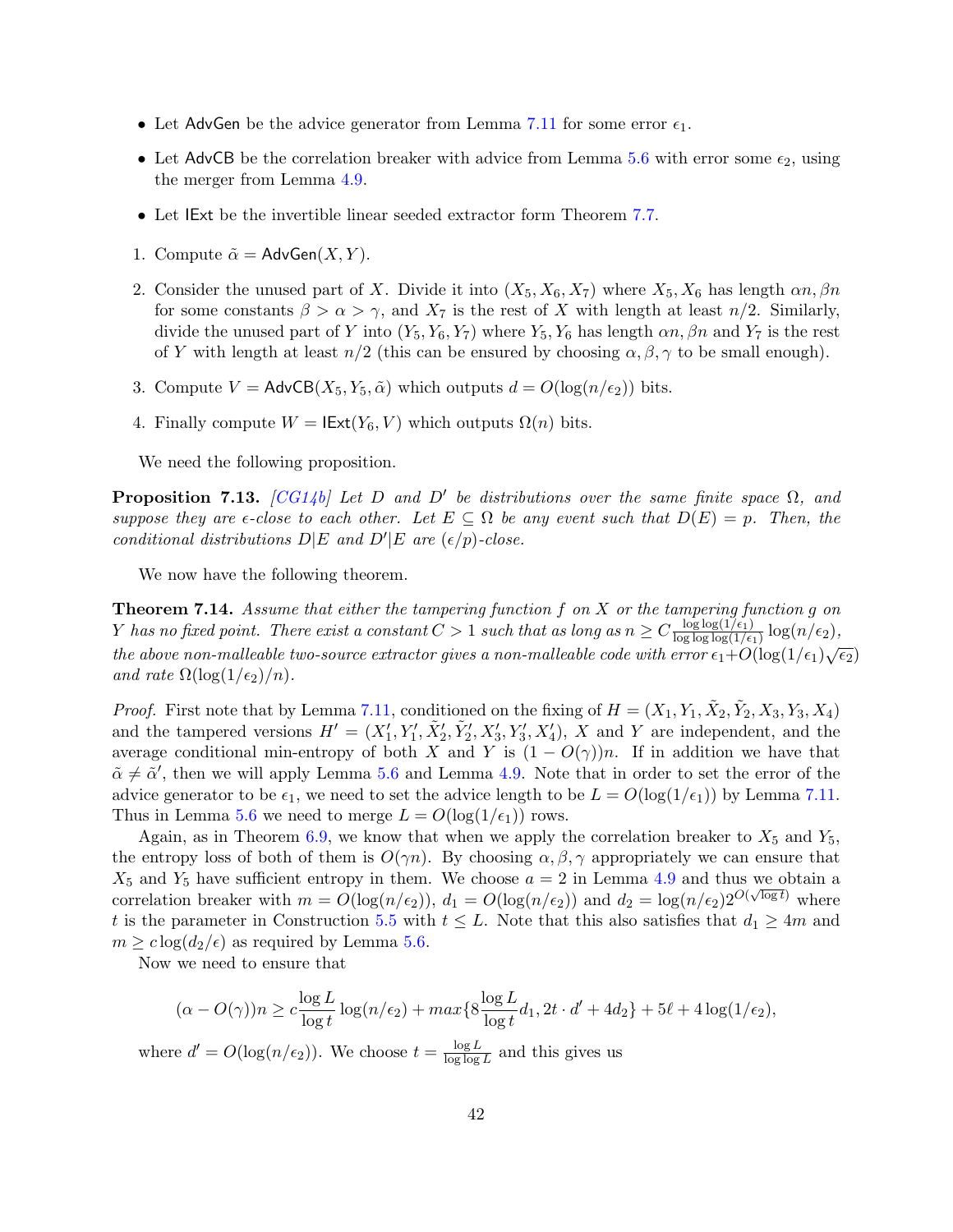- Let AdvGen be the advice generator from Lemma 7.11 for some error $\epsilon_1$.
- Let AdvCB be the correlation breaker with advice from Lemma 5.6 with error some $\epsilon_2$, using the merger from Lemma 4.9.
- Let IExt be the invertible linear seeded extractor form Theorem 7.7.

1. Compute $\tilde{\alpha} = \mathsf{AdvGen}(X, Y)$.
2. Consider the unused part of $X$. Divide it into $(X_5, X_6, X_7)$ where $X_5, X_6$ has length $\alpha n, \beta n$ for some constants $\beta > \alpha > \gamma$, and $X_7$ is the rest of $X$ with length at least $n/2$. Similarly, divide the unused part of $Y$ into $(Y_5, Y_6, Y_7)$ where $Y_5, Y_6$ has length $\alpha n, \beta n$ and $Y_7$ is the rest of $Y$ with length at least $n/2$ (this can be ensured by choosing $\alpha, \beta, \gamma$ to be small enough).
3. Compute $V = \mathsf{AdvCB}(X_5, Y_5, \tilde{\alpha})$ which outputs $d = O(\log(n/\epsilon_2))$ bits.
4. Finally compute $W = \mathsf{IExt}(Y_6, V)$ which outputs $\Omega(n)$ bits.

We need the following proposition.

**Proposition 7.13.** *[CG14b] Let $D$ and $D'$ be distributions over the same finite space $\Omega$, and suppose they are $\epsilon$-close to each other. Let $E \subseteq \Omega$ be any event such that $D(E) = p$. Then, the conditional distributions $D|E$ and $D'|E$ are $(\epsilon/p)$-close.*

We now have the following theorem.

**Theorem 7.14.** *Assume that either the tampering function $f$ on $X$ or the tampering function $g$ on $Y$ has no fixed point. There exist a constant $C > 1$ such that as long as $n \geq C \frac{\log\log(1/\epsilon_1)}{\log\log\log(1/\epsilon_1)} \log(n/\epsilon_2)$, the above non-malleable two-source extractor gives a non-malleable code with error $\epsilon_1 + O(\log(1/\epsilon_1)\sqrt{\epsilon_2})$ and rate $\Omega(\log(1/\epsilon_2)/n)$.*

*Proof.* First note that by Lemma 7.11, conditioned on the fixing of $H = (X_1, Y_1, \tilde{X}_2, \tilde{Y}_2, X_3, Y_3, X_4)$ and the tampered versions $H' = (X'_1, Y'_1, \tilde{X}'_2, \tilde{Y}'_2, X'_3, Y'_3, X'_4)$, $X$ and $Y$ are independent, and the average conditional min-entropy of both $X$ and $Y$ is $(1 - O(\gamma))n$. If in addition we have that $\tilde{\alpha} \neq \tilde{\alpha}'$, then we will apply Lemma 5.6 and Lemma 4.9. Note that in order to set the error of the advice generator to be $\epsilon_1$, we need to set the advice length to be $L = O(\log(1/\epsilon_1))$ by Lemma 7.11. Thus in Lemma 5.6 we need to merge $L = O(\log(1/\epsilon_1))$ rows.

Again, as in Theorem 6.9, we know that when we apply the correlation breaker to $X_5$ and $Y_5$, the entropy loss of both of them is $O(\gamma n)$. By choosing $\alpha, \beta, \gamma$ appropriately we can ensure that $X_5$ and $Y_5$ have sufficient entropy in them. We choose $a = 2$ in Lemma 4.9 and thus we obtain a correlation breaker with $m = O(\log(n/\epsilon_2))$, $d_1 = O(\log(n/\epsilon_2))$ and $d_2 = \log(n/\epsilon_2)2^{O(\sqrt{\log t})}$ where $t$ is the parameter in Construction 5.5 with $t \leq L$. Note that this also satisfies that $d_1 \geq 4m$ and $m \geq c\log(d_2/\epsilon)$ as required by Lemma 5.6.

Now we need to ensure that

$$(\alpha - O(\gamma))n \geq c\frac{\log L}{\log t}\log(n/\epsilon_2) + max\{8\frac{\log L}{\log t}d_1, 2t \cdot d' + 4d_2\} + 5\ell + 4\log(1/\epsilon_2),$$

where $d' = O(\log(n/\epsilon_2))$. We choose $t = \frac{\log L}{\log\log L}$ and this gives us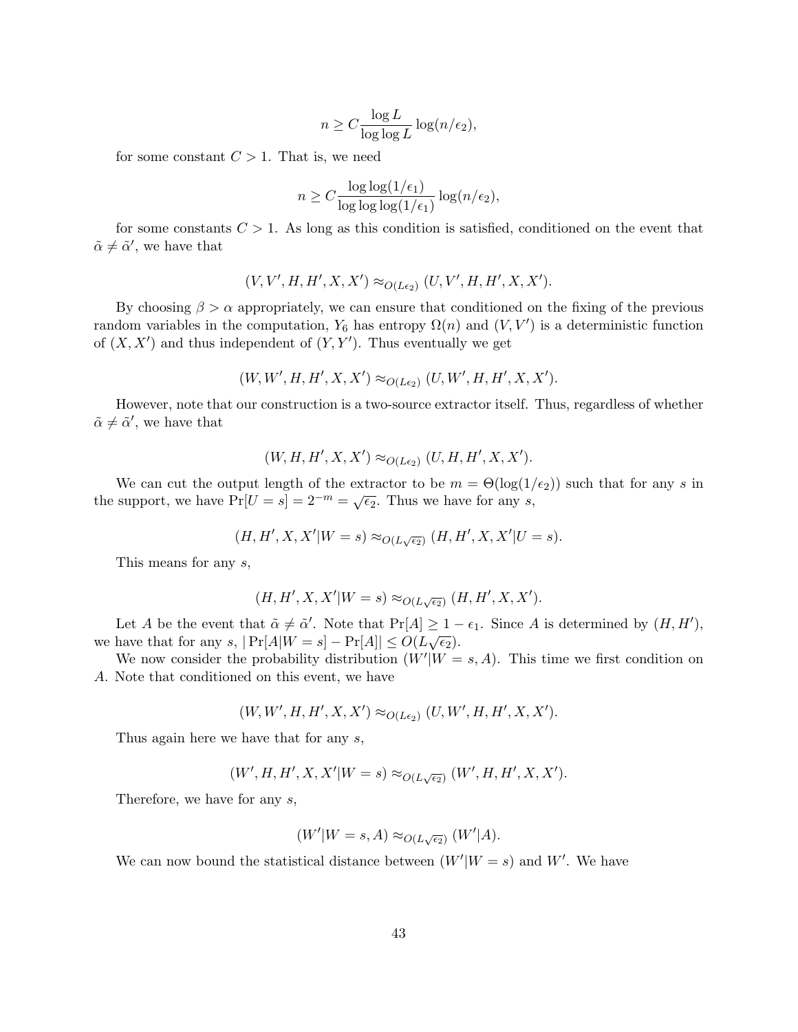$$n \geq C \frac{\log L}{\log \log L} \log(n/\epsilon_2),$$

for some constant $C > 1$. That is, we need

$$n \geq C \frac{\log \log(1/\epsilon_1)}{\log \log \log(1/\epsilon_1)} \log(n/\epsilon_2),$$

for some constants $C > 1$. As long as this condition is satisfied, conditioned on the event that $\tilde{\alpha} \neq \tilde{\alpha}'$, we have that

$$(V, V', H, H', X, X') \approx_{O(L\epsilon_2)} (U, V', H, H', X, X').$$

By choosing $\beta > \alpha$ appropriately, we can ensure that conditioned on the fixing of the previous random variables in the computation, $Y_6$ has entropy $\Omega(n)$ and $(V, V')$ is a deterministic function of $(X, X')$ and thus independent of $(Y, Y')$. Thus eventually we get

$$(W, W', H, H', X, X') \approx_{O(L\epsilon_2)} (U, W', H, H', X, X').$$

However, note that our construction is a two-source extractor itself. Thus, regardless of whether $\tilde{\alpha} \neq \tilde{\alpha}'$, we have that

$$(W, H, H', X, X') \approx_{O(L\epsilon_2)} (U, H, H', X, X').$$

We can cut the output length of the extractor to be $m = \Theta(\log(1/\epsilon_2))$ such that for any $s$ in the support, we have $\Pr[U = s] = 2^{-m} = \sqrt{\epsilon_2}$. Thus we have for any $s$,

$$(H, H', X, X' | W = s) \approx_{O(L\sqrt{\epsilon_2})} (H, H', X, X' | U = s).$$

This means for any $s$,

$$(H, H', X, X' | W = s) \approx_{O(L\sqrt{\epsilon_2})} (H, H', X, X').$$

Let $A$ be the event that $\tilde{\alpha} \neq \tilde{\alpha}'$. Note that $\Pr[A] \geq 1 - \epsilon_1$. Since $A$ is determined by $(H, H')$, we have that for any $s$, $|\Pr[A | W = s] - \Pr[A]| \leq O(L\sqrt{\epsilon_2})$.

We now consider the probability distribution $(W' | W = s, A)$. This time we first condition on $A$. Note that conditioned on this event, we have

$$(W, W', H, H', X, X') \approx_{O(L\epsilon_2)} (U, W', H, H', X, X').$$

Thus again here we have that for any $s$,

$$(W', H, H', X, X' | W = s) \approx_{O(L\sqrt{\epsilon_2})} (W', H, H', X, X').$$

Therefore, we have for any $s$,

$$(W' | W = s, A) \approx_{O(L\sqrt{\epsilon_2})} (W' | A).$$

We can now bound the statistical distance between $(W' | W = s)$ and $W'$. We have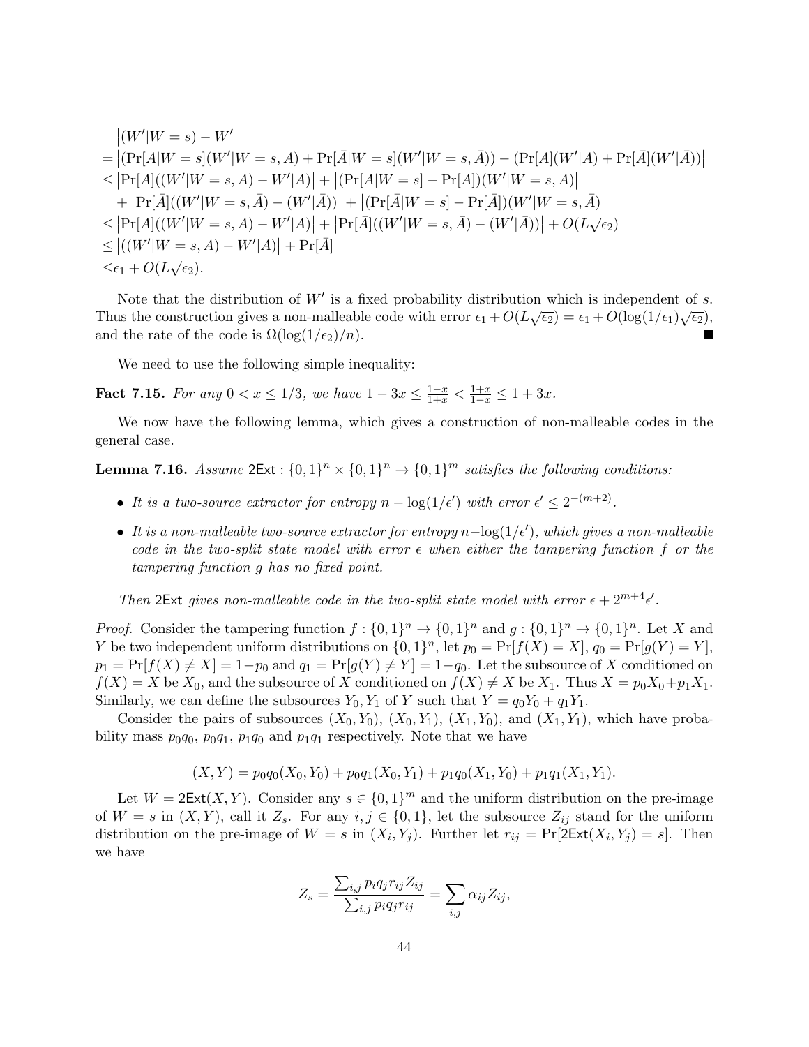$$
\begin{aligned}
&\left|(W'|W=s) - W'\right| \\
=&\left|(\Pr[A|W=s](W'|W=s,A) + \Pr[\bar{A}|W=s](W'|W=s,\bar{A})) - (\Pr[A](W'|A) + \Pr[\bar{A}](W'|\bar{A}))\right| \\
\leq&\left|\Pr[A]((W'|W=s,A) - W'|A)\right| + \left|(\Pr[A|W=s] - \Pr[A])(W'|W=s,A)\right| \\
&+ \left|\Pr[\bar{A}]((W'|W=s,\bar{A}) - (W'|\bar{A}))\right| + \left|(\Pr[\bar{A}|W=s] - \Pr[\bar{A}])(W'|W=s,\bar{A})\right| \\
\leq&\left|\Pr[A]((W'|W=s,A) - W'|A)\right| + \left|\Pr[\bar{A}]((W'|W=s,\bar{A}) - (W'|\bar{A}))\right| + O(L\sqrt{\epsilon_2}) \\
\leq&\left|((W'|W=s,A) - W'|A)\right| + \Pr[\bar{A}] \\
\leq&\epsilon_1 + O(L\sqrt{\epsilon_2}).
\end{aligned}
$$

Note that the distribution of $W'$ is a fixed probability distribution which is independent of $s$. Thus the construction gives a non-malleable code with error $\epsilon_1 + O(L\sqrt{\epsilon_2}) = \epsilon_1 + O(\log(1/\epsilon_1)\sqrt{\epsilon_2})$, and the rate of the code is $\Omega(\log(1/\epsilon_2)/n)$. ■

We need to use the following simple inequality:

**Fact 7.15.** *For any $0 < x \leq 1/3$, we have $1 - 3x \leq \frac{1-x}{1+x} < \frac{1+x}{1-x} \leq 1 + 3x$.*

We now have the following lemma, which gives a construction of non-malleable codes in the general case.

**Lemma 7.16.** *Assume $\mathsf{2Ext} : \{0,1\}^n \times \{0,1\}^n \to \{0,1\}^m$ satisfies the following conditions:*

- *It is a two-source extractor for entropy $n - \log(1/\epsilon')$ with error $\epsilon' \leq 2^{-(m+2)}$.*
- *It is a non-malleable two-source extractor for entropy $n - \log(1/\epsilon')$, which gives a non-malleable code in the two-split state model with error $\epsilon$ when either the tampering function $f$ or the tampering function $g$ has no fixed point.*

*Then $\mathsf{2Ext}$ gives non-malleable code in the two-split state model with error $\epsilon + 2^{m+4}\epsilon'$.*

*Proof.* Consider the tampering function $f : \{0,1\}^n \to \{0,1\}^n$ and $g : \{0,1\}^n \to \{0,1\}^n$. Let $X$ and $Y$ be two independent uniform distributions on $\{0,1\}^n$, let $p_0 = \Pr[f(X) = X]$, $q_0 = \Pr[g(Y) = Y]$, $p_1 = \Pr[f(X) \neq X] = 1 - p_0$ and $q_1 = \Pr[g(Y) \neq Y] = 1 - q_0$. Let the subsource of $X$ conditioned on $f(X) = X$ be $X_0$, and the subsource of $X$ conditioned on $f(X) \neq X$ be $X_1$. Thus $X = p_0 X_0 + p_1 X_1$. Similarly, we can define the subsources $Y_0, Y_1$ of $Y$ such that $Y = q_0 Y_0 + q_1 Y_1$.

Consider the pairs of subsources $(X_0, Y_0)$, $(X_0, Y_1)$, $(X_1, Y_0)$, and $(X_1, Y_1)$, which have probability mass $p_0 q_0$, $p_0 q_1$, $p_1 q_0$ and $p_1 q_1$ respectively. Note that we have

$$
(X, Y) = p_0 q_0 (X_0, Y_0) + p_0 q_1 (X_0, Y_1) + p_1 q_0 (X_1, Y_0) + p_1 q_1 (X_1, Y_1).
$$

Let $W = \mathsf{2Ext}(X, Y)$. Consider any $s \in \{0,1\}^m$ and the uniform distribution on the pre-image of $W = s$ in $(X, Y)$, call it $Z_s$. For any $i, j \in \{0,1\}$, let the subsource $Z_{ij}$ stand for the uniform distribution on the pre-image of $W = s$ in $(X_i, Y_j)$. Further let $r_{ij} = \Pr[\mathsf{2Ext}(X_i, Y_j) = s]$. Then we have

$$
Z_s = \frac{\sum_{i,j} p_i q_j r_{ij} Z_{ij}}{\sum_{i,j} p_i q_j r_{ij}} = \sum_{i,j} \alpha_{ij} Z_{ij},
$$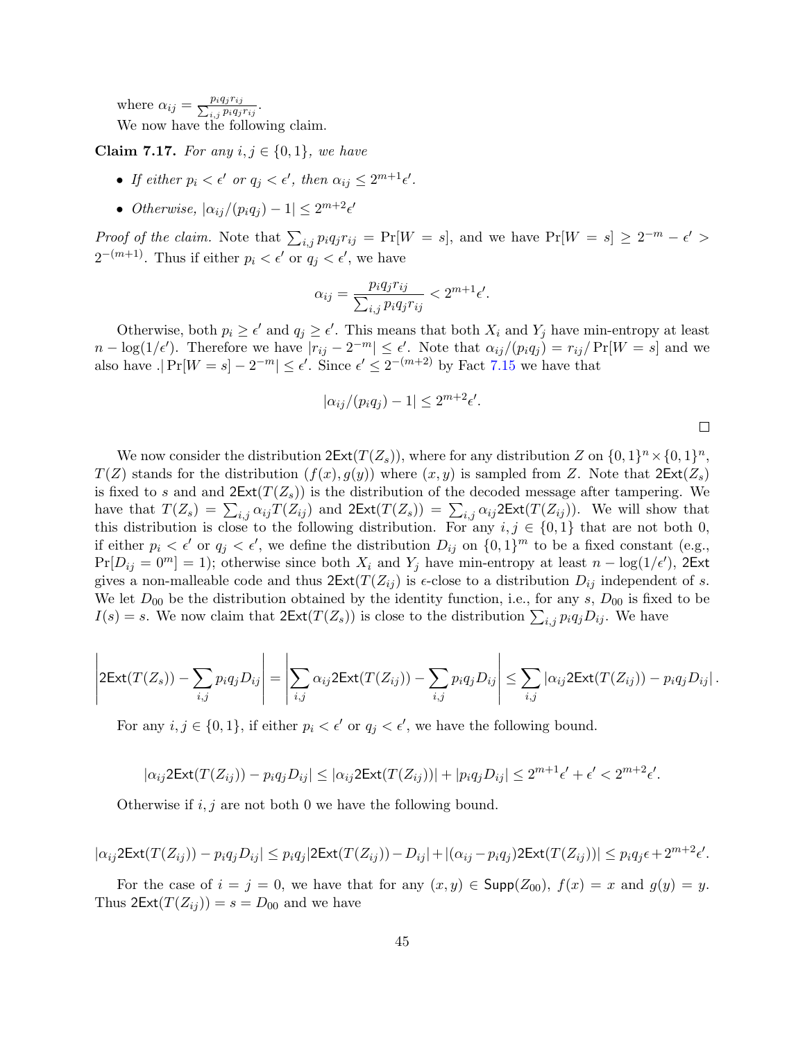where $\alpha_{ij} = \frac{p_i q_j r_{ij}}{\sum_{i,j} p_i q_j r_{ij}}$.

We now have the following claim.

**Claim 7.17.** *For any $i, j \in \{0,1\}$, we have*

- *If either $p_i < \epsilon'$ or $q_j < \epsilon'$, then $\alpha_{ij} \leq 2^{m+1}\epsilon'$.*
- *Otherwise, $|\alpha_{ij}/(p_i q_j) - 1| \leq 2^{m+2}\epsilon'$*

*Proof of the claim.* Note that $\sum_{i,j} p_i q_j r_{ij} = \Pr[W = s]$, and we have $\Pr[W = s] \geq 2^{-m} - \epsilon' > 2^{-(m+1)}$. Thus if either $p_i < \epsilon'$ or $q_j < \epsilon'$, we have

$$\alpha_{ij} = \frac{p_i q_j r_{ij}}{\sum_{i,j} p_i q_j r_{ij}} < 2^{m+1}\epsilon'.$$

Otherwise, both $p_i \geq \epsilon'$ and $q_j \geq \epsilon'$. This means that both $X_i$ and $Y_j$ have min-entropy at least $n - \log(1/\epsilon')$. Therefore we have $|r_{ij} - 2^{-m}| \leq \epsilon'$. Note that $\alpha_{ij}/(p_i q_j) = r_{ij}/\Pr[W = s]$ and we also have .$|\Pr[W = s] - 2^{-m}| \leq \epsilon'$. Since $\epsilon' \leq 2^{-(m+2)}$ by Fact 7.15 we have that

$$|\alpha_{ij}/(p_i q_j) - 1| \leq 2^{m+2}\epsilon'.$$

□

We now consider the distribution $\mathsf{2Ext}(T(Z_s))$, where for any distribution $Z$ on $\{0,1\}^n \times \{0,1\}^n$, $T(Z)$ stands for the distribution $(f(x), g(y))$ where $(x, y)$ is sampled from $Z$. Note that $\mathsf{2Ext}(Z_s)$ is fixed to $s$ and and $\mathsf{2Ext}(T(Z_s))$ is the distribution of the decoded message after tampering. We have that $T(Z_s) = \sum_{i,j} \alpha_{ij} T(Z_{ij})$ and $\mathsf{2Ext}(T(Z_s)) = \sum_{i,j} \alpha_{ij} \mathsf{2Ext}(T(Z_{ij}))$. We will show that this distribution is close to the following distribution. For any $i, j \in \{0,1\}$ that are not both 0, if either $p_i < \epsilon'$ or $q_j < \epsilon'$, we define the distribution $D_{ij}$ on $\{0,1\}^m$ to be a fixed constant (e.g., $\Pr[D_{ij} = 0^m] = 1$); otherwise since both $X_i$ and $Y_j$ have min-entropy at least $n - \log(1/\epsilon')$, $\mathsf{2Ext}$ gives a non-malleable code and thus $\mathsf{2Ext}(T(Z_{ij}))$ is $\epsilon$-close to a distribution $D_{ij}$ independent of $s$. We let $D_{00}$ be the distribution obtained by the identity function, i.e., for any $s$, $D_{00}$ is fixed to be $I(s) = s$. We now claim that $\mathsf{2Ext}(T(Z_s))$ is close to the distribution $\sum_{i,j} p_i q_j D_{ij}$. We have

$$\left|\mathsf{2Ext}(T(Z_s)) - \sum_{i,j} p_i q_j D_{ij}\right| = \left|\sum_{i,j} \alpha_{ij} \mathsf{2Ext}(T(Z_{ij})) - \sum_{i,j} p_i q_j D_{ij}\right| \leq \sum_{i,j} |\alpha_{ij} \mathsf{2Ext}(T(Z_{ij})) - p_i q_j D_{ij}|.$$

For any $i, j \in \{0,1\}$, if either $p_i < \epsilon'$ or $q_j < \epsilon'$, we have the following bound.

$$|\alpha_{ij} \mathsf{2Ext}(T(Z_{ij})) - p_i q_j D_{ij}| \leq |\alpha_{ij} \mathsf{2Ext}(T(Z_{ij}))| + |p_i q_j D_{ij}| \leq 2^{m+1}\epsilon' + \epsilon' < 2^{m+2}\epsilon'.$$

Otherwise if $i, j$ are not both 0 we have the following bound.

$$|\alpha_{ij} \mathsf{2Ext}(T(Z_{ij})) - p_i q_j D_{ij}| \leq p_i q_j |\mathsf{2Ext}(T(Z_{ij})) - D_{ij}| + |(\alpha_{ij} - p_i q_j) \mathsf{2Ext}(T(Z_{ij}))| \leq p_i q_j \epsilon + 2^{m+2}\epsilon'.$$

For the case of $i = j = 0$, we have that for any $(x, y) \in \mathsf{Supp}(Z_{00})$, $f(x) = x$ and $g(y) = y$. Thus $\mathsf{2Ext}(T(Z_{ij})) = s = D_{00}$ and we have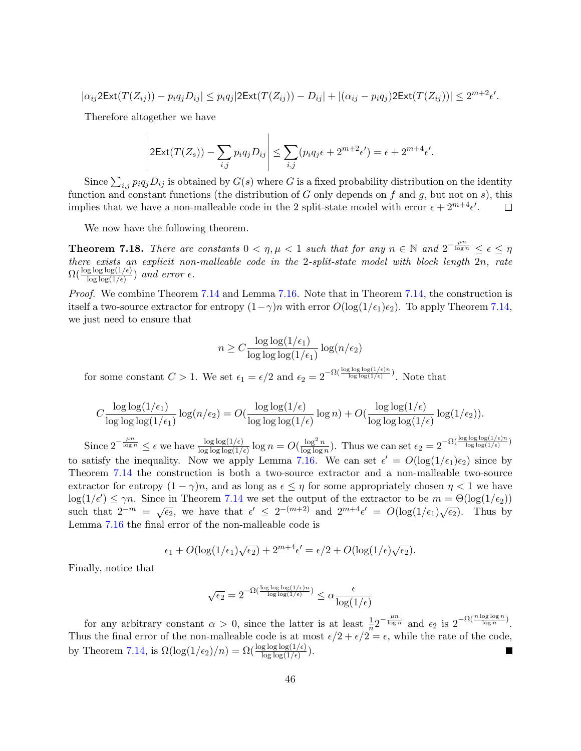$$|\alpha_{ij} 2\mathsf{Ext}(T(Z_{ij})) - p_i q_j D_{ij}| \leq p_i q_j |2\mathsf{Ext}(T(Z_{ij})) - D_{ij}| + |(\alpha_{ij} - p_i q_j) 2\mathsf{Ext}(T(Z_{ij}))| \leq 2^{m+2}\epsilon'.$$

Therefore altogether we have

$$\left| 2\mathsf{Ext}(T(Z_s)) - \sum_{i,j} p_i q_j D_{ij} \right| \leq \sum_{i,j} (p_i q_j \epsilon + 2^{m+2}\epsilon') = \epsilon + 2^{m+4}\epsilon'.$$

Since $\sum_{i,j} p_i q_j D_{ij}$ is obtained by $G(s)$ where $G$ is a fixed probability distribution on the identity function and constant functions (the distribution of $G$ only depends on $f$ and $g$, but not on $s$), this implies that we have a non-malleable code in the 2 split-state model with error $\epsilon + 2^{m+4}\epsilon'$. □

We now have the following theorem.

**Theorem 7.18.** *There are constants $0 < \eta, \mu < 1$ such that for any $n \in \mathbb{N}$ and $2^{-\frac{\mu n}{\log n}} \leq \epsilon \leq \eta$ there exists an explicit non-malleable code in the 2-split-state model with block length $2n$, rate $\Omega(\frac{\log\log\log(1/\epsilon)}{\log\log(1/\epsilon)})$ and error $\epsilon$.*

*Proof.* We combine Theorem 7.14 and Lemma 7.16. Note that in Theorem 7.14, the construction is itself a two-source extractor for entropy $(1-\gamma)n$ with error $O(\log(1/\epsilon_1)\epsilon_2)$. To apply Theorem 7.14, we just need to ensure that

$$n \geq C \frac{\log\log(1/\epsilon_1)}{\log\log\log(1/\epsilon_1)} \log(n/\epsilon_2)$$

for some constant $C > 1$. We set $\epsilon_1 = \epsilon/2$ and $\epsilon_2 = 2^{-\Omega(\frac{\log\log\log(1/\epsilon)n}{\log\log(1/\epsilon)})}$. Note that

$$C \frac{\log\log(1/\epsilon_1)}{\log\log\log(1/\epsilon_1)} \log(n/\epsilon_2) = O(\frac{\log\log(1/\epsilon)}{\log\log\log(1/\epsilon)} \log n) + O(\frac{\log\log(1/\epsilon)}{\log\log\log(1/\epsilon)} \log(1/\epsilon_2)).$$

Since $2^{-\frac{\mu n}{\log n}} \leq \epsilon$ we have $\frac{\log\log(1/\epsilon)}{\log\log\log(1/\epsilon)} \log n = O(\frac{\log^2 n}{\log\log n})$. Thus we can set $\epsilon_2 = 2^{-\Omega(\frac{\log\log\log(1/\epsilon)n}{\log\log(1/\epsilon)})}$ to satisfy the inequality. Now we apply Lemma 7.16. We can set $\epsilon' = O(\log(1/\epsilon_1)\epsilon_2)$ since by Theorem 7.14 the construction is both a two-source extractor and a non-malleable two-source extractor for entropy $(1-\gamma)n$, and as long as $\epsilon \leq \eta$ for some appropriately chosen $\eta < 1$ we have $\log(1/\epsilon') \leq \gamma n$. Since in Theorem 7.14 we set the output of the extractor to be $m = \Theta(\log(1/\epsilon_2))$ such that $2^{-m} = \sqrt{\epsilon_2}$, we have that $\epsilon' \leq 2^{-(m+2)}$ and $2^{m+4}\epsilon' = O(\log(1/\epsilon_1)\sqrt{\epsilon_2})$. Thus by Lemma 7.16 the final error of the non-malleable code is

$$\epsilon_1 + O(\log(1/\epsilon_1)\sqrt{\epsilon_2}) + 2^{m+4}\epsilon' = \epsilon/2 + O(\log(1/\epsilon)\sqrt{\epsilon_2}).$$

Finally, notice that

$$\sqrt{\epsilon_2} = 2^{-\Omega(\frac{\log\log\log(1/\epsilon)n}{\log\log(1/\epsilon)})} \leq \alpha \frac{\epsilon}{\log(1/\epsilon)}$$

for any arbitrary constant $\alpha > 0$, since the latter is at least $\frac{1}{n}2^{-\frac{\mu n}{\log n}}$ and $\epsilon_2$ is $2^{-\Omega(\frac{n\log\log n}{\log n})}$. Thus the final error of the non-malleable code is at most $\epsilon/2 + \epsilon/2 = \epsilon$, while the rate of the code, by Theorem 7.14, is $\Omega(\log(1/\epsilon_2)/n) = \Omega(\frac{\log\log\log(1/\epsilon)}{\log\log(1/\epsilon)})$. ■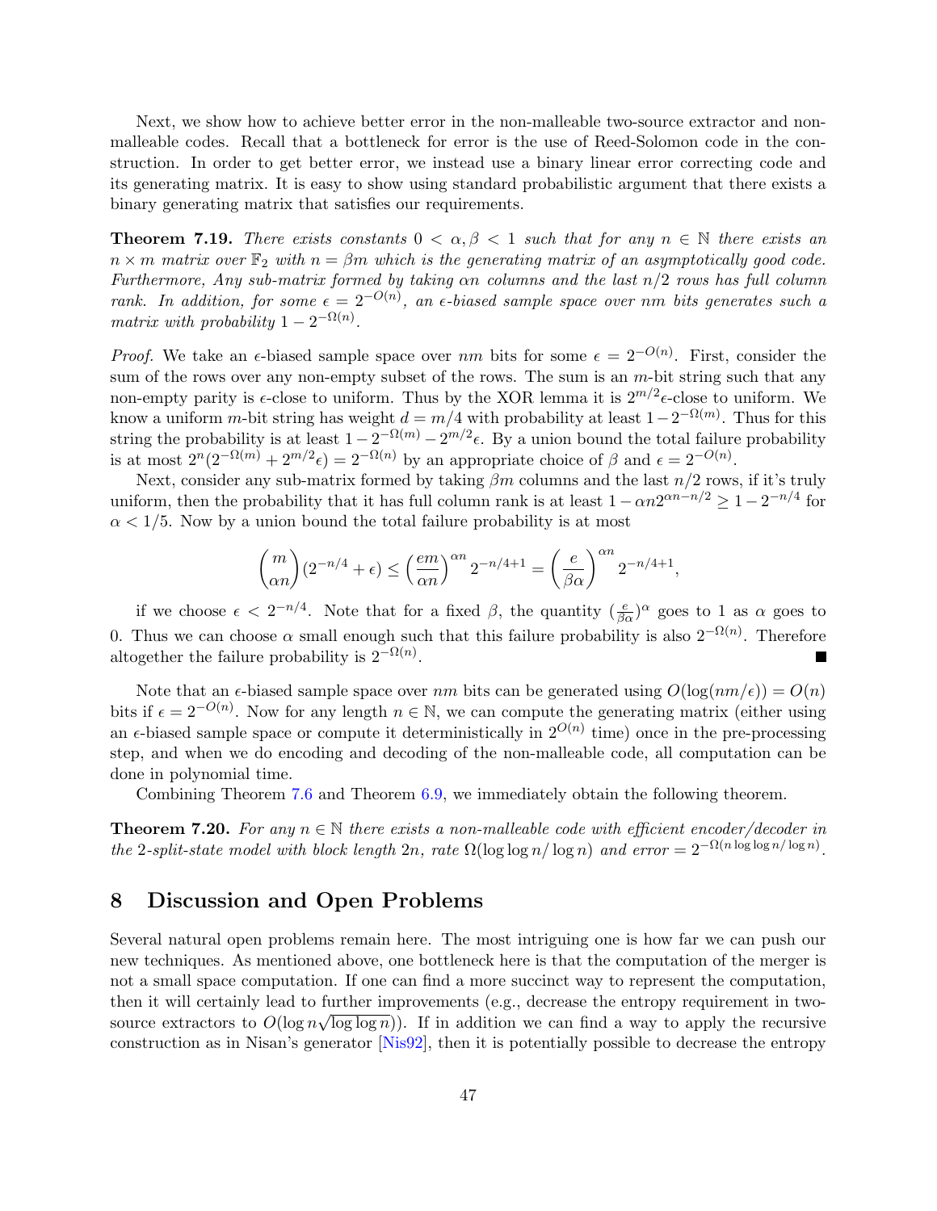Next, we show how to achieve better error in the non-malleable two-source extractor and non-malleable codes. Recall that a bottleneck for error is the use of Reed-Solomon code in the construction. In order to get better error, we instead use a binary linear error correcting code and its generating matrix. It is easy to show using standard probabilistic argument that there exists a binary generating matrix that satisfies our requirements.

**Theorem 7.19.** *There exists constants $0 < \alpha, \beta < 1$ such that for any $n \in \mathbb{N}$ there exists an $n \times m$ matrix over $\mathbb{F}_2$ with $n = \beta m$ which is the generating matrix of an asymptotically good code. Furthermore, Any sub-matrix formed by taking $\alpha n$ columns and the last $n/2$ rows has full column rank. In addition, for some $\epsilon = 2^{-O(n)}$, an $\epsilon$-biased sample space over $nm$ bits generates such a matrix with probability $1 - 2^{-\Omega(n)}$.*

*Proof.* We take an $\epsilon$-biased sample space over $nm$ bits for some $\epsilon = 2^{-O(n)}$. First, consider the sum of the rows over any non-empty subset of the rows. The sum is an $m$-bit string such that any non-empty parity is $\epsilon$-close to uniform. Thus by the XOR lemma it is $2^{m/2}\epsilon$-close to uniform. We know a uniform $m$-bit string has weight $d = m/4$ with probability at least $1 - 2^{-\Omega(m)}$. Thus for this string the probability is at least $1 - 2^{-\Omega(m)} - 2^{m/2}\epsilon$. By a union bound the total failure probability is at most $2^n(2^{-\Omega(m)} + 2^{m/2}\epsilon) = 2^{-\Omega(n)}$ by an appropriate choice of $\beta$ and $\epsilon = 2^{-O(n)}$.

Next, consider any sub-matrix formed by taking $\beta m$ columns and the last $n/2$ rows, if it's truly uniform, then the probability that it has full column rank is at least $1 - \alpha n 2^{\alpha n - n/2} \geq 1 - 2^{-n/4}$ for $\alpha < 1/5$. Now by a union bound the total failure probability is at most

$$\binom{m}{\alpha n}(2^{-n/4} + \epsilon) \leq \left(\frac{em}{\alpha n}\right)^{\alpha n} 2^{-n/4+1} = \left(\frac{e}{\beta \alpha}\right)^{\alpha n} 2^{-n/4+1},$$

if we choose $\epsilon < 2^{-n/4}$. Note that for a fixed $\beta$, the quantity $(\frac{e}{\beta\alpha})^{\alpha}$ goes to 1 as $\alpha$ goes to 0. Thus we can choose $\alpha$ small enough such that this failure probability is also $2^{-\Omega(n)}$. Therefore altogether the failure probability is $2^{-\Omega(n)}$. ∎

Note that an $\epsilon$-biased sample space over $nm$ bits can be generated using $O(\log(nm/\epsilon)) = O(n)$ bits if $\epsilon = 2^{-O(n)}$. Now for any length $n \in \mathbb{N}$, we can compute the generating matrix (either using an $\epsilon$-biased sample space or compute it deterministically in $2^{O(n)}$ time) once in the pre-processing step, and when we do encoding and decoding of the non-malleable code, all computation can be done in polynomial time.

Combining Theorem 7.6 and Theorem 6.9, we immediately obtain the following theorem.

**Theorem 7.20.** *For any $n \in \mathbb{N}$ there exists a non-malleable code with efficient encoder/decoder in the 2-split-state model with block length $2n$, rate $\Omega(\log \log n / \log n)$ and error $= 2^{-\Omega(n \log \log n / \log n)}$.*

# 8 Discussion and Open Problems

Several natural open problems remain here. The most intriguing one is how far we can push our new techniques. As mentioned above, one bottleneck here is that the computation of the merger is not a small space computation. If one can find a more succinct way to represent the computation, then it will certainly lead to further improvements (e.g., decrease the entropy requirement in two-source extractors to $O(\log n \sqrt{\log \log n})$). If in addition we can find a way to apply the recursive construction as in Nisan's generator [Nis92], then it is potentially possible to decrease the entropy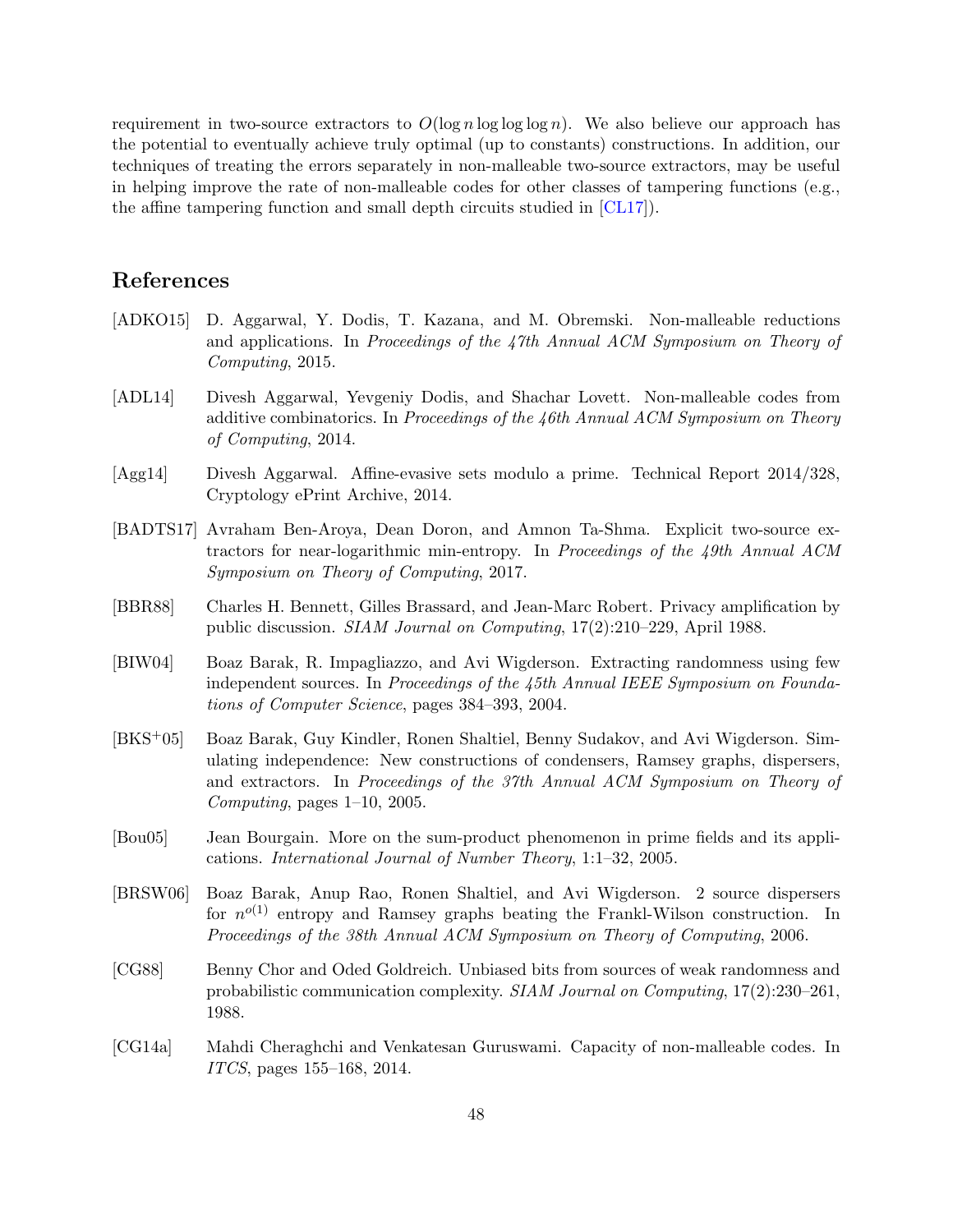requirement in two-source extractors to $O(\log n \log\log\log n)$. We also believe our approach has the potential to eventually achieve truly optimal (up to constants) constructions. In addition, our techniques of treating the errors separately in non-malleable two-source extractors, may be useful in helping improve the rate of non-malleable codes for other classes of tampering functions (e.g., the affine tampering function and small depth circuits studied in [CL17]).

# References

[ADKO15] D. Aggarwal, Y. Dodis, T. Kazana, and M. Obremski. Non-malleable reductions and applications. In *Proceedings of the 47th Annual ACM Symposium on Theory of Computing*, 2015.

[ADL14] Divesh Aggarwal, Yevgeniy Dodis, and Shachar Lovett. Non-malleable codes from additive combinatorics. In *Proceedings of the 46th Annual ACM Symposium on Theory of Computing*, 2014.

[Agg14] Divesh Aggarwal. Affine-evasive sets modulo a prime. Technical Report 2014/328, Cryptology ePrint Archive, 2014.

[BADTS17] Avraham Ben-Aroya, Dean Doron, and Amnon Ta-Shma. Explicit two-source extractors for near-logarithmic min-entropy. In *Proceedings of the 49th Annual ACM Symposium on Theory of Computing*, 2017.

[BBR88] Charles H. Bennett, Gilles Brassard, and Jean-Marc Robert. Privacy amplification by public discussion. *SIAM Journal on Computing*, 17(2):210–229, April 1988.

[BIW04] Boaz Barak, R. Impagliazzo, and Avi Wigderson. Extracting randomness using few independent sources. In *Proceedings of the 45th Annual IEEE Symposium on Foundations of Computer Science*, pages 384–393, 2004.

[BKS+05] Boaz Barak, Guy Kindler, Ronen Shaltiel, Benny Sudakov, and Avi Wigderson. Simulating independence: New constructions of condensers, Ramsey graphs, dispersers, and extractors. In *Proceedings of the 37th Annual ACM Symposium on Theory of Computing*, pages 1–10, 2005.

[Bou05] Jean Bourgain. More on the sum-product phenomenon in prime fields and its applications. *International Journal of Number Theory*, 1:1–32, 2005.

[BRSW06] Boaz Barak, Anup Rao, Ronen Shaltiel, and Avi Wigderson. 2 source dispersers for $n^{o(1)}$ entropy and Ramsey graphs beating the Frankl-Wilson construction. In *Proceedings of the 38th Annual ACM Symposium on Theory of Computing*, 2006.

[CG88] Benny Chor and Oded Goldreich. Unbiased bits from sources of weak randomness and probabilistic communication complexity. *SIAM Journal on Computing*, 17(2):230–261, 1988.

[CG14a] Mahdi Cheraghchi and Venkatesan Guruswami. Capacity of non-malleable codes. In *ITCS*, pages 155–168, 2014.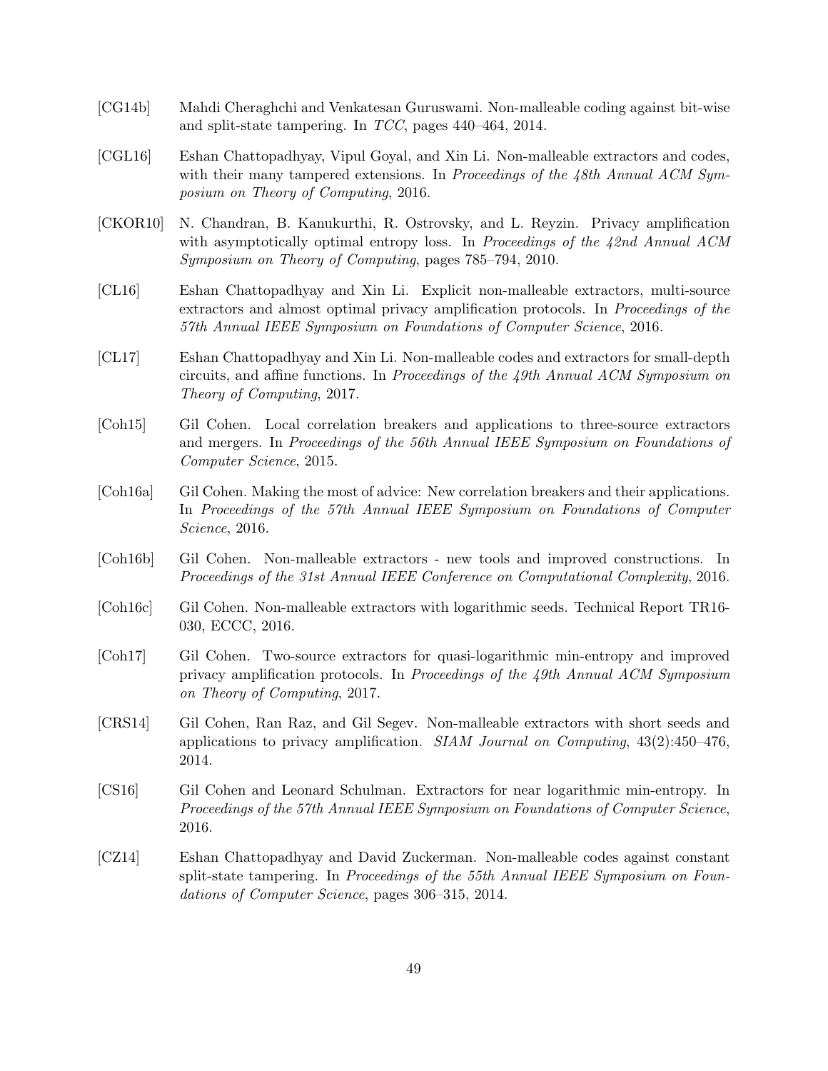[CG14b] Mahdi Cheraghchi and Venkatesan Guruswami. Non-malleable coding against bit-wise and split-state tampering. In *TCC*, pages 440–464, 2014.

[CGL16] Eshan Chattopadhyay, Vipul Goyal, and Xin Li. Non-malleable extractors and codes, with their many tampered extensions. In *Proceedings of the 48th Annual ACM Symposium on Theory of Computing*, 2016.

[CKOR10] N. Chandran, B. Kanukurthi, R. Ostrovsky, and L. Reyzin. Privacy amplification with asymptotically optimal entropy loss. In *Proceedings of the 42nd Annual ACM Symposium on Theory of Computing*, pages 785–794, 2010.

[CL16] Eshan Chattopadhyay and Xin Li. Explicit non-malleable extractors, multi-source extractors and almost optimal privacy amplification protocols. In *Proceedings of the 57th Annual IEEE Symposium on Foundations of Computer Science*, 2016.

[CL17] Eshan Chattopadhyay and Xin Li. Non-malleable codes and extractors for small-depth circuits, and affine functions. In *Proceedings of the 49th Annual ACM Symposium on Theory of Computing*, 2017.

[Coh15] Gil Cohen. Local correlation breakers and applications to three-source extractors and mergers. In *Proceedings of the 56th Annual IEEE Symposium on Foundations of Computer Science*, 2015.

[Coh16a] Gil Cohen. Making the most of advice: New correlation breakers and their applications. In *Proceedings of the 57th Annual IEEE Symposium on Foundations of Computer Science*, 2016.

[Coh16b] Gil Cohen. Non-malleable extractors - new tools and improved constructions. In *Proceedings of the 31st Annual IEEE Conference on Computational Complexity*, 2016.

[Coh16c] Gil Cohen. Non-malleable extractors with logarithmic seeds. Technical Report TR16-030, ECCC, 2016.

[Coh17] Gil Cohen. Two-source extractors for quasi-logarithmic min-entropy and improved privacy amplification protocols. In *Proceedings of the 49th Annual ACM Symposium on Theory of Computing*, 2017.

[CRS14] Gil Cohen, Ran Raz, and Gil Segev. Non-malleable extractors with short seeds and applications to privacy amplification. *SIAM Journal on Computing*, 43(2):450–476, 2014.

[CS16] Gil Cohen and Leonard Schulman. Extractors for near logarithmic min-entropy. In *Proceedings of the 57th Annual IEEE Symposium on Foundations of Computer Science*, 2016.

[CZ14] Eshan Chattopadhyay and David Zuckerman. Non-malleable codes against constant split-state tampering. In *Proceedings of the 55th Annual IEEE Symposium on Foundations of Computer Science*, pages 306–315, 2014.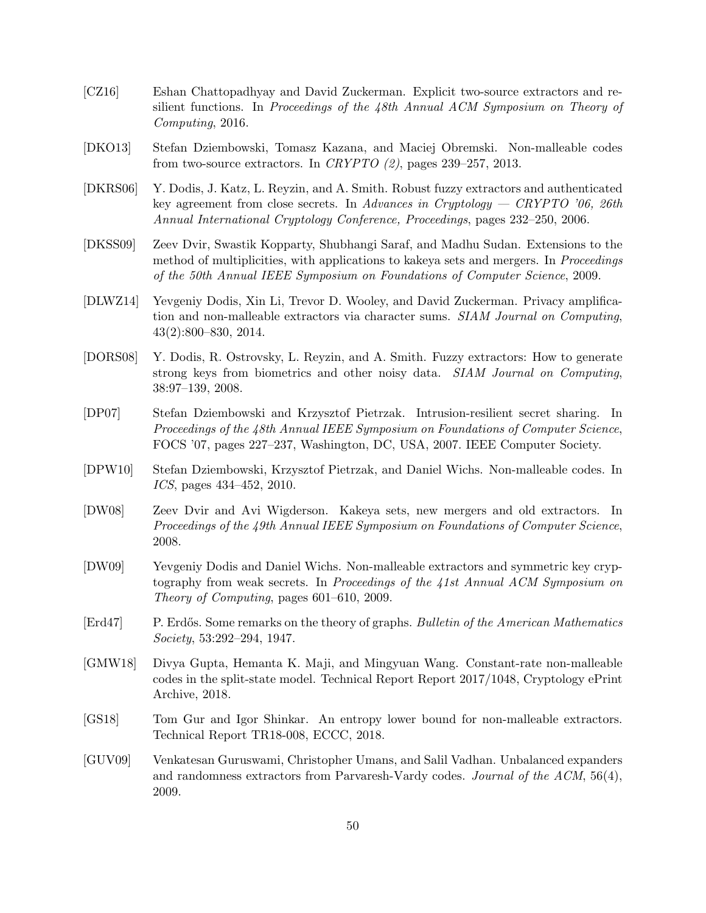[CZ16] Eshan Chattopadhyay and David Zuckerman. Explicit two-source extractors and resilient functions. In *Proceedings of the 48th Annual ACM Symposium on Theory of Computing*, 2016.

[DKO13] Stefan Dziembowski, Tomasz Kazana, and Maciej Obremski. Non-malleable codes from two-source extractors. In *CRYPTO (2)*, pages 239–257, 2013.

[DKRS06] Y. Dodis, J. Katz, L. Reyzin, and A. Smith. Robust fuzzy extractors and authenticated key agreement from close secrets. In *Advances in Cryptology — CRYPTO '06, 26th Annual International Cryptology Conference, Proceedings*, pages 232–250, 2006.

[DKSS09] Zeev Dvir, Swastik Kopparty, Shubhangi Saraf, and Madhu Sudan. Extensions to the method of multiplicities, with applications to kakeya sets and mergers. In *Proceedings of the 50th Annual IEEE Symposium on Foundations of Computer Science*, 2009.

[DLWZ14] Yevgeniy Dodis, Xin Li, Trevor D. Wooley, and David Zuckerman. Privacy amplification and non-malleable extractors via character sums. *SIAM Journal on Computing*, 43(2):800–830, 2014.

[DORS08] Y. Dodis, R. Ostrovsky, L. Reyzin, and A. Smith. Fuzzy extractors: How to generate strong keys from biometrics and other noisy data. *SIAM Journal on Computing*, 38:97–139, 2008.

[DP07] Stefan Dziembowski and Krzysztof Pietrzak. Intrusion-resilient secret sharing. In *Proceedings of the 48th Annual IEEE Symposium on Foundations of Computer Science*, FOCS '07, pages 227–237, Washington, DC, USA, 2007. IEEE Computer Society.

[DPW10] Stefan Dziembowski, Krzysztof Pietrzak, and Daniel Wichs. Non-malleable codes. In *ICS*, pages 434–452, 2010.

[DW08] Zeev Dvir and Avi Wigderson. Kakeya sets, new mergers and old extractors. In *Proceedings of the 49th Annual IEEE Symposium on Foundations of Computer Science*, 2008.

[DW09] Yevgeniy Dodis and Daniel Wichs. Non-malleable extractors and symmetric key cryptography from weak secrets. In *Proceedings of the 41st Annual ACM Symposium on Theory of Computing*, pages 601–610, 2009.

[Erd47] P. Erdős. Some remarks on the theory of graphs. *Bulletin of the American Mathematics Society*, 53:292–294, 1947.

[GMW18] Divya Gupta, Hemanta K. Maji, and Mingyuan Wang. Constant-rate non-malleable codes in the split-state model. Technical Report Report 2017/1048, Cryptology ePrint Archive, 2018.

[GS18] Tom Gur and Igor Shinkar. An entropy lower bound for non-malleable extractors. Technical Report TR18-008, ECCC, 2018.

[GUV09] Venkatesan Guruswami, Christopher Umans, and Salil Vadhan. Unbalanced expanders and randomness extractors from Parvaresh-Vardy codes. *Journal of the ACM*, 56(4), 2009.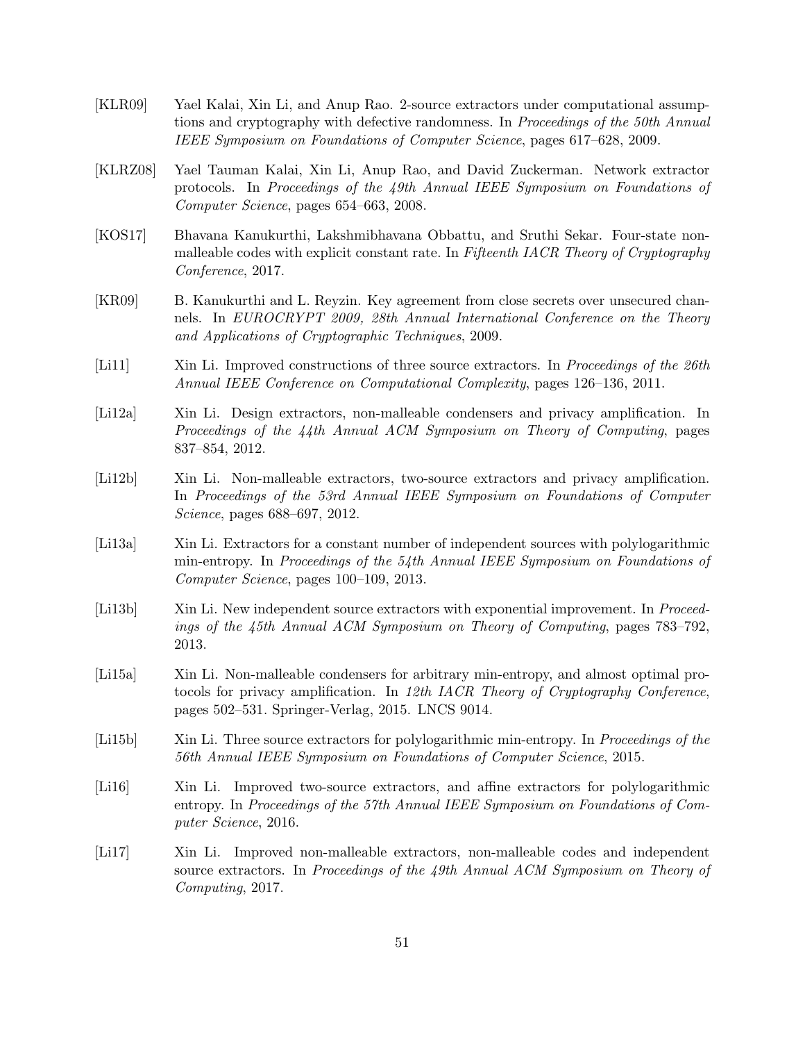[KLR09] Yael Kalai, Xin Li, and Anup Rao. 2-source extractors under computational assumptions and cryptography with defective randomness. In *Proceedings of the 50th Annual IEEE Symposium on Foundations of Computer Science*, pages 617–628, 2009.

[KLRZ08] Yael Tauman Kalai, Xin Li, Anup Rao, and David Zuckerman. Network extractor protocols. In *Proceedings of the 49th Annual IEEE Symposium on Foundations of Computer Science*, pages 654–663, 2008.

[KOS17] Bhavana Kanukurthi, Lakshmibhavana Obbattu, and Sruthi Sekar. Four-state non-malleable codes with explicit constant rate. In *Fifteenth IACR Theory of Cryptography Conference*, 2017.

[KR09] B. Kanukurthi and L. Reyzin. Key agreement from close secrets over unsecured channels. In *EUROCRYPT 2009, 28th Annual International Conference on the Theory and Applications of Cryptographic Techniques*, 2009.

[Li11] Xin Li. Improved constructions of three source extractors. In *Proceedings of the 26th Annual IEEE Conference on Computational Complexity*, pages 126–136, 2011.

[Li12a] Xin Li. Design extractors, non-malleable condensers and privacy amplification. In *Proceedings of the 44th Annual ACM Symposium on Theory of Computing*, pages 837–854, 2012.

[Li12b] Xin Li. Non-malleable extractors, two-source extractors and privacy amplification. In *Proceedings of the 53rd Annual IEEE Symposium on Foundations of Computer Science*, pages 688–697, 2012.

[Li13a] Xin Li. Extractors for a constant number of independent sources with polylogarithmic min-entropy. In *Proceedings of the 54th Annual IEEE Symposium on Foundations of Computer Science*, pages 100–109, 2013.

[Li13b] Xin Li. New independent source extractors with exponential improvement. In *Proceedings of the 45th Annual ACM Symposium on Theory of Computing*, pages 783–792, 2013.

[Li15a] Xin Li. Non-malleable condensers for arbitrary min-entropy, and almost optimal protocols for privacy amplification. In *12th IACR Theory of Cryptography Conference*, pages 502–531. Springer-Verlag, 2015. LNCS 9014.

[Li15b] Xin Li. Three source extractors for polylogarithmic min-entropy. In *Proceedings of the 56th Annual IEEE Symposium on Foundations of Computer Science*, 2015.

[Li16] Xin Li. Improved two-source extractors, and affine extractors for polylogarithmic entropy. In *Proceedings of the 57th Annual IEEE Symposium on Foundations of Computer Science*, 2016.

[Li17] Xin Li. Improved non-malleable extractors, non-malleable codes and independent source extractors. In *Proceedings of the 49th Annual ACM Symposium on Theory of Computing*, 2017.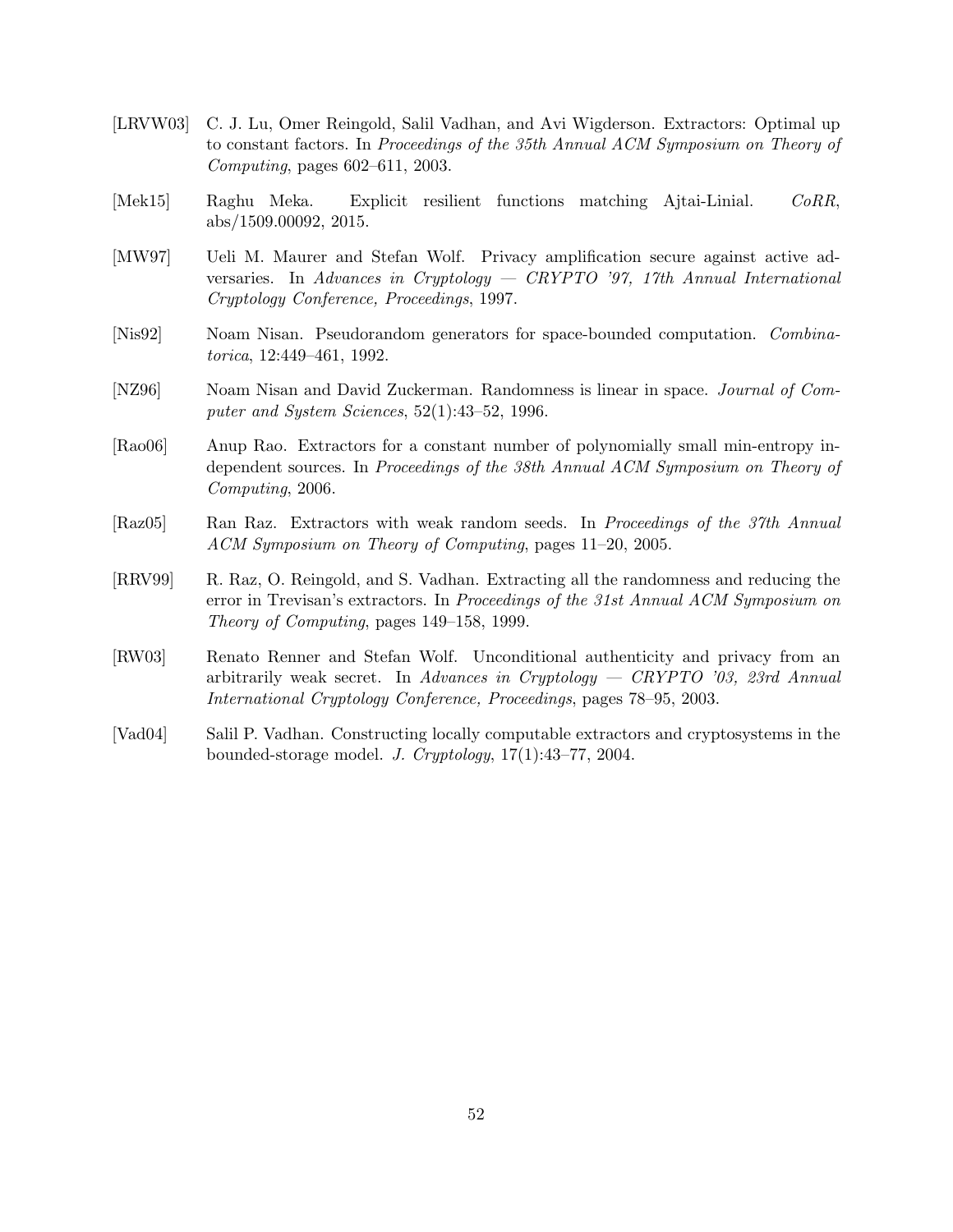[LRVW03] C. J. Lu, Omer Reingold, Salil Vadhan, and Avi Wigderson. Extractors: Optimal up to constant factors. In *Proceedings of the 35th Annual ACM Symposium on Theory of Computing*, pages 602–611, 2003.

[Mek15] Raghu Meka. Explicit resilient functions matching Ajtai-Linial. *CoRR*, abs/1509.00092, 2015.

[MW97] Ueli M. Maurer and Stefan Wolf. Privacy amplification secure against active adversaries. In *Advances in Cryptology — CRYPTO '97, 17th Annual International Cryptology Conference, Proceedings*, 1997.

[Nis92] Noam Nisan. Pseudorandom generators for space-bounded computation. *Combinatorica*, 12:449–461, 1992.

[NZ96] Noam Nisan and David Zuckerman. Randomness is linear in space. *Journal of Computer and System Sciences*, 52(1):43–52, 1996.

[Rao06] Anup Rao. Extractors for a constant number of polynomially small min-entropy independent sources. In *Proceedings of the 38th Annual ACM Symposium on Theory of Computing*, 2006.

[Raz05] Ran Raz. Extractors with weak random seeds. In *Proceedings of the 37th Annual ACM Symposium on Theory of Computing*, pages 11–20, 2005.

[RRV99] R. Raz, O. Reingold, and S. Vadhan. Extracting all the randomness and reducing the error in Trevisan's extractors. In *Proceedings of the 31st Annual ACM Symposium on Theory of Computing*, pages 149–158, 1999.

[RW03] Renato Renner and Stefan Wolf. Unconditional authenticity and privacy from an arbitrarily weak secret. In *Advances in Cryptology — CRYPTO '03, 23rd Annual International Cryptology Conference, Proceedings*, pages 78–95, 2003.

[Vad04] Salil P. Vadhan. Constructing locally computable extractors and cryptosystems in the bounded-storage model. *J. Cryptology*, 17(1):43–77, 2004.